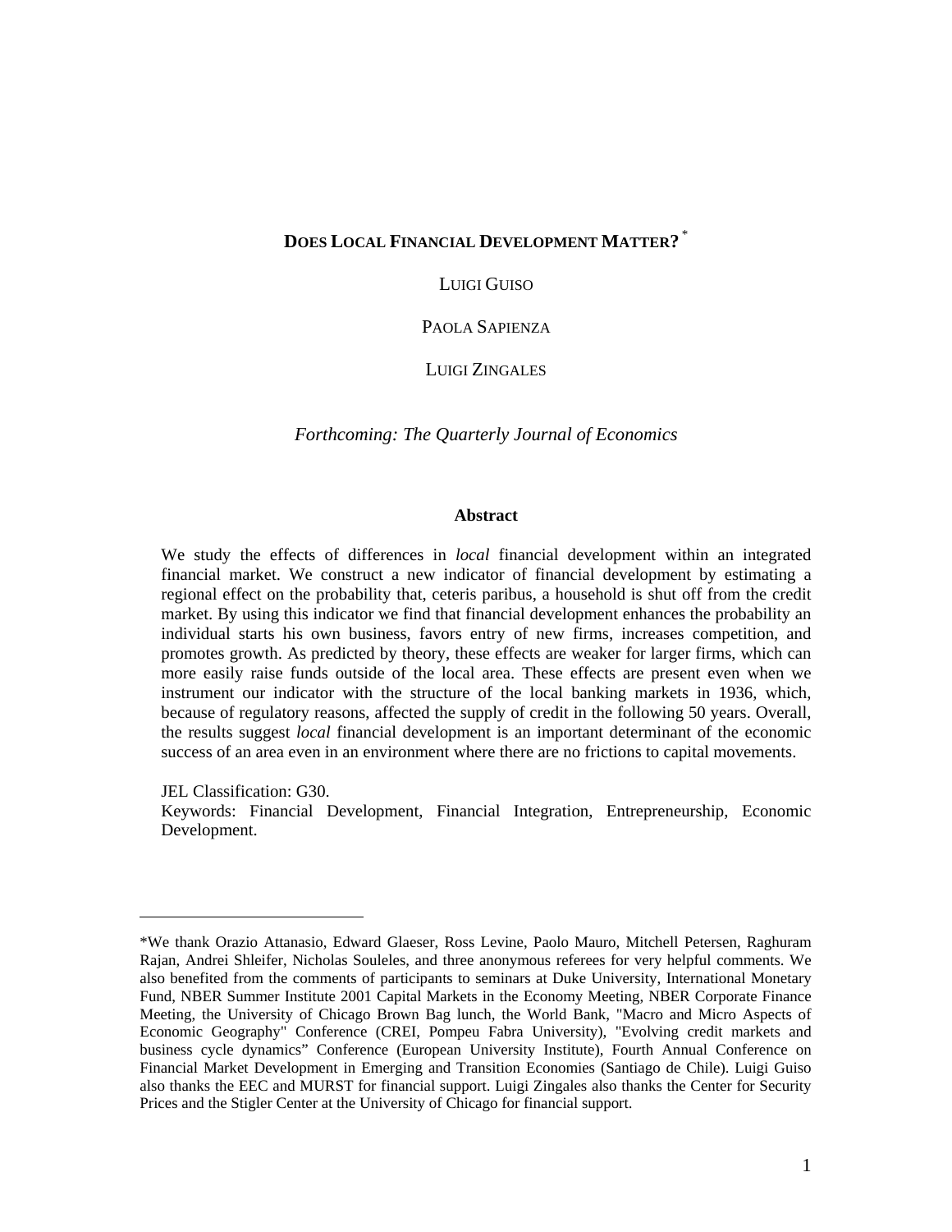# DOES LOCAL FINANCIAL DEVELOPMENT MATTER? *

LUIGI GUISO

PAOLA SAPIENZA

LUIGI ZINGALES

*Forthcoming: The Quarterly Journal of Economics*

**Abstract**

We study the effects of differences in *local* financial development within an integrated financial market. We construct a new indicator of financial development by estimating a regional effect on the probability that, ceteris paribus, a household is shut off from the credit market. By using this indicator we find that financial development enhances the probability an individual starts his own business, favors entry of new firms, increases competition, and promotes growth. As predicted by theory, these effects are weaker for larger firms, which can more easily raise funds outside of the local area. These effects are present even when we instrument our indicator with the structure of the local banking markets in 1936, which, because of regulatory reasons, affected the supply of credit in the following 50 years. Overall, the results suggest *local* financial development is an important determinant of the economic success of an area even in an environment where there are no frictions to capital movements.

JEL Classification: G30.
Keywords: Financial Development, Financial Integration, Entrepreneurship, Economic Development.

---

*We thank Orazio Attanasio, Edward Glaeser, Ross Levine, Paolo Mauro, Mitchell Petersen, Raghuram Rajan, Andrei Shleifer, Nicholas Souleles, and three anonymous referees for very helpful comments. We also benefited from the comments of participants to seminars at Duke University, International Monetary Fund, NBER Summer Institute 2001 Capital Markets in the Economy Meeting, NBER Corporate Finance Meeting, the University of Chicago Brown Bag lunch, the World Bank, "Macro and Micro Aspects of Economic Geography" Conference (CREI, Pompeu Fabra University), "Evolving credit markets and business cycle dynamics" Conference (European University Institute), Fourth Annual Conference on Financial Market Development in Emerging and Transition Economies (Santiago de Chile). Luigi Guiso also thanks the EEC and MURST for financial support. Luigi Zingales also thanks the Center for Security Prices and the Stigler Center at the University of Chicago for financial support.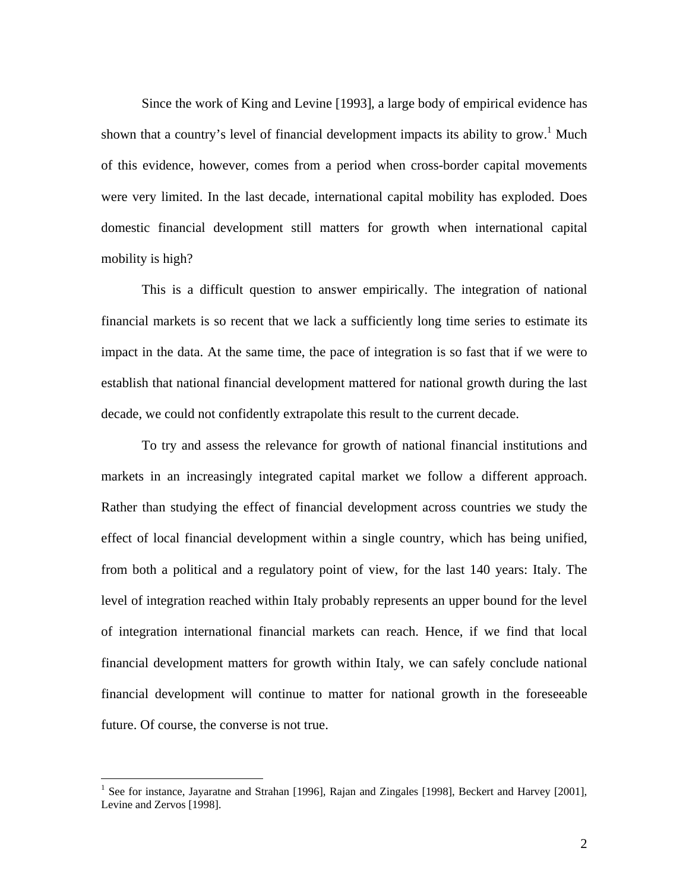Since the work of King and Levine [1993], a large body of empirical evidence has shown that a country's level of financial development impacts its ability to grow.[1] Much of this evidence, however, comes from a period when cross-border capital movements were very limited. In the last decade, international capital mobility has exploded. Does domestic financial development still matters for growth when international capital mobility is high?

This is a difficult question to answer empirically. The integration of national financial markets is so recent that we lack a sufficiently long time series to estimate its impact in the data. At the same time, the pace of integration is so fast that if we were to establish that national financial development mattered for national growth during the last decade, we could not confidently extrapolate this result to the current decade.

To try and assess the relevance for growth of national financial institutions and markets in an increasingly integrated capital market we follow a different approach. Rather than studying the effect of financial development across countries we study the effect of local financial development within a single country, which has being unified, from both a political and a regulatory point of view, for the last 140 years: Italy. The level of integration reached within Italy probably represents an upper bound for the level of integration international financial markets can reach. Hence, if we find that local financial development matters for growth within Italy, we can safely conclude national financial development will continue to matter for national growth in the foreseeable future. Of course, the converse is not true.

---

[1] See for instance, Jayaratne and Strahan [1996], Rajan and Zingales [1998], Beckert and Harvey [2001], Levine and Zervos [1998].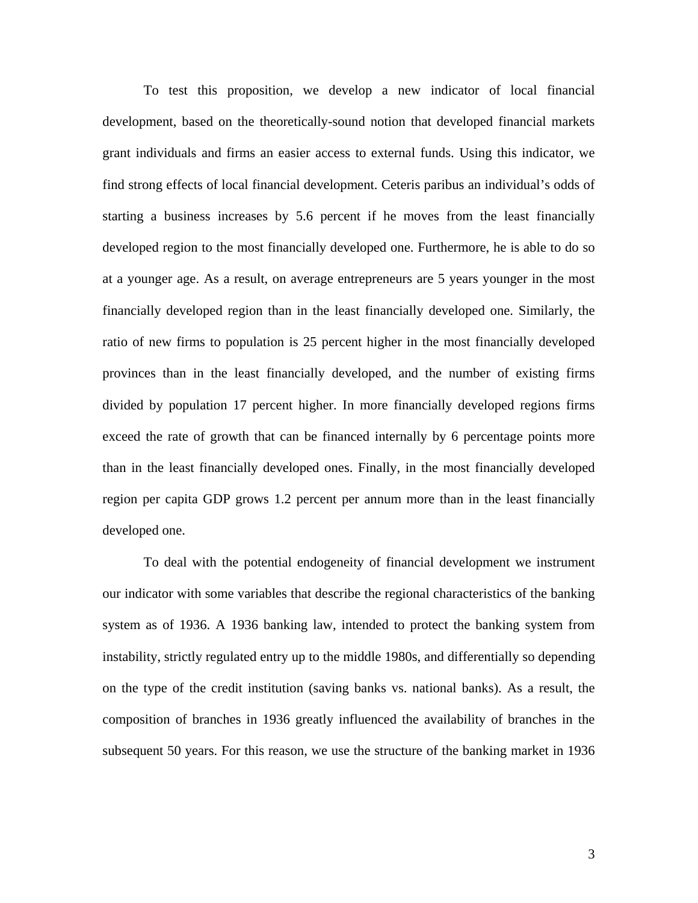To test this proposition, we develop a new indicator of local financial development, based on the theoretically-sound notion that developed financial markets grant individuals and firms an easier access to external funds. Using this indicator, we find strong effects of local financial development. Ceteris paribus an individual's odds of starting a business increases by 5.6 percent if he moves from the least financially developed region to the most financially developed one. Furthermore, he is able to do so at a younger age. As a result, on average entrepreneurs are 5 years younger in the most financially developed region than in the least financially developed one. Similarly, the ratio of new firms to population is 25 percent higher in the most financially developed provinces than in the least financially developed, and the number of existing firms divided by population 17 percent higher. In more financially developed regions firms exceed the rate of growth that can be financed internally by 6 percentage points more than in the least financially developed ones. Finally, in the most financially developed region per capita GDP grows 1.2 percent per annum more than in the least financially developed one.

To deal with the potential endogeneity of financial development we instrument our indicator with some variables that describe the regional characteristics of the banking system as of 1936. A 1936 banking law, intended to protect the banking system from instability, strictly regulated entry up to the middle 1980s, and differentially so depending on the type of the credit institution (saving banks vs. national banks). As a result, the composition of branches in 1936 greatly influenced the availability of branches in the subsequent 50 years. For this reason, we use the structure of the banking market in 1936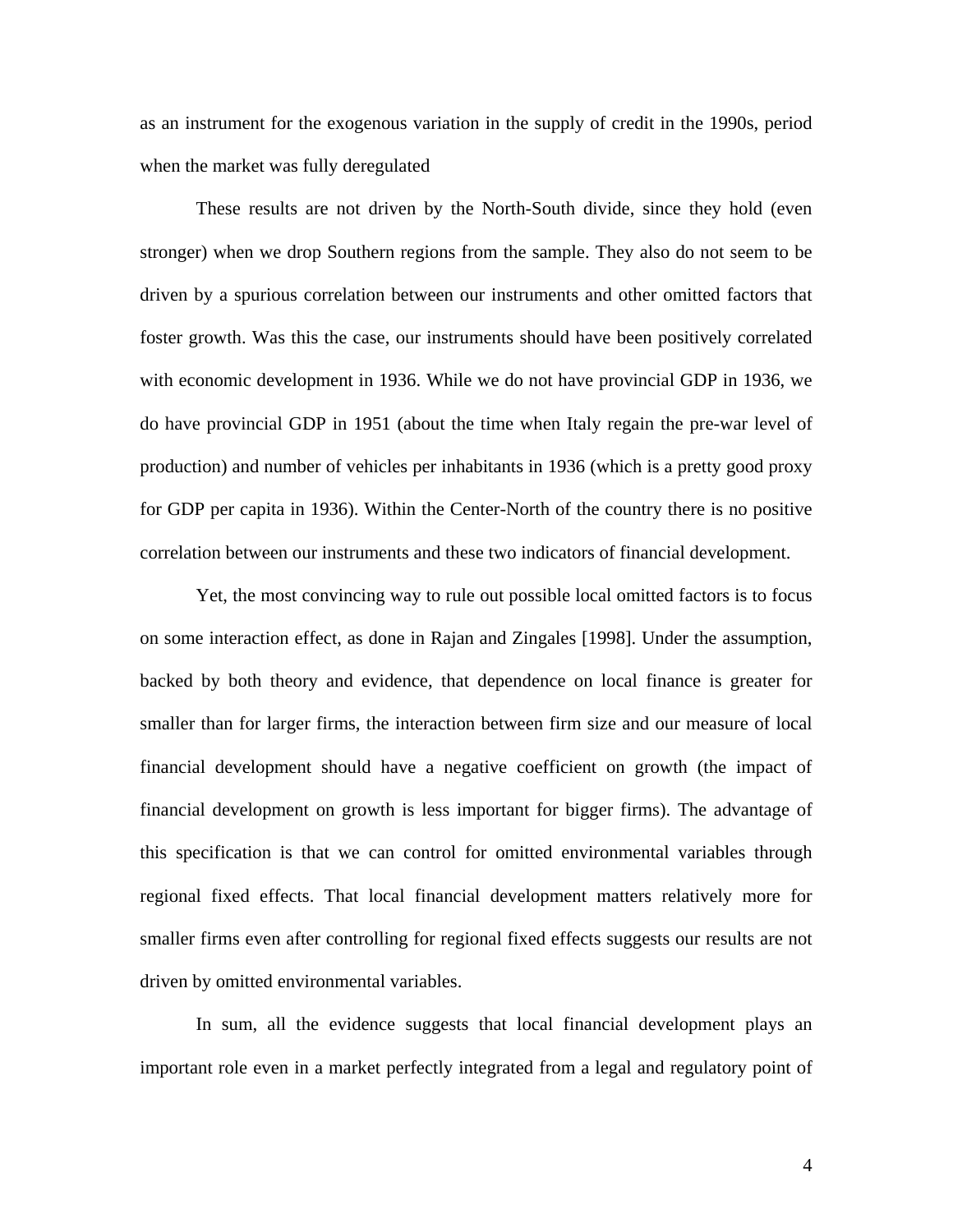as an instrument for the exogenous variation in the supply of credit in the 1990s, period when the market was fully deregulated

These results are not driven by the North-South divide, since they hold (even stronger) when we drop Southern regions from the sample. They also do not seem to be driven by a spurious correlation between our instruments and other omitted factors that foster growth. Was this the case, our instruments should have been positively correlated with economic development in 1936. While we do not have provincial GDP in 1936, we do have provincial GDP in 1951 (about the time when Italy regain the pre-war level of production) and number of vehicles per inhabitants in 1936 (which is a pretty good proxy for GDP per capita in 1936). Within the Center-North of the country there is no positive correlation between our instruments and these two indicators of financial development.

Yet, the most convincing way to rule out possible local omitted factors is to focus on some interaction effect, as done in Rajan and Zingales [1998]. Under the assumption, backed by both theory and evidence, that dependence on local finance is greater for smaller than for larger firms, the interaction between firm size and our measure of local financial development should have a negative coefficient on growth (the impact of financial development on growth is less important for bigger firms). The advantage of this specification is that we can control for omitted environmental variables through regional fixed effects. That local financial development matters relatively more for smaller firms even after controlling for regional fixed effects suggests our results are not driven by omitted environmental variables.

In sum, all the evidence suggests that local financial development plays an important role even in a market perfectly integrated from a legal and regulatory point of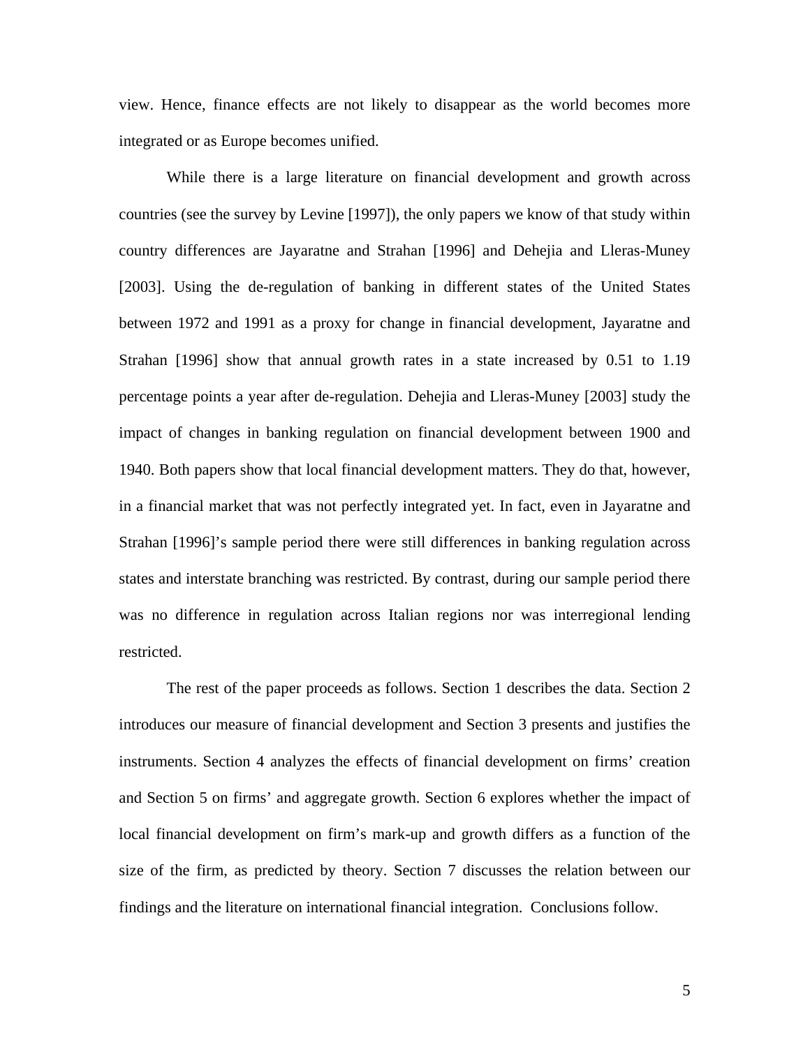view. Hence, finance effects are not likely to disappear as the world becomes more integrated or as Europe becomes unified.

While there is a large literature on financial development and growth across countries (see the survey by Levine [1997]), the only papers we know of that study within country differences are Jayaratne and Strahan [1996] and Dehejia and Lleras-Muney [2003]. Using the de-regulation of banking in different states of the United States between 1972 and 1991 as a proxy for change in financial development, Jayaratne and Strahan [1996] show that annual growth rates in a state increased by 0.51 to 1.19 percentage points a year after de-regulation. Dehejia and Lleras-Muney [2003] study the impact of changes in banking regulation on financial development between 1900 and 1940. Both papers show that local financial development matters. They do that, however, in a financial market that was not perfectly integrated yet. In fact, even in Jayaratne and Strahan [1996]'s sample period there were still differences in banking regulation across states and interstate branching was restricted. By contrast, during our sample period there was no difference in regulation across Italian regions nor was interregional lending restricted.

The rest of the paper proceeds as follows. Section 1 describes the data. Section 2 introduces our measure of financial development and Section 3 presents and justifies the instruments. Section 4 analyzes the effects of financial development on firms' creation and Section 5 on firms' and aggregate growth. Section 6 explores whether the impact of local financial development on firm's mark-up and growth differs as a function of the size of the firm, as predicted by theory. Section 7 discusses the relation between our findings and the literature on international financial integration. Conclusions follow.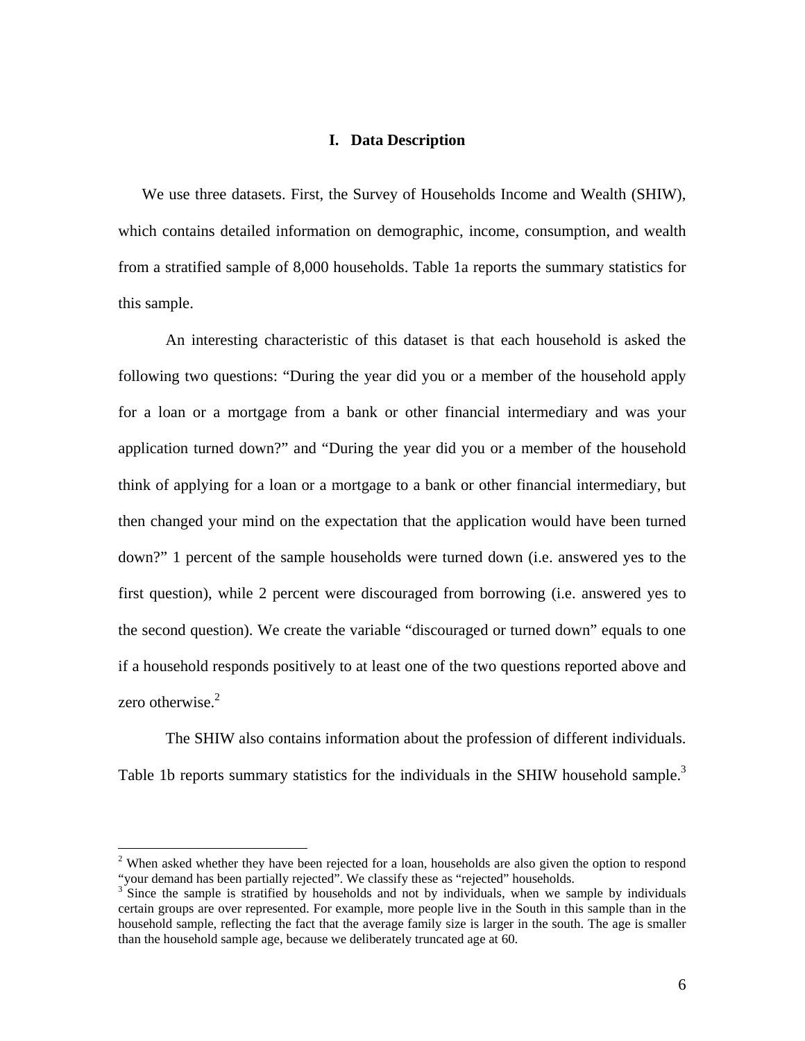# I. Data Description

We use three datasets. First, the Survey of Households Income and Wealth (SHIW), which contains detailed information on demographic, income, consumption, and wealth from a stratified sample of 8,000 households. Table 1a reports the summary statistics for this sample.

An interesting characteristic of this dataset is that each household is asked the following two questions: "During the year did you or a member of the household apply for a loan or a mortgage from a bank or other financial intermediary and was your application turned down?" and "During the year did you or a member of the household think of applying for a loan or a mortgage to a bank or other financial intermediary, but then changed your mind on the expectation that the application would have been turned down?" 1 percent of the sample households were turned down (i.e. answered yes to the first question), while 2 percent were discouraged from borrowing (i.e. answered yes to the second question). We create the variable "discouraged or turned down" equals to one if a household responds positively to at least one of the two questions reported above and zero otherwise.[2]

The SHIW also contains information about the profession of different individuals. Table 1b reports summary statistics for the individuals in the SHIW household sample.[3]

---

[2] When asked whether they have been rejected for a loan, households are also given the option to respond "your demand has been partially rejected". We classify these as "rejected" households.

[3] Since the sample is stratified by households and not by individuals, when we sample by individuals certain groups are over represented. For example, more people live in the South in this sample than in the household sample, reflecting the fact that the average family size is larger in the south. The age is smaller than the household sample age, because we deliberately truncated age at 60.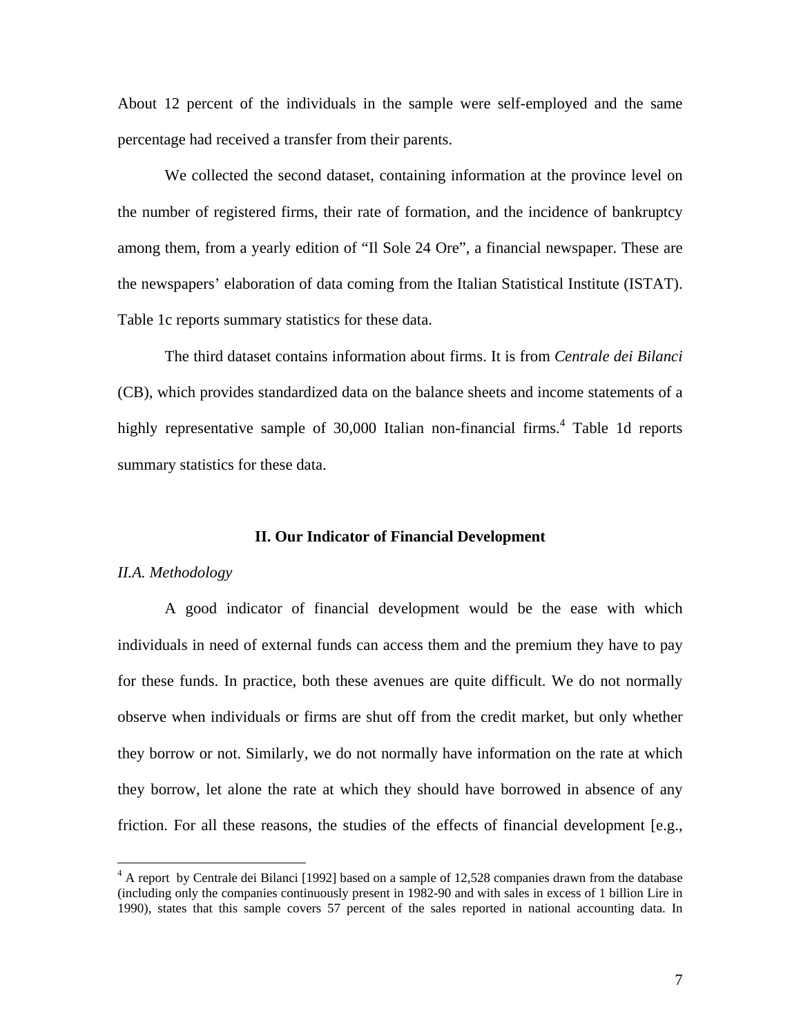About 12 percent of the individuals in the sample were self-employed and the same percentage had received a transfer from their parents.

We collected the second dataset, containing information at the province level on the number of registered firms, their rate of formation, and the incidence of bankruptcy among them, from a yearly edition of "Il Sole 24 Ore", a financial newspaper. These are the newspapers' elaboration of data coming from the Italian Statistical Institute (ISTAT). Table 1c reports summary statistics for these data.

The third dataset contains information about firms. It is from *Centrale dei Bilanci* (CB), which provides standardized data on the balance sheets and income statements of a highly representative sample of 30,000 Italian non-financial firms.[4] Table 1d reports summary statistics for these data.

## II. Our Indicator of Financial Development

### *II.A. Methodology*

A good indicator of financial development would be the ease with which individuals in need of external funds can access them and the premium they have to pay for these funds. In practice, both these avenues are quite difficult. We do not normally observe when individuals or firms are shut off from the credit market, but only whether they borrow or not. Similarly, we do not normally have information on the rate at which they borrow, let alone the rate at which they should have borrowed in absence of any friction. For all these reasons, the studies of the effects of financial development [e.g.,

---

[4] A report by Centrale dei Bilanci [1992] based on a sample of 12,528 companies drawn from the database (including only the companies continuously present in 1982-90 and with sales in excess of 1 billion Lire in 1990), states that this sample covers 57 percent of the sales reported in national accounting data. In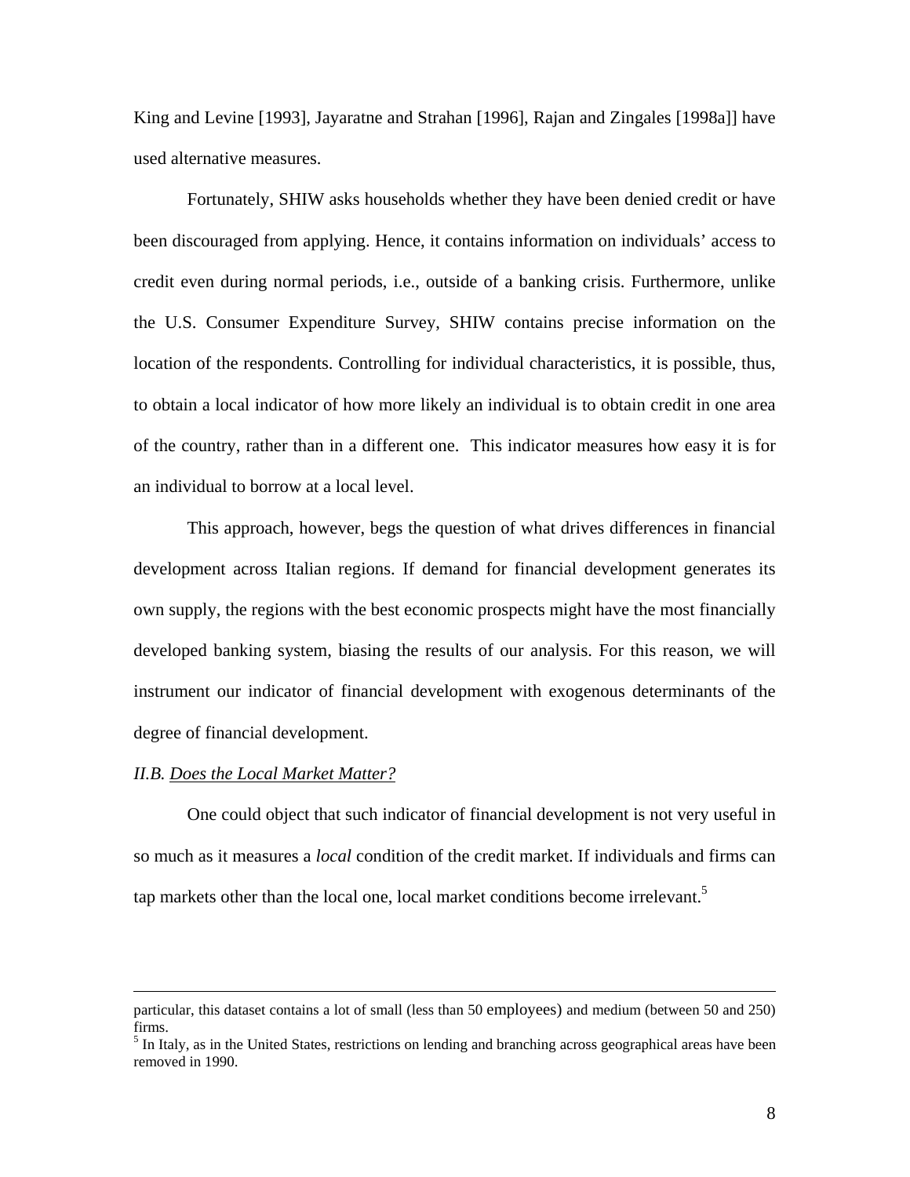King and Levine [1993], Jayaratne and Strahan [1996], Rajan and Zingales [1998a]] have used alternative measures.

Fortunately, SHIW asks households whether they have been denied credit or have been discouraged from applying. Hence, it contains information on individuals' access to credit even during normal periods, i.e., outside of a banking crisis. Furthermore, unlike the U.S. Consumer Expenditure Survey, SHIW contains precise information on the location of the respondents. Controlling for individual characteristics, it is possible, thus, to obtain a local indicator of how more likely an individual is to obtain credit in one area of the country, rather than in a different one. This indicator measures how easy it is for an individual to borrow at a local level.

This approach, however, begs the question of what drives differences in financial development across Italian regions. If demand for financial development generates its own supply, the regions with the best economic prospects might have the most financially developed banking system, biasing the results of our analysis. For this reason, we will instrument our indicator of financial development with exogenous determinants of the degree of financial development.

### *II.B. Does the Local Market Matter?*

One could object that such indicator of financial development is not very useful in so much as it measures a *local* condition of the credit market. If individuals and firms can tap markets other than the local one, local market conditions become irrelevant.[5]

---

particular, this dataset contains a lot of small (less than 50 employees) and medium (between 50 and 250) firms.

[5] In Italy, as in the United States, restrictions on lending and branching across geographical areas have been removed in 1990.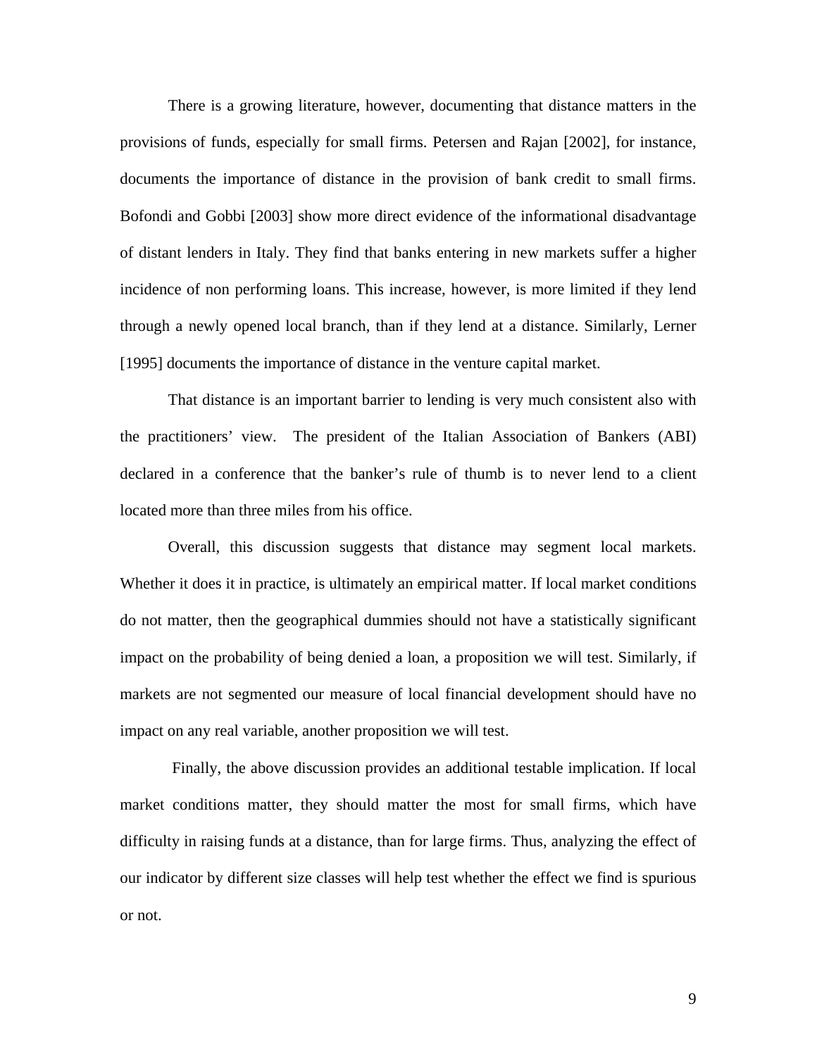There is a growing literature, however, documenting that distance matters in the provisions of funds, especially for small firms. Petersen and Rajan [2002], for instance, documents the importance of distance in the provision of bank credit to small firms. Bofondi and Gobbi [2003] show more direct evidence of the informational disadvantage of distant lenders in Italy. They find that banks entering in new markets suffer a higher incidence of non performing loans. This increase, however, is more limited if they lend through a newly opened local branch, than if they lend at a distance. Similarly, Lerner [1995] documents the importance of distance in the venture capital market.

That distance is an important barrier to lending is very much consistent also with the practitioners' view. The president of the Italian Association of Bankers (ABI) declared in a conference that the banker's rule of thumb is to never lend to a client located more than three miles from his office.

Overall, this discussion suggests that distance may segment local markets. Whether it does it in practice, is ultimately an empirical matter. If local market conditions do not matter, then the geographical dummies should not have a statistically significant impact on the probability of being denied a loan, a proposition we will test. Similarly, if markets are not segmented our measure of local financial development should have no impact on any real variable, another proposition we will test.

Finally, the above discussion provides an additional testable implication. If local market conditions matter, they should matter the most for small firms, which have difficulty in raising funds at a distance, than for large firms. Thus, analyzing the effect of our indicator by different size classes will help test whether the effect we find is spurious or not.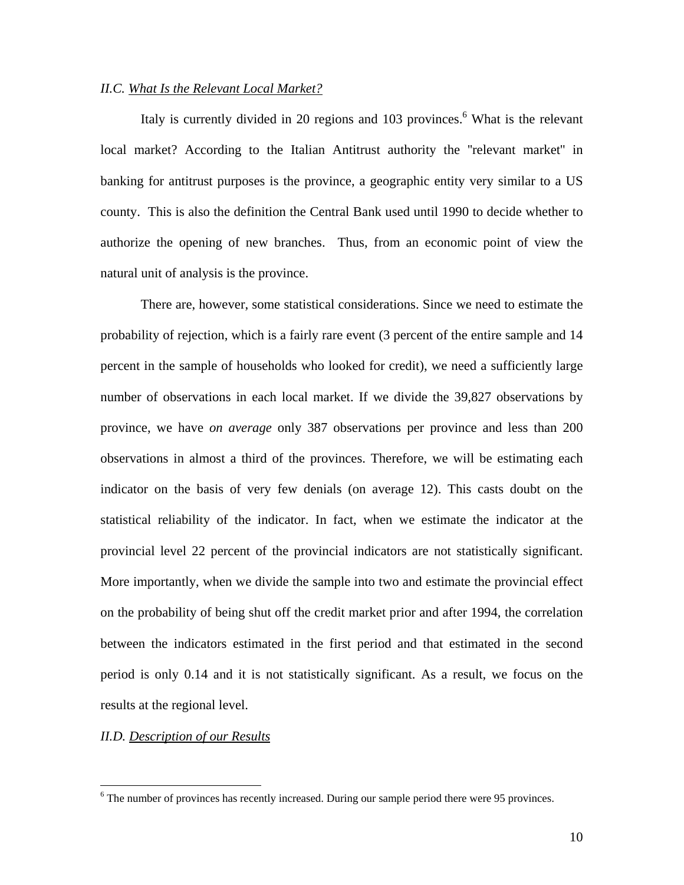### *II.C. What Is the Relevant Local Market?*

Italy is currently divided in 20 regions and 103 provinces.[6] What is the relevant local market? According to the Italian Antitrust authority the "relevant market" in banking for antitrust purposes is the province, a geographic entity very similar to a US county. This is also the definition the Central Bank used until 1990 to decide whether to authorize the opening of new branches. Thus, from an economic point of view the natural unit of analysis is the province.

There are, however, some statistical considerations. Since we need to estimate the probability of rejection, which is a fairly rare event (3 percent of the entire sample and 14 percent in the sample of households who looked for credit), we need a sufficiently large number of observations in each local market. If we divide the 39,827 observations by province, we have *on average* only 387 observations per province and less than 200 observations in almost a third of the provinces. Therefore, we will be estimating each indicator on the basis of very few denials (on average 12). This casts doubt on the statistical reliability of the indicator. In fact, when we estimate the indicator at the provincial level 22 percent of the provincial indicators are not statistically significant. More importantly, when we divide the sample into two and estimate the provincial effect on the probability of being shut off the credit market prior and after 1994, the correlation between the indicators estimated in the first period and that estimated in the second period is only 0.14 and it is not statistically significant. As a result, we focus on the results at the regional level.

### *II.D. Description of our Results*

[6] The number of provinces has recently increased. During our sample period there were 95 provinces.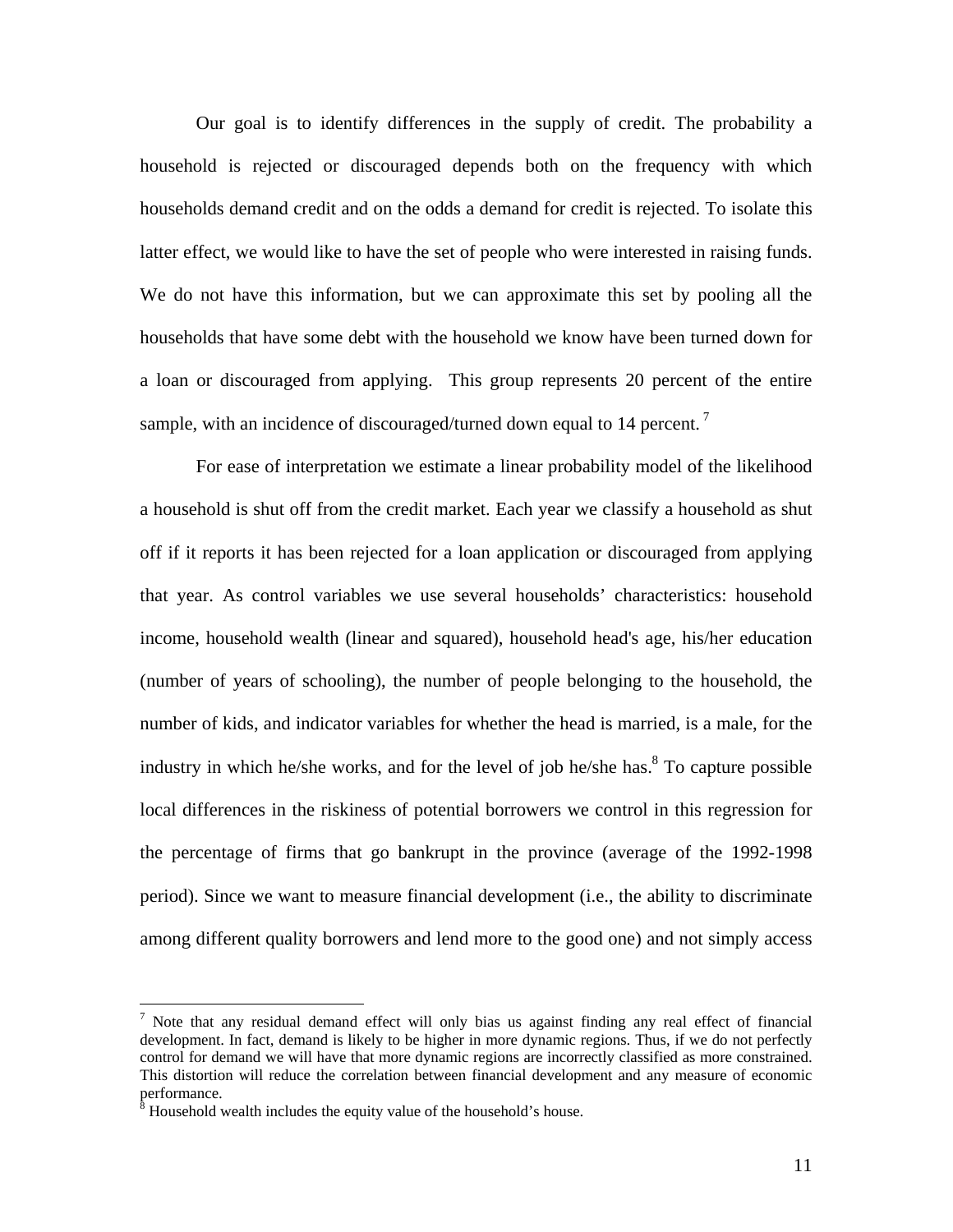Our goal is to identify differences in the supply of credit. The probability a household is rejected or discouraged depends both on the frequency with which households demand credit and on the odds a demand for credit is rejected. To isolate this latter effect, we would like to have the set of people who were interested in raising funds. We do not have this information, but we can approximate this set by pooling all the households that have some debt with the household we know have been turned down for a loan or discouraged from applying. This group represents 20 percent of the entire sample, with an incidence of discouraged/turned down equal to 14 percent.[7]

For ease of interpretation we estimate a linear probability model of the likelihood a household is shut off from the credit market. Each year we classify a household as shut off if it reports it has been rejected for a loan application or discouraged from applying that year. As control variables we use several households' characteristics: household income, household wealth (linear and squared), household head's age, his/her education (number of years of schooling), the number of people belonging to the household, the number of kids, and indicator variables for whether the head is married, is a male, for the industry in which he/she works, and for the level of job he/she has.[8] To capture possible local differences in the riskiness of potential borrowers we control in this regression for the percentage of firms that go bankrupt in the province (average of the 1992-1998 period). Since we want to measure financial development (i.e., the ability to discriminate among different quality borrowers and lend more to the good one) and not simply access

---

[7] Note that any residual demand effect will only bias us against finding any real effect of financial development. In fact, demand is likely to be higher in more dynamic regions. Thus, if we do not perfectly control for demand we will have that more dynamic regions are incorrectly classified as more constrained. This distortion will reduce the correlation between financial development and any measure of economic performance.

[8] Household wealth includes the equity value of the household's house.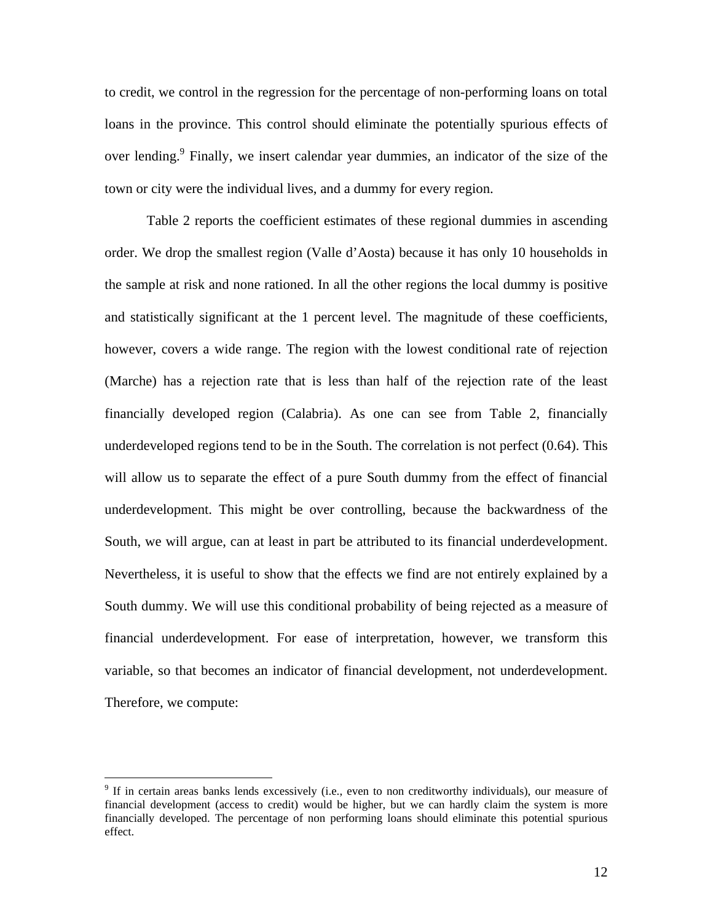to credit, we control in the regression for the percentage of non-performing loans on total loans in the province. This control should eliminate the potentially spurious effects of over lending.[9] Finally, we insert calendar year dummies, an indicator of the size of the town or city were the individual lives, and a dummy for every region.

Table 2 reports the coefficient estimates of these regional dummies in ascending order. We drop the smallest region (Valle d'Aosta) because it has only 10 households in the sample at risk and none rationed. In all the other regions the local dummy is positive and statistically significant at the 1 percent level. The magnitude of these coefficients, however, covers a wide range. The region with the lowest conditional rate of rejection (Marche) has a rejection rate that is less than half of the rejection rate of the least financially developed region (Calabria). As one can see from Table 2, financially underdeveloped regions tend to be in the South. The correlation is not perfect (0.64). This will allow us to separate the effect of a pure South dummy from the effect of financial underdevelopment. This might be over controlling, because the backwardness of the South, we will argue, can at least in part be attributed to its financial underdevelopment. Nevertheless, it is useful to show that the effects we find are not entirely explained by a South dummy. We will use this conditional probability of being rejected as a measure of financial underdevelopment. For ease of interpretation, however, we transform this variable, so that becomes an indicator of financial development, not underdevelopment. Therefore, we compute:

---

[9] If in certain areas banks lends excessively (i.e., even to non creditworthy individuals), our measure of financial development (access to credit) would be higher, but we can hardly claim the system is more financially developed. The percentage of non performing loans should eliminate this potential spurious effect.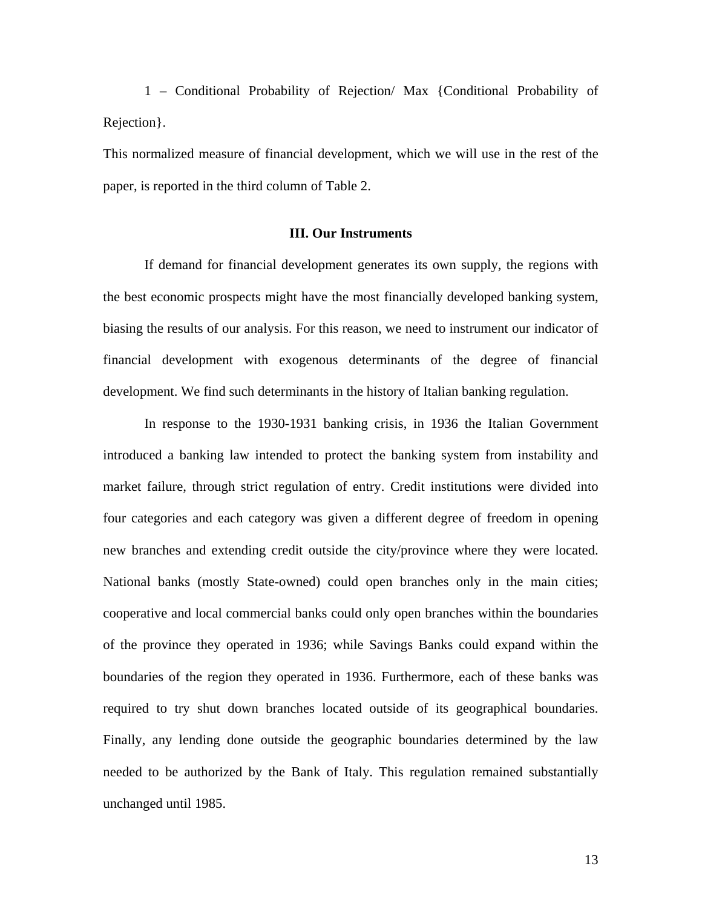1 – Conditional Probability of Rejection/ Max {Conditional Probability of Rejection}.

This normalized measure of financial development, which we will use in the rest of the paper, is reported in the third column of Table 2.

### III. Our Instruments

If demand for financial development generates its own supply, the regions with the best economic prospects might have the most financially developed banking system, biasing the results of our analysis. For this reason, we need to instrument our indicator of financial development with exogenous determinants of the degree of financial development. We find such determinants in the history of Italian banking regulation.

In response to the 1930-1931 banking crisis, in 1936 the Italian Government introduced a banking law intended to protect the banking system from instability and market failure, through strict regulation of entry. Credit institutions were divided into four categories and each category was given a different degree of freedom in opening new branches and extending credit outside the city/province where they were located. National banks (mostly State-owned) could open branches only in the main cities; cooperative and local commercial banks could only open branches within the boundaries of the province they operated in 1936; while Savings Banks could expand within the boundaries of the region they operated in 1936. Furthermore, each of these banks was required to try shut down branches located outside of its geographical boundaries. Finally, any lending done outside the geographic boundaries determined by the law needed to be authorized by the Bank of Italy. This regulation remained substantially unchanged until 1985.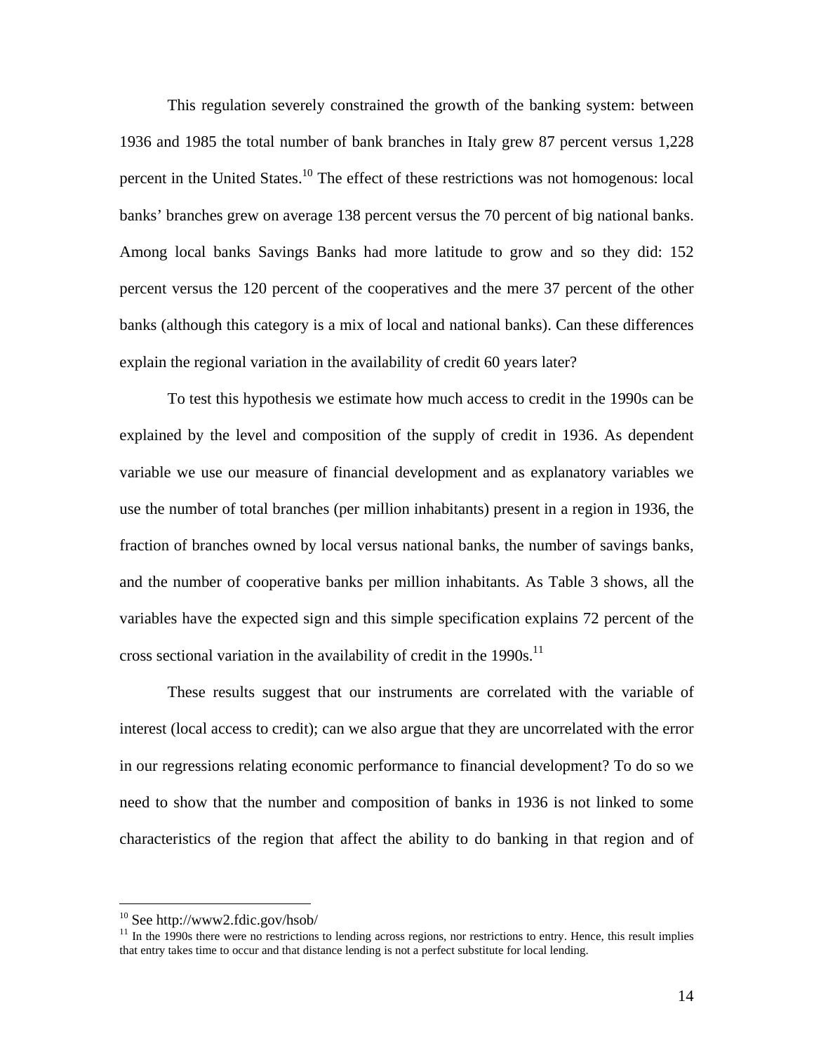This regulation severely constrained the growth of the banking system: between 1936 and 1985 the total number of bank branches in Italy grew 87 percent versus 1,228 percent in the United States.[10] The effect of these restrictions was not homogenous: local banks' branches grew on average 138 percent versus the 70 percent of big national banks. Among local banks Savings Banks had more latitude to grow and so they did: 152 percent versus the 120 percent of the cooperatives and the mere 37 percent of the other banks (although this category is a mix of local and national banks). Can these differences explain the regional variation in the availability of credit 60 years later?

To test this hypothesis we estimate how much access to credit in the 1990s can be explained by the level and composition of the supply of credit in 1936. As dependent variable we use our measure of financial development and as explanatory variables we use the number of total branches (per million inhabitants) present in a region in 1936, the fraction of branches owned by local versus national banks, the number of savings banks, and the number of cooperative banks per million inhabitants. As Table 3 shows, all the variables have the expected sign and this simple specification explains 72 percent of the cross sectional variation in the availability of credit in the 1990s.[11]

These results suggest that our instruments are correlated with the variable of interest (local access to credit); can we also argue that they are uncorrelated with the error in our regressions relating economic performance to financial development? To do so we need to show that the number and composition of banks in 1936 is not linked to some characteristics of the region that affect the ability to do banking in that region and of

---

[10] See http://www2.fdic.gov/hsob/

[11] In the 1990s there were no restrictions to lending across regions, nor restrictions to entry. Hence, this result implies that entry takes time to occur and that distance lending is not a perfect substitute for local lending.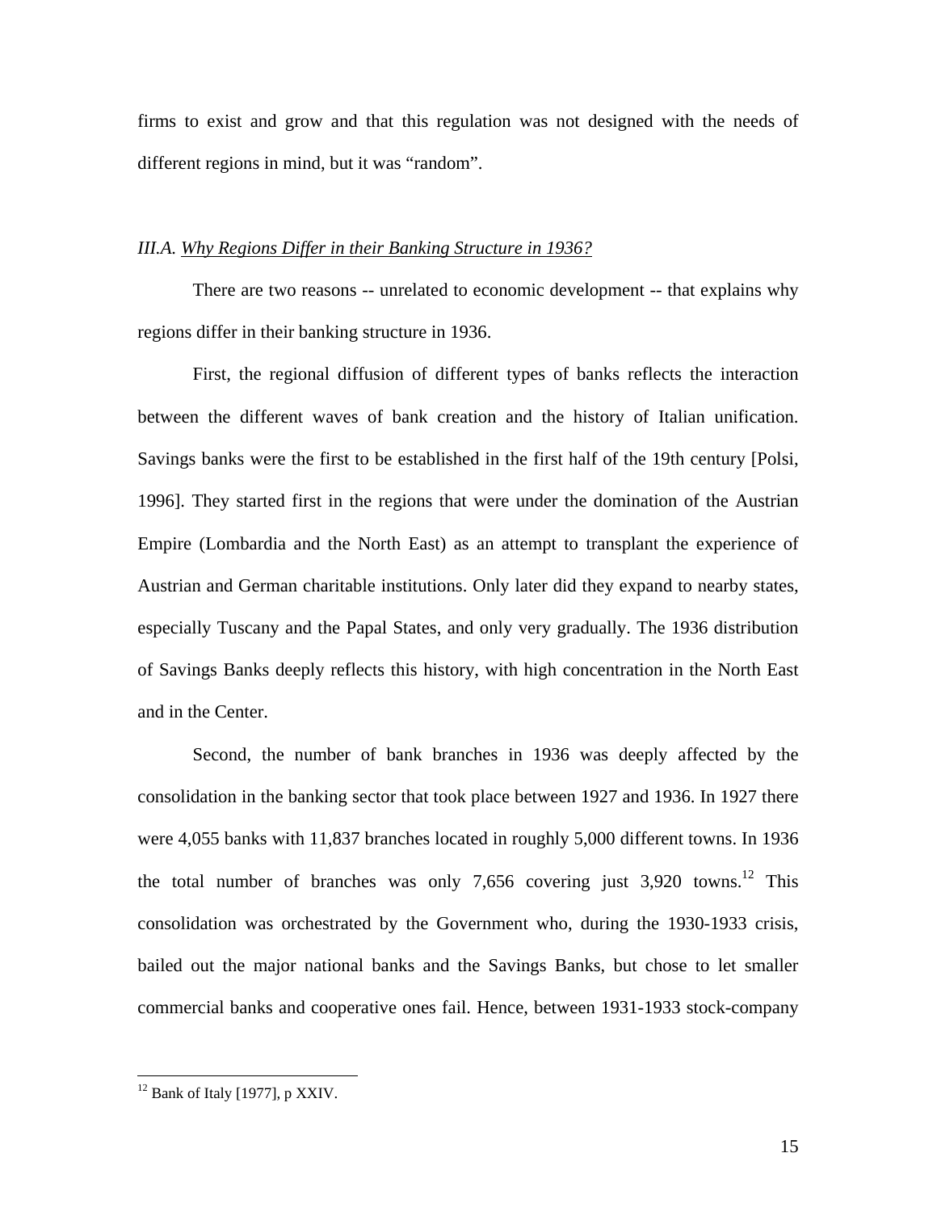firms to exist and grow and that this regulation was not designed with the needs of different regions in mind, but it was "random".

### *III.A. Why Regions Differ in their Banking Structure in 1936?*

There are two reasons -- unrelated to economic development -- that explains why regions differ in their banking structure in 1936.

First, the regional diffusion of different types of banks reflects the interaction between the different waves of bank creation and the history of Italian unification. Savings banks were the first to be established in the first half of the 19th century [Polsi, 1996]. They started first in the regions that were under the domination of the Austrian Empire (Lombardia and the North East) as an attempt to transplant the experience of Austrian and German charitable institutions. Only later did they expand to nearby states, especially Tuscany and the Papal States, and only very gradually. The 1936 distribution of Savings Banks deeply reflects this history, with high concentration in the North East and in the Center.

Second, the number of bank branches in 1936 was deeply affected by the consolidation in the banking sector that took place between 1927 and 1936. In 1927 there were 4,055 banks with 11,837 branches located in roughly 5,000 different towns. In 1936 the total number of branches was only 7,656 covering just 3,920 towns.[12] This consolidation was orchestrated by the Government who, during the 1930-1933 crisis, bailed out the major national banks and the Savings Banks, but chose to let smaller commercial banks and cooperative ones fail. Hence, between 1931-1933 stock-company

[12] Bank of Italy [1977], p XXIV.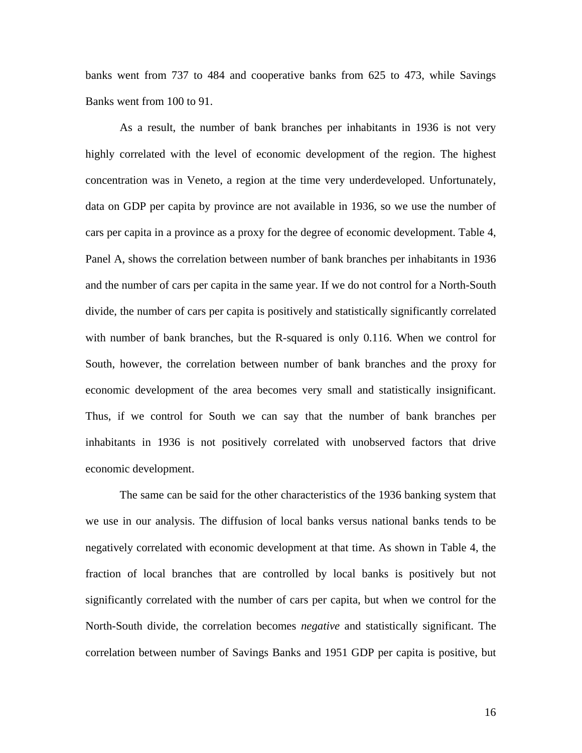banks went from 737 to 484 and cooperative banks from 625 to 473, while Savings Banks went from 100 to 91.

As a result, the number of bank branches per inhabitants in 1936 is not very highly correlated with the level of economic development of the region. The highest concentration was in Veneto, a region at the time very underdeveloped. Unfortunately, data on GDP per capita by province are not available in 1936, so we use the number of cars per capita in a province as a proxy for the degree of economic development. Table 4, Panel A, shows the correlation between number of bank branches per inhabitants in 1936 and the number of cars per capita in the same year. If we do not control for a North-South divide, the number of cars per capita is positively and statistically significantly correlated with number of bank branches, but the R-squared is only 0.116. When we control for South, however, the correlation between number of bank branches and the proxy for economic development of the area becomes very small and statistically insignificant. Thus, if we control for South we can say that the number of bank branches per inhabitants in 1936 is not positively correlated with unobserved factors that drive economic development.

The same can be said for the other characteristics of the 1936 banking system that we use in our analysis. The diffusion of local banks versus national banks tends to be negatively correlated with economic development at that time. As shown in Table 4, the fraction of local branches that are controlled by local banks is positively but not significantly correlated with the number of cars per capita, but when we control for the North-South divide, the correlation becomes *negative* and statistically significant. The correlation between number of Savings Banks and 1951 GDP per capita is positive, but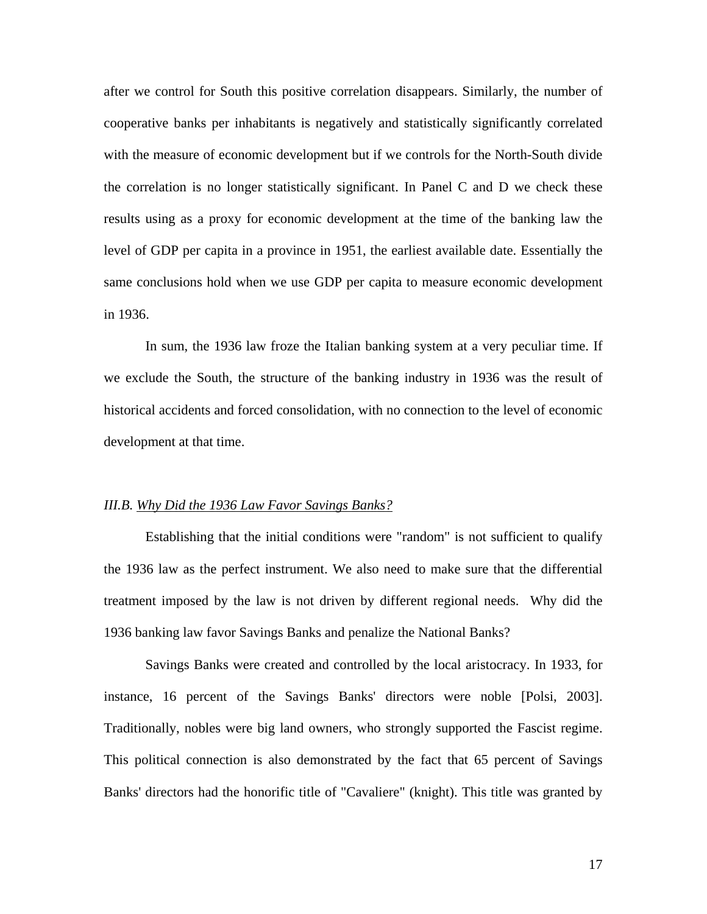after we control for South this positive correlation disappears. Similarly, the number of cooperative banks per inhabitants is negatively and statistically significantly correlated with the measure of economic development but if we controls for the North-South divide the correlation is no longer statistically significant. In Panel C and D we check these results using as a proxy for economic development at the time of the banking law the level of GDP per capita in a province in 1951, the earliest available date. Essentially the same conclusions hold when we use GDP per capita to measure economic development in 1936.

In sum, the 1936 law froze the Italian banking system at a very peculiar time. If we exclude the South, the structure of the banking industry in 1936 was the result of historical accidents and forced consolidation, with no connection to the level of economic development at that time.

### *III.B.* Why Did the 1936 Law Favor Savings Banks?

Establishing that the initial conditions were "random" is not sufficient to qualify the 1936 law as the perfect instrument. We also need to make sure that the differential treatment imposed by the law is not driven by different regional needs. Why did the 1936 banking law favor Savings Banks and penalize the National Banks?

Savings Banks were created and controlled by the local aristocracy. In 1933, for instance, 16 percent of the Savings Banks' directors were noble [Polsi, 2003]. Traditionally, nobles were big land owners, who strongly supported the Fascist regime. This political connection is also demonstrated by the fact that 65 percent of Savings Banks' directors had the honorific title of "Cavaliere" (knight). This title was granted by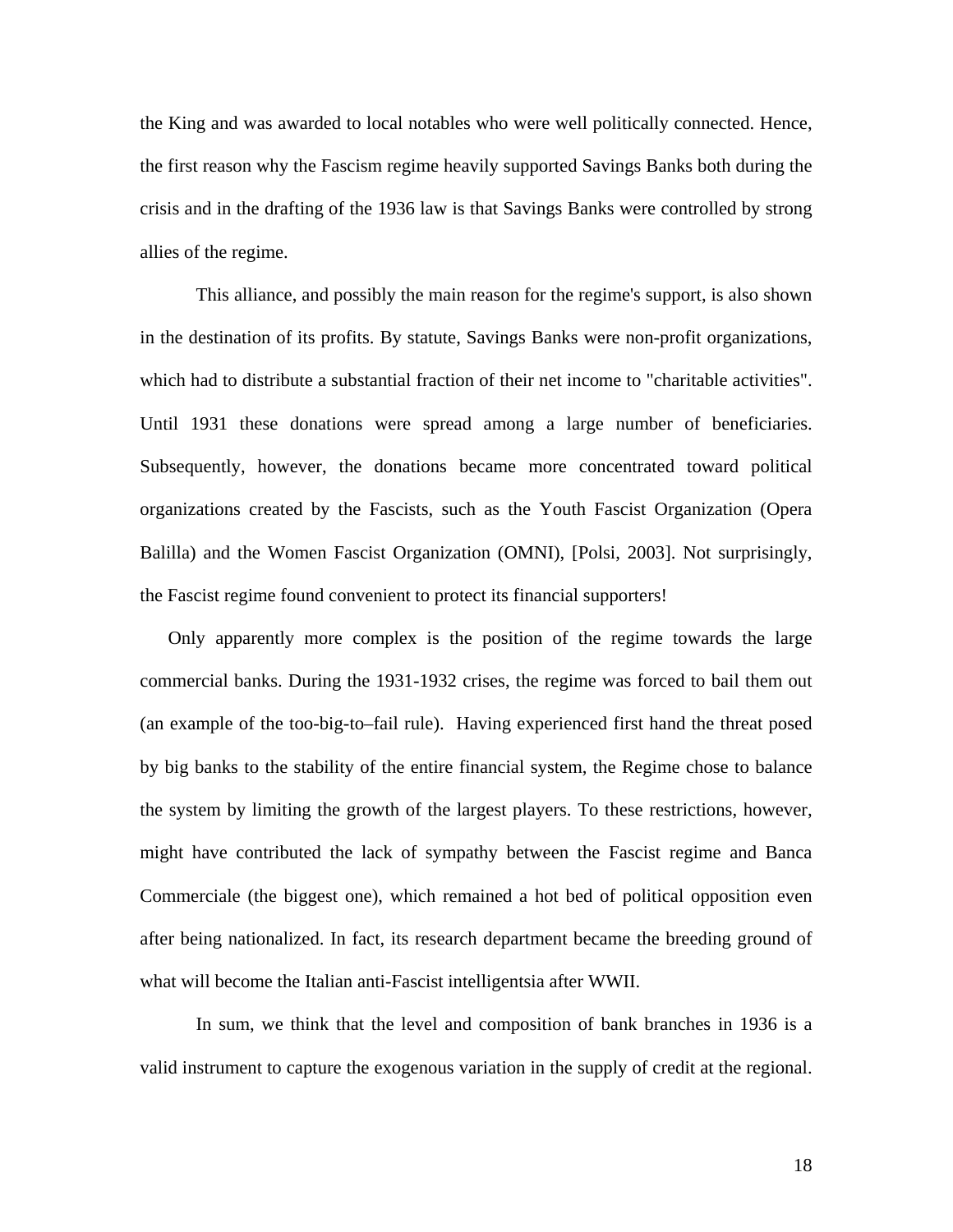the King and was awarded to local notables who were well politically connected. Hence, the first reason why the Fascism regime heavily supported Savings Banks both during the crisis and in the drafting of the 1936 law is that Savings Banks were controlled by strong allies of the regime.

This alliance, and possibly the main reason for the regime's support, is also shown in the destination of its profits. By statute, Savings Banks were non-profit organizations, which had to distribute a substantial fraction of their net income to "charitable activities". Until 1931 these donations were spread among a large number of beneficiaries. Subsequently, however, the donations became more concentrated toward political organizations created by the Fascists, such as the Youth Fascist Organization (Opera Balilla) and the Women Fascist Organization (OMNI), [Polsi, 2003]. Not surprisingly, the Fascist regime found convenient to protect its financial supporters!

Only apparently more complex is the position of the regime towards the large commercial banks. During the 1931-1932 crises, the regime was forced to bail them out (an example of the too-big-to–fail rule). Having experienced first hand the threat posed by big banks to the stability of the entire financial system, the Regime chose to balance the system by limiting the growth of the largest players. To these restrictions, however, might have contributed the lack of sympathy between the Fascist regime and Banca Commerciale (the biggest one), which remained a hot bed of political opposition even after being nationalized. In fact, its research department became the breeding ground of what will become the Italian anti-Fascist intelligentsia after WWII.

In sum, we think that the level and composition of bank branches in 1936 is a valid instrument to capture the exogenous variation in the supply of credit at the regional.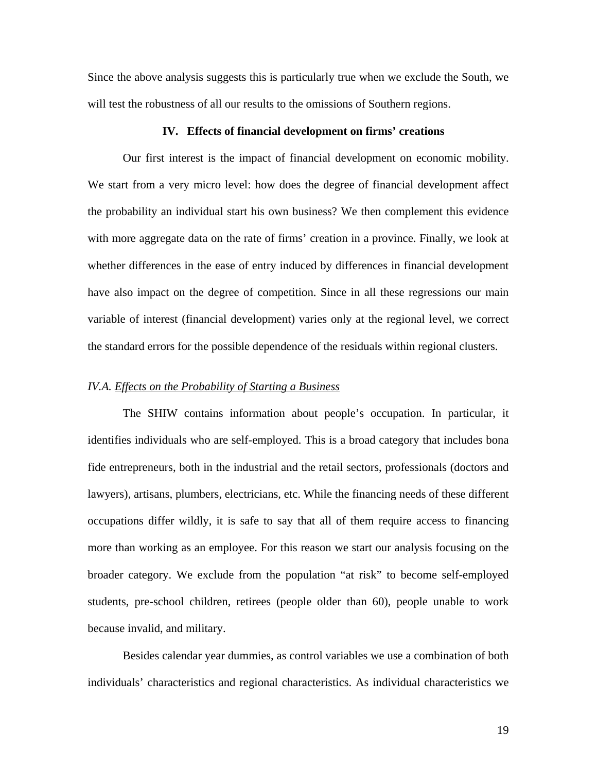Since the above analysis suggests this is particularly true when we exclude the South, we will test the robustness of all our results to the omissions of Southern regions.

## IV. Effects of financial development on firms' creations

Our first interest is the impact of financial development on economic mobility. We start from a very micro level: how does the degree of financial development affect the probability an individual start his own business? We then complement this evidence with more aggregate data on the rate of firms' creation in a province. Finally, we look at whether differences in the ease of entry induced by differences in financial development have also impact on the degree of competition. Since in all these regressions our main variable of interest (financial development) varies only at the regional level, we correct the standard errors for the possible dependence of the residuals within regional clusters.

### *IV.A. Effects on the Probability of Starting a Business*

The SHIW contains information about people's occupation. In particular, it identifies individuals who are self-employed. This is a broad category that includes bona fide entrepreneurs, both in the industrial and the retail sectors, professionals (doctors and lawyers), artisans, plumbers, electricians, etc. While the financing needs of these different occupations differ wildly, it is safe to say that all of them require access to financing more than working as an employee. For this reason we start our analysis focusing on the broader category. We exclude from the population "at risk" to become self-employed students, pre-school children, retirees (people older than 60), people unable to work because invalid, and military.

Besides calendar year dummies, as control variables we use a combination of both individuals' characteristics and regional characteristics. As individual characteristics we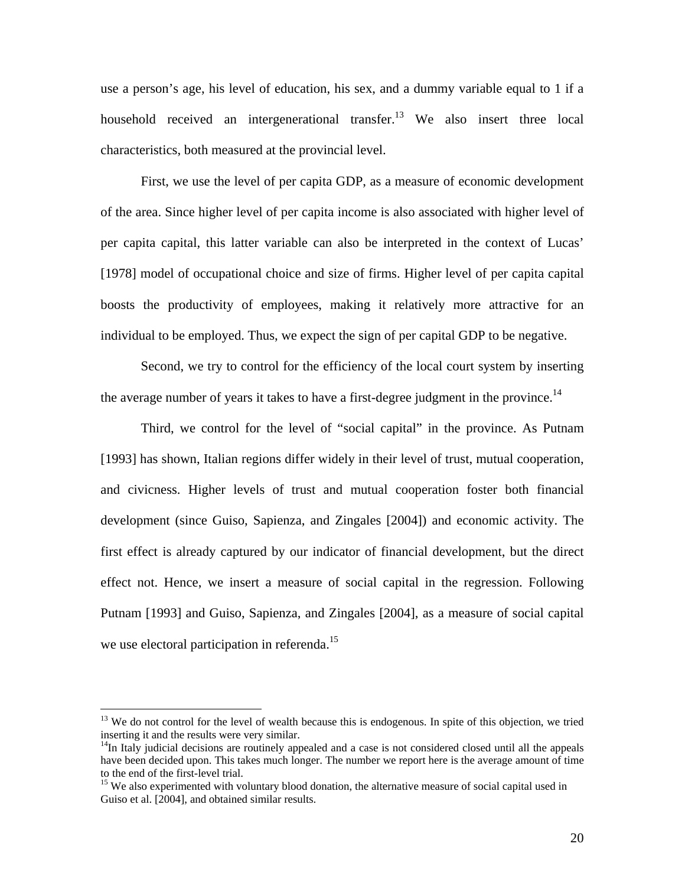use a person's age, his level of education, his sex, and a dummy variable equal to 1 if a household received an intergenerational transfer.[13] We also insert three local characteristics, both measured at the provincial level.

First, we use the level of per capita GDP, as a measure of economic development of the area. Since higher level of per capita income is also associated with higher level of per capita capital, this latter variable can also be interpreted in the context of Lucas' [1978] model of occupational choice and size of firms. Higher level of per capita capital boosts the productivity of employees, making it relatively more attractive for an individual to be employed. Thus, we expect the sign of per capital GDP to be negative.

Second, we try to control for the efficiency of the local court system by inserting the average number of years it takes to have a first-degree judgment in the province.[14]

Third, we control for the level of "social capital" in the province. As Putnam [1993] has shown, Italian regions differ widely in their level of trust, mutual cooperation, and civicness. Higher levels of trust and mutual cooperation foster both financial development (since Guiso, Sapienza, and Zingales [2004]) and economic activity. The first effect is already captured by our indicator of financial development, but the direct effect not. Hence, we insert a measure of social capital in the regression. Following Putnam [1993] and Guiso, Sapienza, and Zingales [2004], as a measure of social capital we use electoral participation in referenda.[15]

---

[13] We do not control for the level of wealth because this is endogenous. In spite of this objection, we tried inserting it and the results were very similar.

[14] In Italy judicial decisions are routinely appealed and a case is not considered closed until all the appeals have been decided upon. This takes much longer. The number we report here is the average amount of time to the end of the first-level trial.

[15] We also experimented with voluntary blood donation, the alternative measure of social capital used in Guiso et al. [2004], and obtained similar results.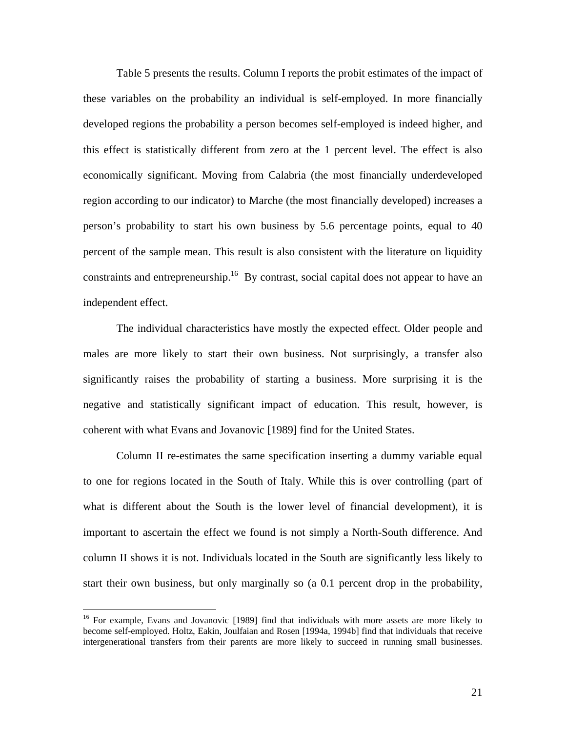Table 5 presents the results. Column I reports the probit estimates of the impact of these variables on the probability an individual is self-employed. In more financially developed regions the probability a person becomes self-employed is indeed higher, and this effect is statistically different from zero at the 1 percent level. The effect is also economically significant. Moving from Calabria (the most financially underdeveloped region according to our indicator) to Marche (the most financially developed) increases a person's probability to start his own business by 5.6 percentage points, equal to 40 percent of the sample mean. This result is also consistent with the literature on liquidity constraints and entrepreneurship.[16] By contrast, social capital does not appear to have an independent effect.

The individual characteristics have mostly the expected effect. Older people and males are more likely to start their own business. Not surprisingly, a transfer also significantly raises the probability of starting a business. More surprising it is the negative and statistically significant impact of education. This result, however, is coherent with what Evans and Jovanovic [1989] find for the United States.

Column II re-estimates the same specification inserting a dummy variable equal to one for regions located in the South of Italy. While this is over controlling (part of what is different about the South is the lower level of financial development), it is important to ascertain the effect we found is not simply a North-South difference. And column II shows it is not. Individuals located in the South are significantly less likely to start their own business, but only marginally so (a 0.1 percent drop in the probability,

---

[16] For example, Evans and Jovanovic [1989] find that individuals with more assets are more likely to become self-employed. Holtz, Eakin, Joulfaian and Rosen [1994a, 1994b] find that individuals that receive intergenerational transfers from their parents are more likely to succeed in running small businesses.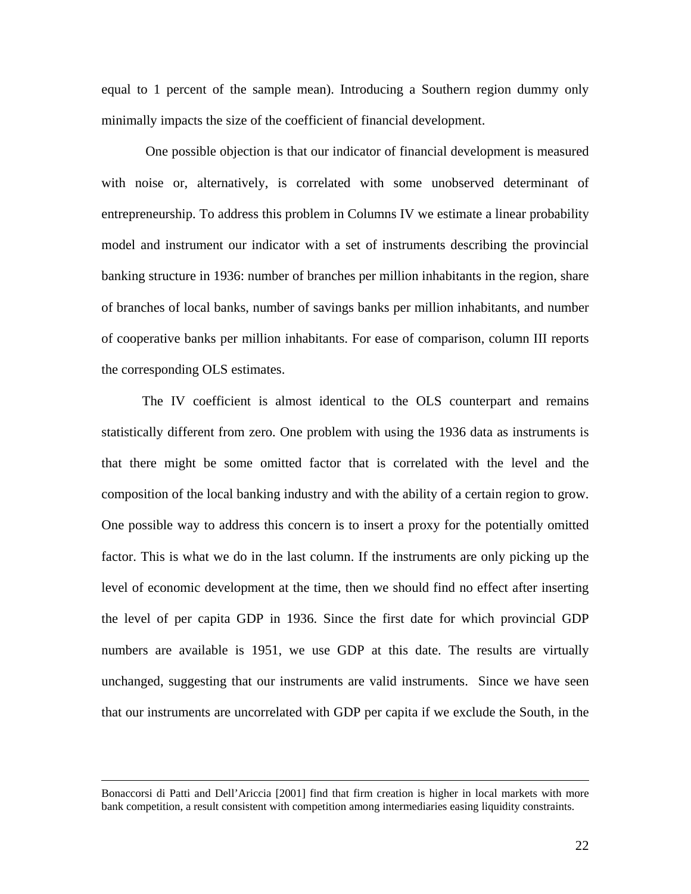equal to 1 percent of the sample mean). Introducing a Southern region dummy only minimally impacts the size of the coefficient of financial development.

One possible objection is that our indicator of financial development is measured with noise or, alternatively, is correlated with some unobserved determinant of entrepreneurship. To address this problem in Columns IV we estimate a linear probability model and instrument our indicator with a set of instruments describing the provincial banking structure in 1936: number of branches per million inhabitants in the region, share of branches of local banks, number of savings banks per million inhabitants, and number of cooperative banks per million inhabitants. For ease of comparison, column III reports the corresponding OLS estimates.

The IV coefficient is almost identical to the OLS counterpart and remains statistically different from zero. One problem with using the 1936 data as instruments is that there might be some omitted factor that is correlated with the level and the composition of the local banking industry and with the ability of a certain region to grow. One possible way to address this concern is to insert a proxy for the potentially omitted factor. This is what we do in the last column. If the instruments are only picking up the level of economic development at the time, then we should find no effect after inserting the level of per capita GDP in 1936. Since the first date for which provincial GDP numbers are available is 1951, we use GDP at this date. The results are virtually unchanged, suggesting that our instruments are valid instruments. Since we have seen that our instruments are uncorrelated with GDP per capita if we exclude the South, in the

---

Bonaccorsi di Patti and Dell'Ariccia [2001] find that firm creation is higher in local markets with more bank competition, a result consistent with competition among intermediaries easing liquidity constraints.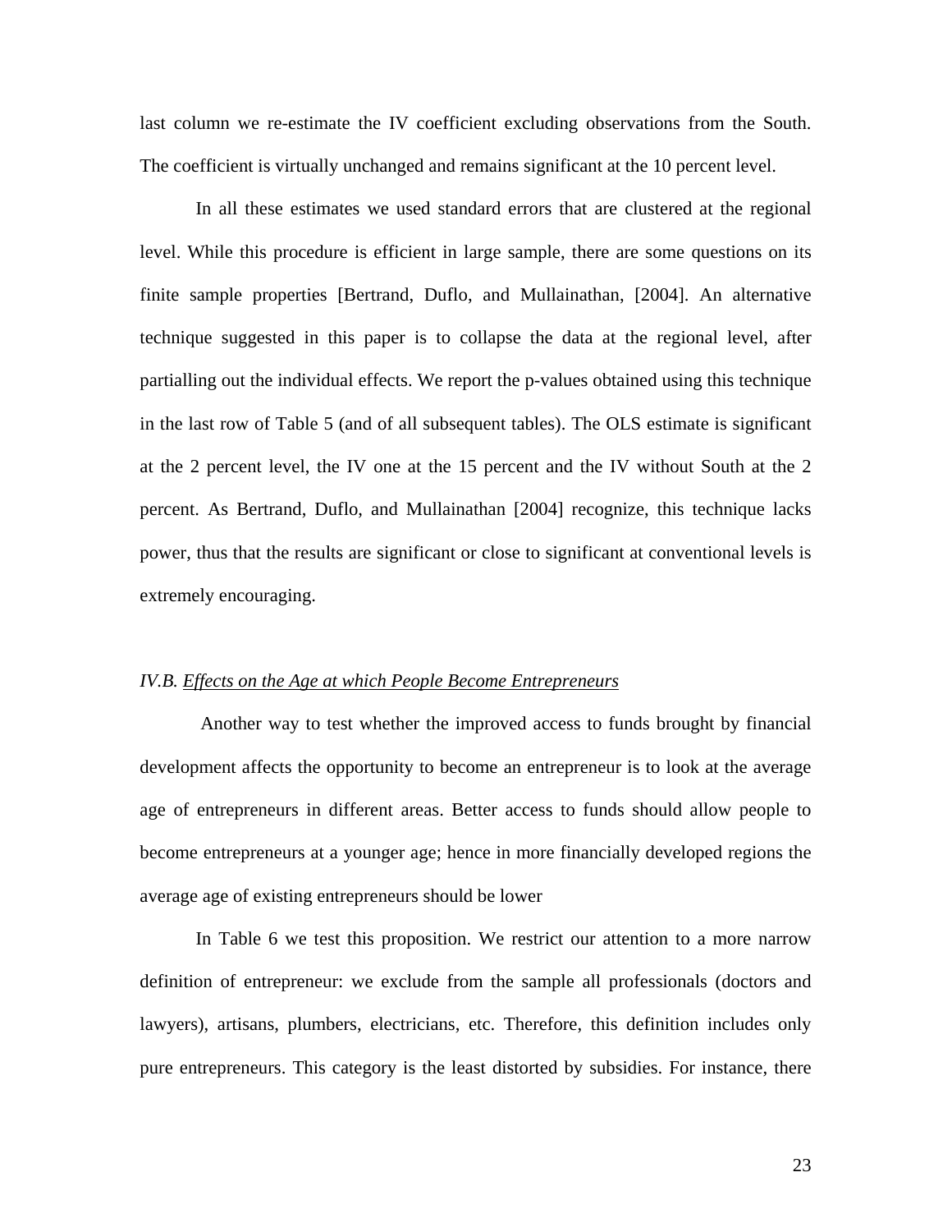last column we re-estimate the IV coefficient excluding observations from the South. The coefficient is virtually unchanged and remains significant at the 10 percent level.

In all these estimates we used standard errors that are clustered at the regional level. While this procedure is efficient in large sample, there are some questions on its finite sample properties [Bertrand, Duflo, and Mullainathan, [2004]. An alternative technique suggested in this paper is to collapse the data at the regional level, after partialling out the individual effects. We report the p-values obtained using this technique in the last row of Table 5 (and of all subsequent tables). The OLS estimate is significant at the 2 percent level, the IV one at the 15 percent and the IV without South at the 2 percent. As Bertrand, Duflo, and Mullainathan [2004] recognize, this technique lacks power, thus that the results are significant or close to significant at conventional levels is extremely encouraging.

### *IV.B. Effects on the Age at which People Become Entrepreneurs*

Another way to test whether the improved access to funds brought by financial development affects the opportunity to become an entrepreneur is to look at the average age of entrepreneurs in different areas. Better access to funds should allow people to become entrepreneurs at a younger age; hence in more financially developed regions the average age of existing entrepreneurs should be lower

In Table 6 we test this proposition. We restrict our attention to a more narrow definition of entrepreneur: we exclude from the sample all professionals (doctors and lawyers), artisans, plumbers, electricians, etc. Therefore, this definition includes only pure entrepreneurs. This category is the least distorted by subsidies. For instance, there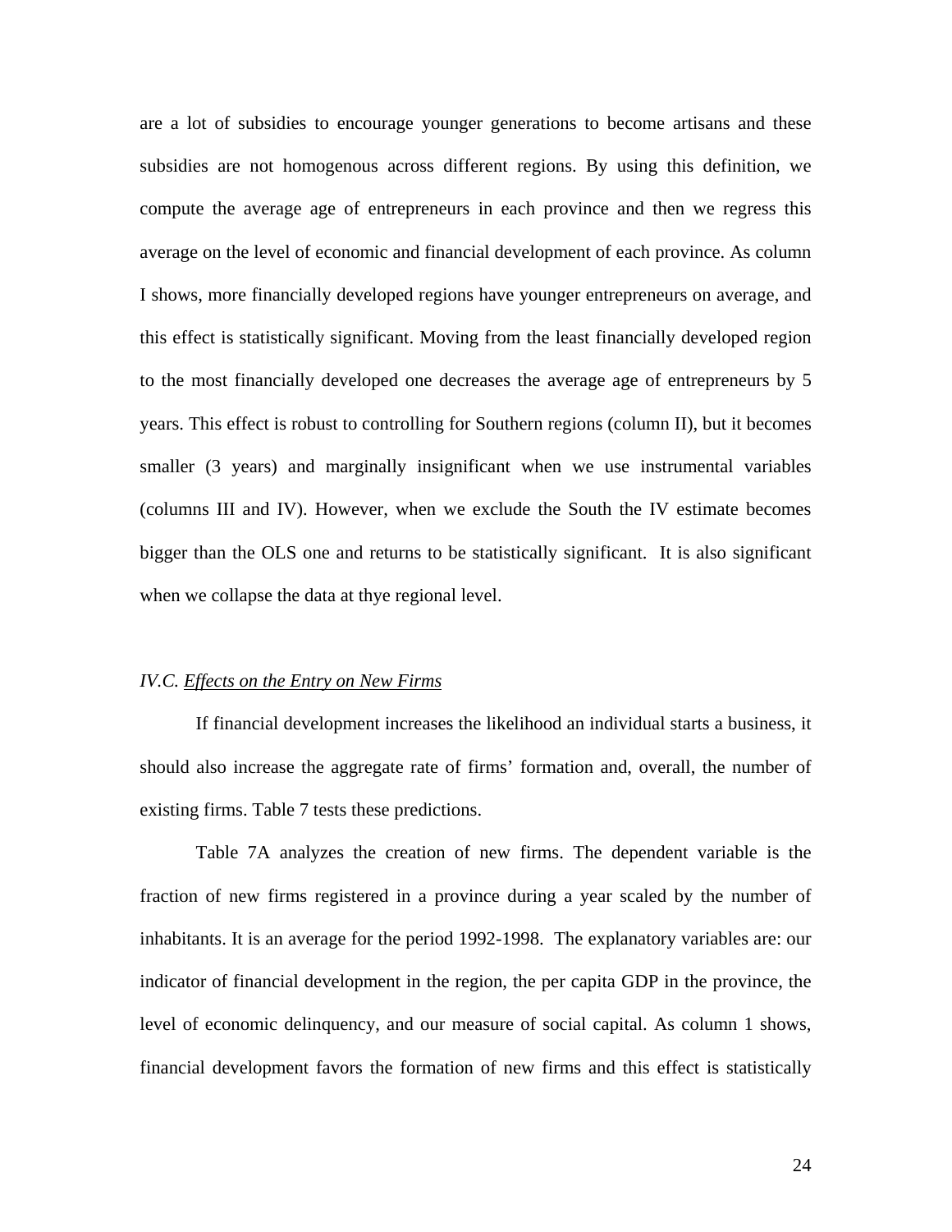are a lot of subsidies to encourage younger generations to become artisans and these subsidies are not homogenous across different regions. By using this definition, we compute the average age of entrepreneurs in each province and then we regress this average on the level of economic and financial development of each province. As column I shows, more financially developed regions have younger entrepreneurs on average, and this effect is statistically significant. Moving from the least financially developed region to the most financially developed one decreases the average age of entrepreneurs by 5 years. This effect is robust to controlling for Southern regions (column II), but it becomes smaller (3 years) and marginally insignificant when we use instrumental variables (columns III and IV). However, when we exclude the South the IV estimate becomes bigger than the OLS one and returns to be statistically significant. It is also significant when we collapse the data at thye regional level.

### *IV.C. Effects on the Entry on New Firms*

If financial development increases the likelihood an individual starts a business, it should also increase the aggregate rate of firms' formation and, overall, the number of existing firms. Table 7 tests these predictions.

Table 7A analyzes the creation of new firms. The dependent variable is the fraction of new firms registered in a province during a year scaled by the number of inhabitants. It is an average for the period 1992-1998. The explanatory variables are: our indicator of financial development in the region, the per capita GDP in the province, the level of economic delinquency, and our measure of social capital. As column 1 shows, financial development favors the formation of new firms and this effect is statistically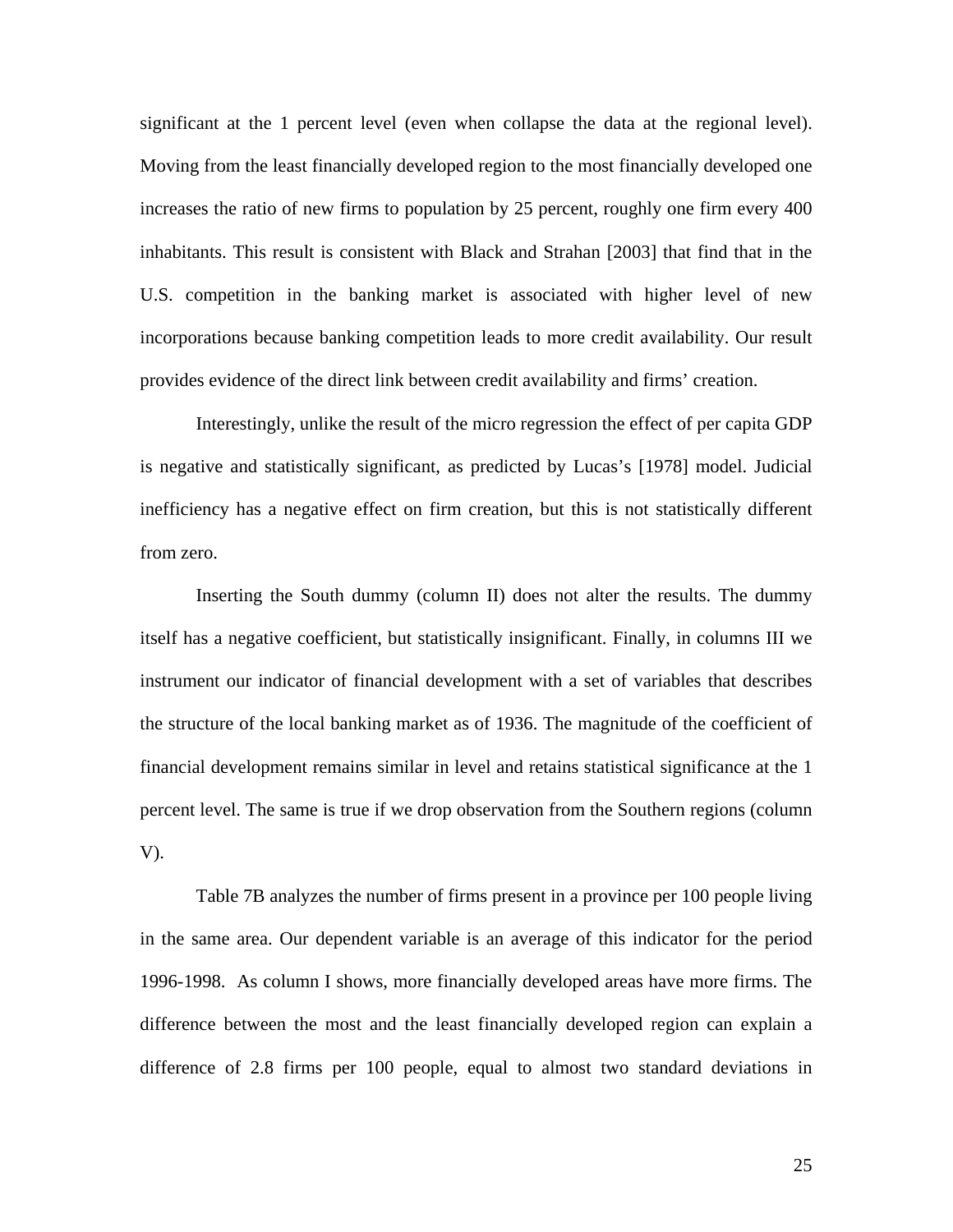significant at the 1 percent level (even when collapse the data at the regional level). Moving from the least financially developed region to the most financially developed one increases the ratio of new firms to population by 25 percent, roughly one firm every 400 inhabitants. This result is consistent with Black and Strahan [2003] that find that in the U.S. competition in the banking market is associated with higher level of new incorporations because banking competition leads to more credit availability. Our result provides evidence of the direct link between credit availability and firms' creation.

Interestingly, unlike the result of the micro regression the effect of per capita GDP is negative and statistically significant, as predicted by Lucas's [1978] model. Judicial inefficiency has a negative effect on firm creation, but this is not statistically different from zero.

Inserting the South dummy (column II) does not alter the results. The dummy itself has a negative coefficient, but statistically insignificant. Finally, in columns III we instrument our indicator of financial development with a set of variables that describes the structure of the local banking market as of 1936. The magnitude of the coefficient of financial development remains similar in level and retains statistical significance at the 1 percent level. The same is true if we drop observation from the Southern regions (column V).

Table 7B analyzes the number of firms present in a province per 100 people living in the same area. Our dependent variable is an average of this indicator for the period 1996-1998. As column I shows, more financially developed areas have more firms. The difference between the most and the least financially developed region can explain a difference of 2.8 firms per 100 people, equal to almost two standard deviations in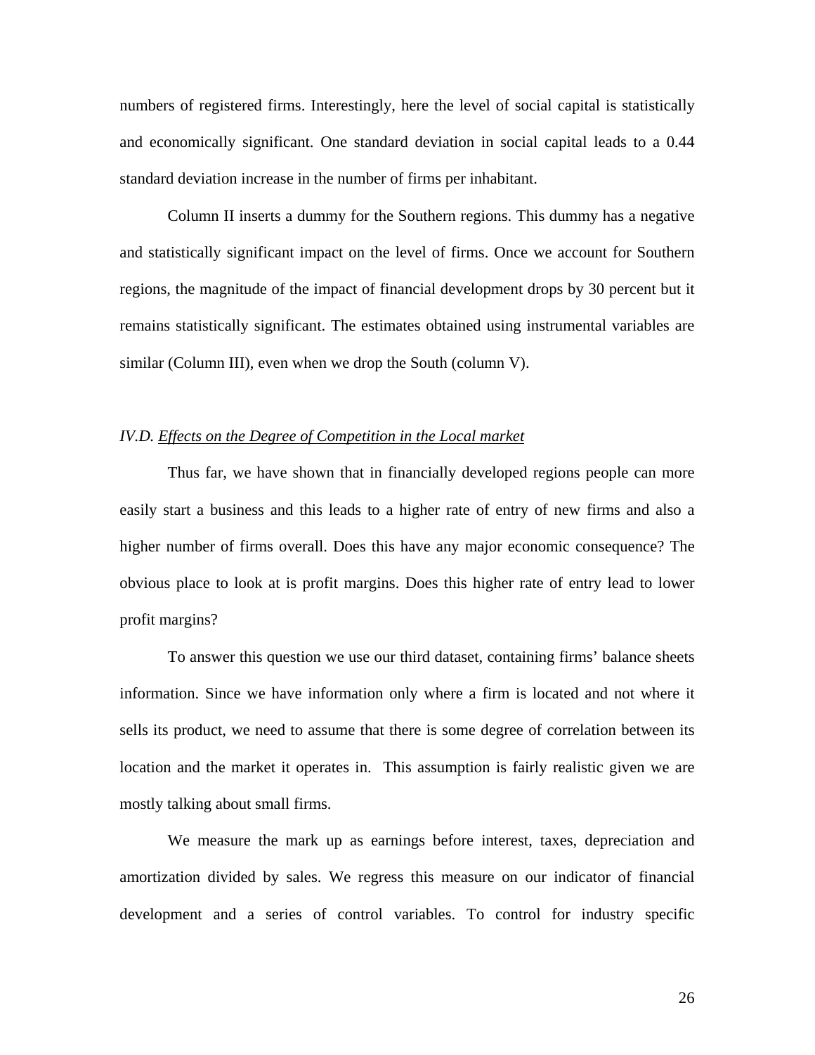numbers of registered firms. Interestingly, here the level of social capital is statistically and economically significant. One standard deviation in social capital leads to a 0.44 standard deviation increase in the number of firms per inhabitant.

Column II inserts a dummy for the Southern regions. This dummy has a negative and statistically significant impact on the level of firms. Once we account for Southern regions, the magnitude of the impact of financial development drops by 30 percent but it remains statistically significant. The estimates obtained using instrumental variables are similar (Column III), even when we drop the South (column V).

### *IV.D. Effects on the Degree of Competition in the Local market*

Thus far, we have shown that in financially developed regions people can more easily start a business and this leads to a higher rate of entry of new firms and also a higher number of firms overall. Does this have any major economic consequence? The obvious place to look at is profit margins. Does this higher rate of entry lead to lower profit margins?

To answer this question we use our third dataset, containing firms' balance sheets information. Since we have information only where a firm is located and not where it sells its product, we need to assume that there is some degree of correlation between its location and the market it operates in. This assumption is fairly realistic given we are mostly talking about small firms.

We measure the mark up as earnings before interest, taxes, depreciation and amortization divided by sales. We regress this measure on our indicator of financial development and a series of control variables. To control for industry specific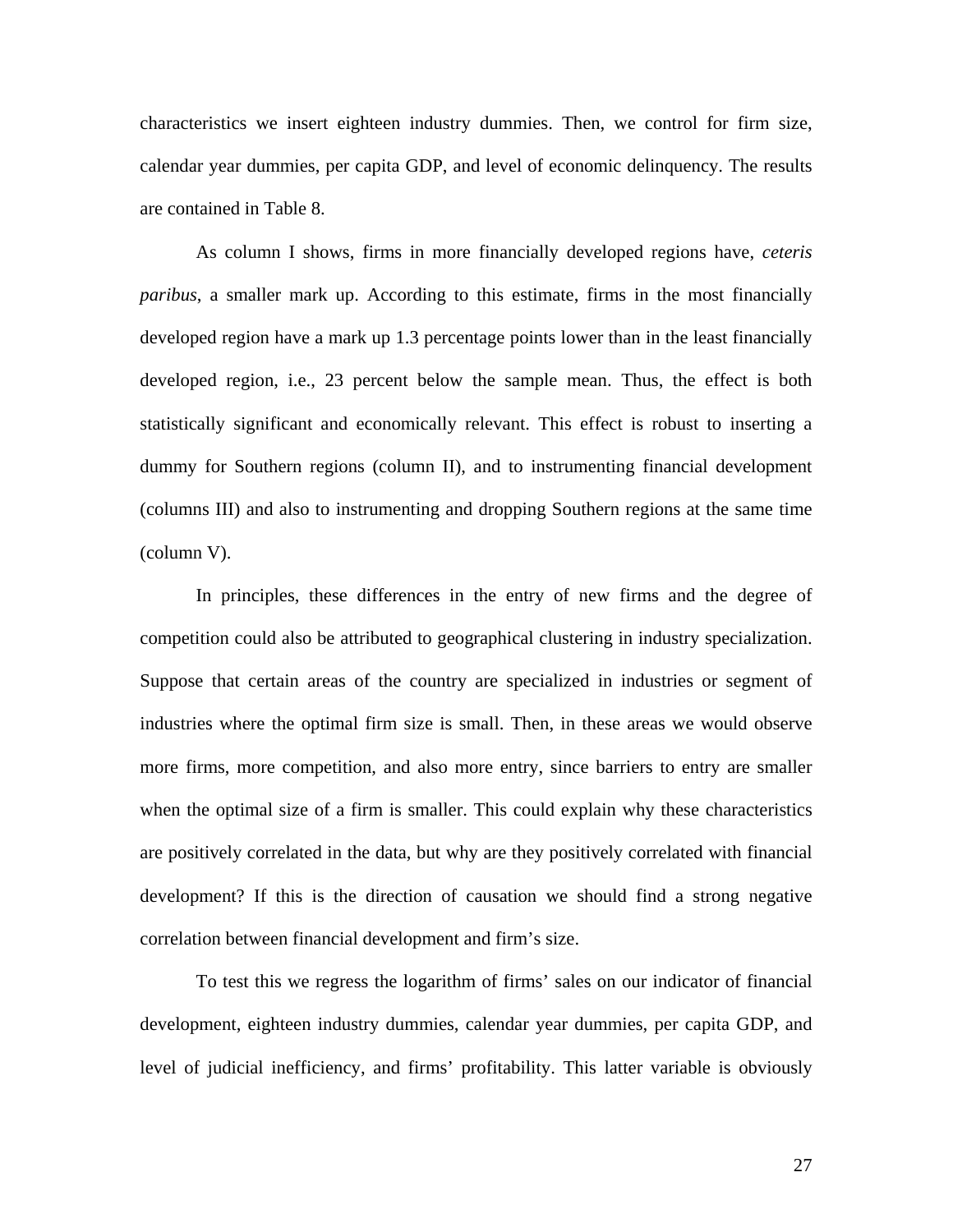characteristics we insert eighteen industry dummies. Then, we control for firm size, calendar year dummies, per capita GDP, and level of economic delinquency. The results are contained in Table 8.

As column I shows, firms in more financially developed regions have, *ceteris paribus*, a smaller mark up. According to this estimate, firms in the most financially developed region have a mark up 1.3 percentage points lower than in the least financially developed region, i.e., 23 percent below the sample mean. Thus, the effect is both statistically significant and economically relevant. This effect is robust to inserting a dummy for Southern regions (column II), and to instrumenting financial development (columns III) and also to instrumenting and dropping Southern regions at the same time (column V).

In principles, these differences in the entry of new firms and the degree of competition could also be attributed to geographical clustering in industry specialization. Suppose that certain areas of the country are specialized in industries or segment of industries where the optimal firm size is small. Then, in these areas we would observe more firms, more competition, and also more entry, since barriers to entry are smaller when the optimal size of a firm is smaller. This could explain why these characteristics are positively correlated in the data, but why are they positively correlated with financial development? If this is the direction of causation we should find a strong negative correlation between financial development and firm's size.

To test this we regress the logarithm of firms' sales on our indicator of financial development, eighteen industry dummies, calendar year dummies, per capita GDP, and level of judicial inefficiency, and firms' profitability. This latter variable is obviously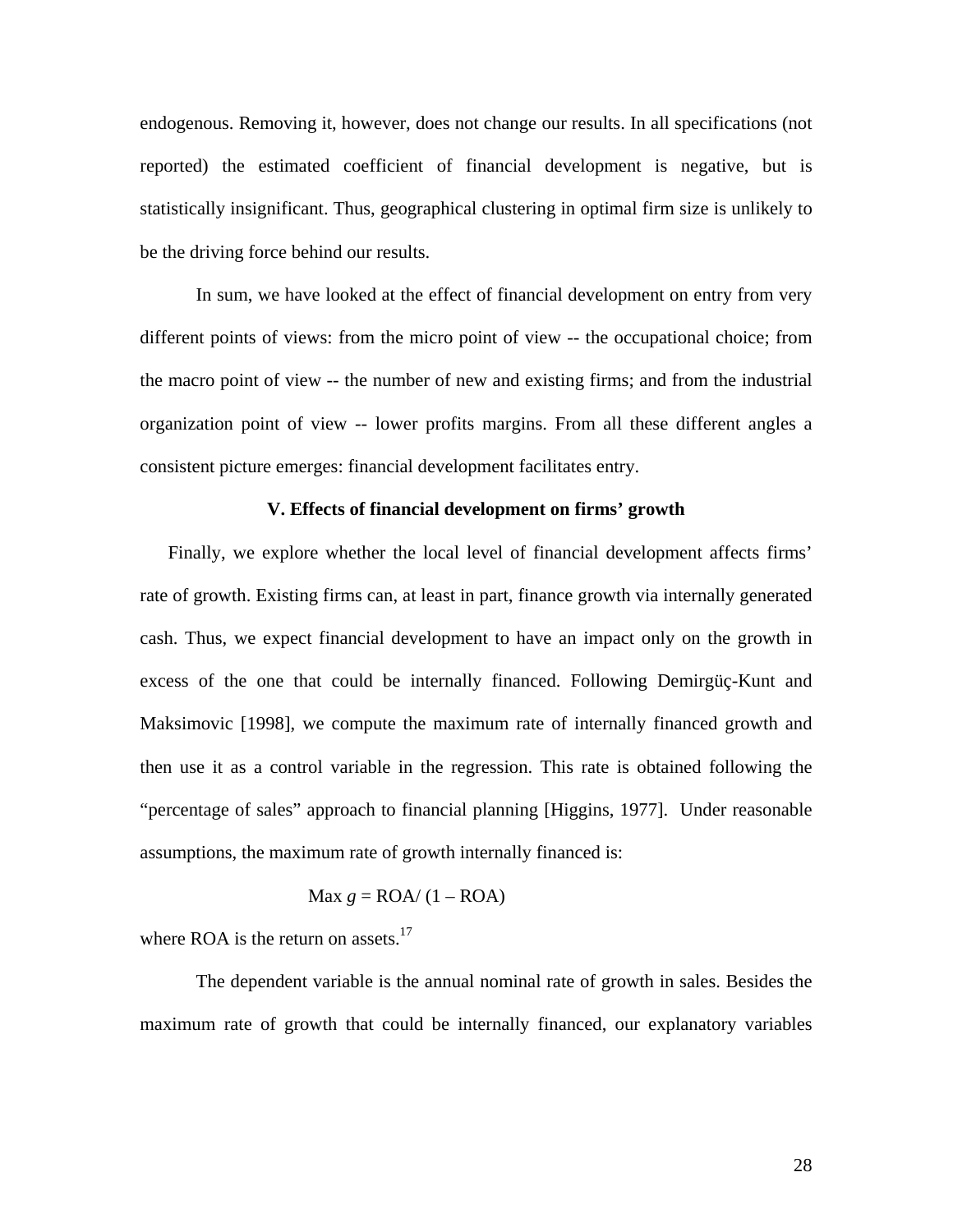endogenous. Removing it, however, does not change our results. In all specifications (not reported) the estimated coefficient of financial development is negative, but is statistically insignificant. Thus, geographical clustering in optimal firm size is unlikely to be the driving force behind our results.

In sum, we have looked at the effect of financial development on entry from very different points of views: from the micro point of view -- the occupational choice; from the macro point of view -- the number of new and existing firms; and from the industrial organization point of view -- lower profits margins. From all these different angles a consistent picture emerges: financial development facilitates entry.

## V. Effects of financial development on firms' growth

Finally, we explore whether the local level of financial development affects firms' rate of growth. Existing firms can, at least in part, finance growth via internally generated cash. Thus, we expect financial development to have an impact only on the growth in excess of the one that could be internally financed. Following Demirgüç-Kunt and Maksimovic [1998], we compute the maximum rate of internally financed growth and then use it as a control variable in the regression. This rate is obtained following the "percentage of sales" approach to financial planning [Higgins, 1977]. Under reasonable assumptions, the maximum rate of growth internally financed is:

$$\text{Max } g = \text{ROA}/\,(1 - \text{ROA})$$

where ROA is the return on assets.[17]

The dependent variable is the annual nominal rate of growth in sales. Besides the maximum rate of growth that could be internally financed, our explanatory variables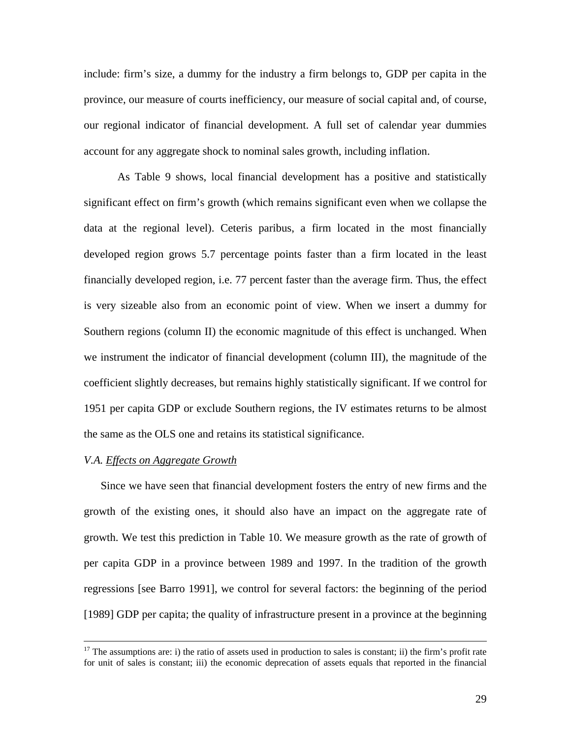include: firm's size, a dummy for the industry a firm belongs to, GDP per capita in the province, our measure of courts inefficiency, our measure of social capital and, of course, our regional indicator of financial development. A full set of calendar year dummies account for any aggregate shock to nominal sales growth, including inflation.

As Table 9 shows, local financial development has a positive and statistically significant effect on firm's growth (which remains significant even when we collapse the data at the regional level). Ceteris paribus, a firm located in the most financially developed region grows 5.7 percentage points faster than a firm located in the least financially developed region, i.e. 77 percent faster than the average firm. Thus, the effect is very sizeable also from an economic point of view. When we insert a dummy for Southern regions (column II) the economic magnitude of this effect is unchanged. When we instrument the indicator of financial development (column III), the magnitude of the coefficient slightly decreases, but remains highly statistically significant. If we control for 1951 per capita GDP or exclude Southern regions, the IV estimates returns to be almost the same as the OLS one and retains its statistical significance.

*V.A. Effects on Aggregate Growth*

Since we have seen that financial development fosters the entry of new firms and the growth of the existing ones, it should also have an impact on the aggregate rate of growth. We test this prediction in Table 10. We measure growth as the rate of growth of per capita GDP in a province between 1989 and 1997. In the tradition of the growth regressions [see Barro 1991], we control for several factors: the beginning of the period [1989] GDP per capita; the quality of infrastructure present in a province at the beginning

[17] The assumptions are: i) the ratio of assets used in production to sales is constant; ii) the firm's profit rate for unit of sales is constant; iii) the economic deprecation of assets equals that reported in the financial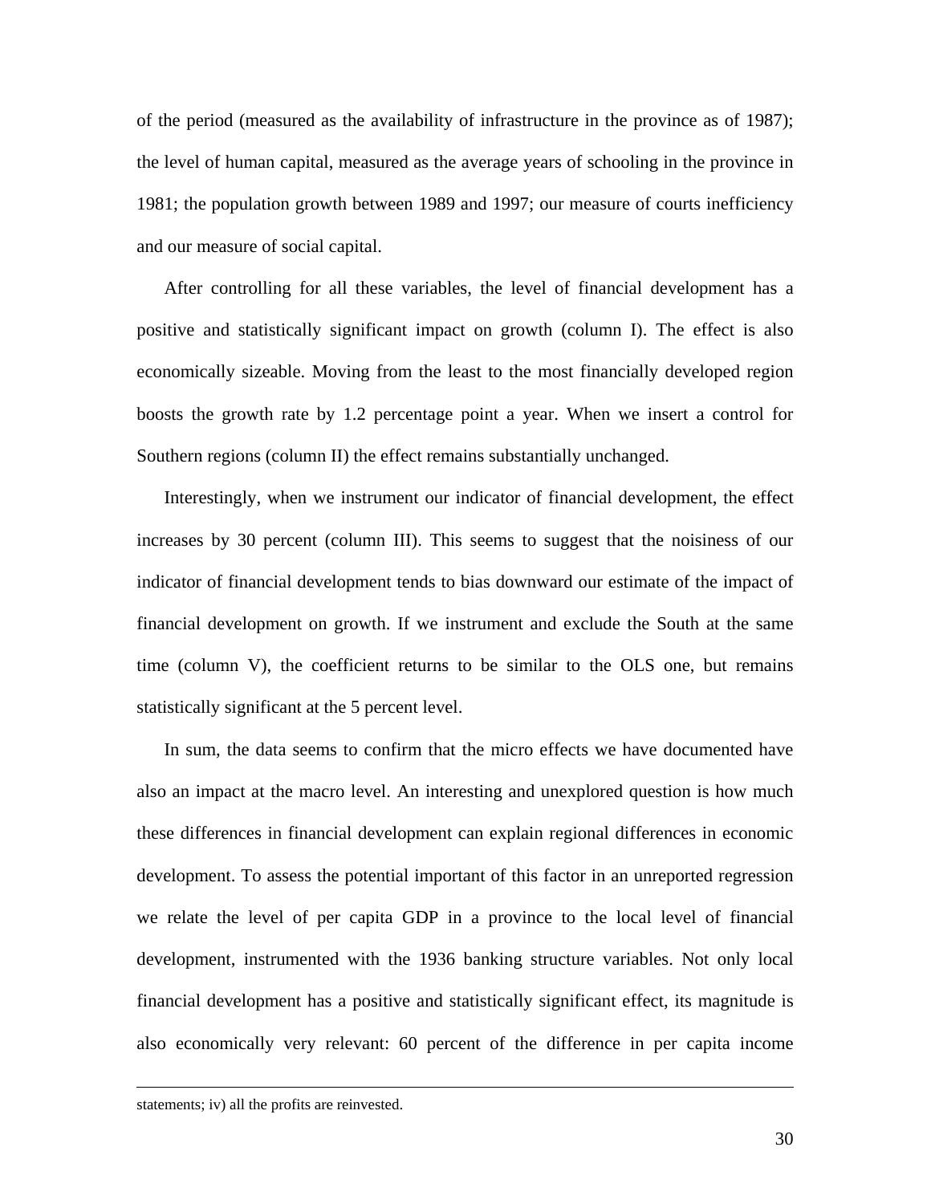of the period (measured as the availability of infrastructure in the province as of 1987); the level of human capital, measured as the average years of schooling in the province in 1981; the population growth between 1989 and 1997; our measure of courts inefficiency and our measure of social capital.

After controlling for all these variables, the level of financial development has a positive and statistically significant impact on growth (column I). The effect is also economically sizeable. Moving from the least to the most financially developed region boosts the growth rate by 1.2 percentage point a year. When we insert a control for Southern regions (column II) the effect remains substantially unchanged.

Interestingly, when we instrument our indicator of financial development, the effect increases by 30 percent (column III). This seems to suggest that the noisiness of our indicator of financial development tends to bias downward our estimate of the impact of financial development on growth. If we instrument and exclude the South at the same time (column V), the coefficient returns to be similar to the OLS one, but remains statistically significant at the 5 percent level.

In sum, the data seems to confirm that the micro effects we have documented have also an impact at the macro level. An interesting and unexplored question is how much these differences in financial development can explain regional differences in economic development. To assess the potential important of this factor in an unreported regression we relate the level of per capita GDP in a province to the local level of financial development, instrumented with the 1936 banking structure variables. Not only local financial development has a positive and statistically significant effect, its magnitude is also economically very relevant: 60 percent of the difference in per capita income

---

statements; iv) all the profits are reinvested.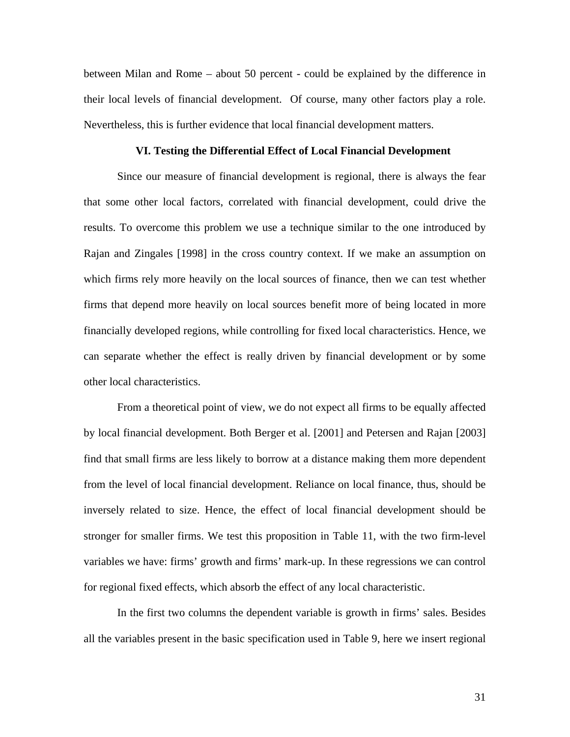between Milan and Rome – about 50 percent - could be explained by the difference in their local levels of financial development. Of course, many other factors play a role. Nevertheless, this is further evidence that local financial development matters.

## VI. Testing the Differential Effect of Local Financial Development

Since our measure of financial development is regional, there is always the fear that some other local factors, correlated with financial development, could drive the results. To overcome this problem we use a technique similar to the one introduced by Rajan and Zingales [1998] in the cross country context. If we make an assumption on which firms rely more heavily on the local sources of finance, then we can test whether firms that depend more heavily on local sources benefit more of being located in more financially developed regions, while controlling for fixed local characteristics. Hence, we can separate whether the effect is really driven by financial development or by some other local characteristics.

From a theoretical point of view, we do not expect all firms to be equally affected by local financial development. Both Berger et al. [2001] and Petersen and Rajan [2003] find that small firms are less likely to borrow at a distance making them more dependent from the level of local financial development. Reliance on local finance, thus, should be inversely related to size. Hence, the effect of local financial development should be stronger for smaller firms. We test this proposition in Table 11, with the two firm-level variables we have: firms' growth and firms' mark-up. In these regressions we can control for regional fixed effects, which absorb the effect of any local characteristic.

In the first two columns the dependent variable is growth in firms' sales. Besides all the variables present in the basic specification used in Table 9, here we insert regional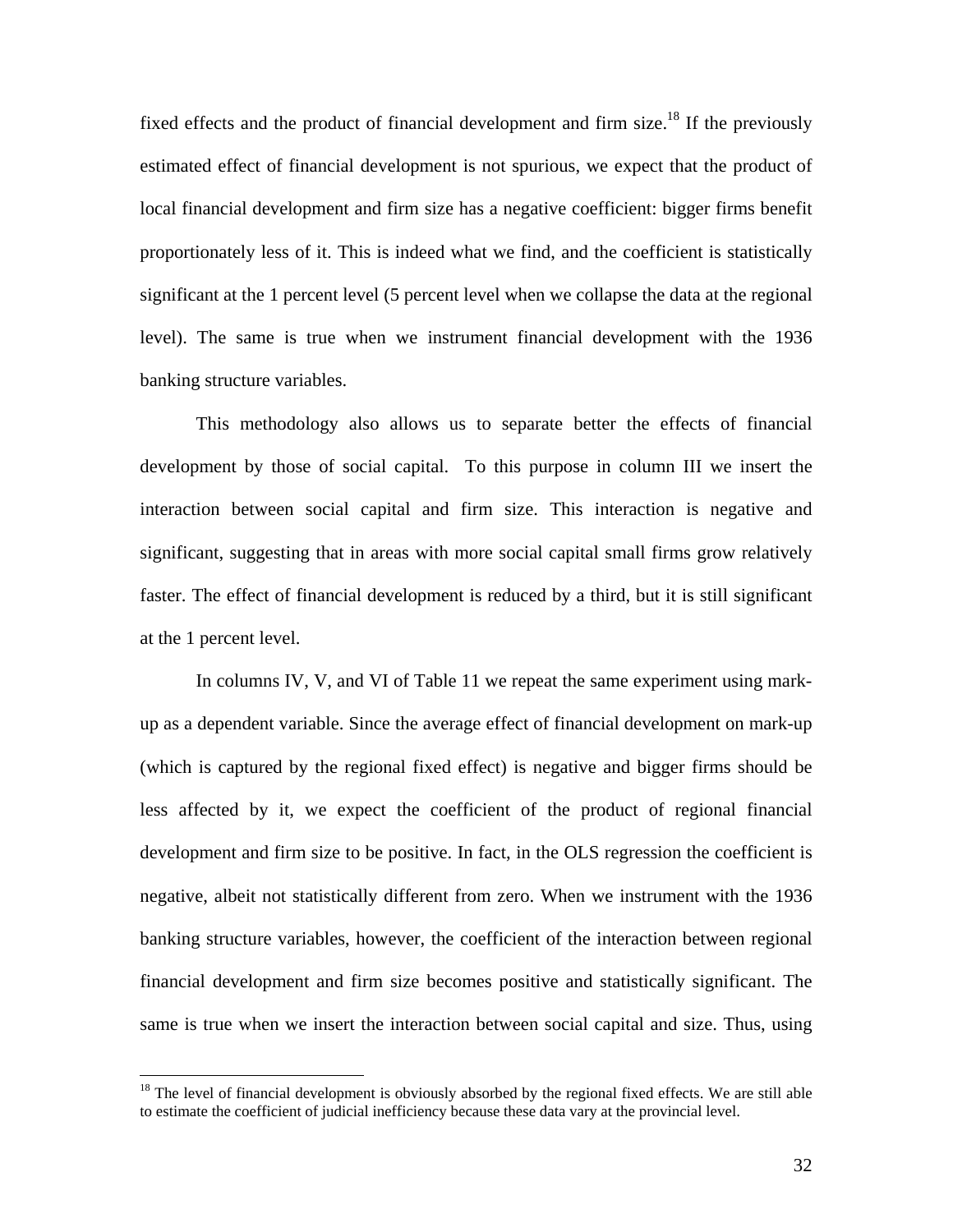fixed effects and the product of financial development and firm size.[18] If the previously estimated effect of financial development is not spurious, we expect that the product of local financial development and firm size has a negative coefficient: bigger firms benefit proportionately less of it. This is indeed what we find, and the coefficient is statistically significant at the 1 percent level (5 percent level when we collapse the data at the regional level). The same is true when we instrument financial development with the 1936 banking structure variables.

This methodology also allows us to separate better the effects of financial development by those of social capital. To this purpose in column III we insert the interaction between social capital and firm size. This interaction is negative and significant, suggesting that in areas with more social capital small firms grow relatively faster. The effect of financial development is reduced by a third, but it is still significant at the 1 percent level.

In columns IV, V, and VI of Table 11 we repeat the same experiment using mark-up as a dependent variable. Since the average effect of financial development on mark-up (which is captured by the regional fixed effect) is negative and bigger firms should be less affected by it, we expect the coefficient of the product of regional financial development and firm size to be positive. In fact, in the OLS regression the coefficient is negative, albeit not statistically different from zero. When we instrument with the 1936 banking structure variables, however, the coefficient of the interaction between regional financial development and firm size becomes positive and statistically significant. The same is true when we insert the interaction between social capital and size. Thus, using

---

[18] The level of financial development is obviously absorbed by the regional fixed effects. We are still able to estimate the coefficient of judicial inefficiency because these data vary at the provincial level.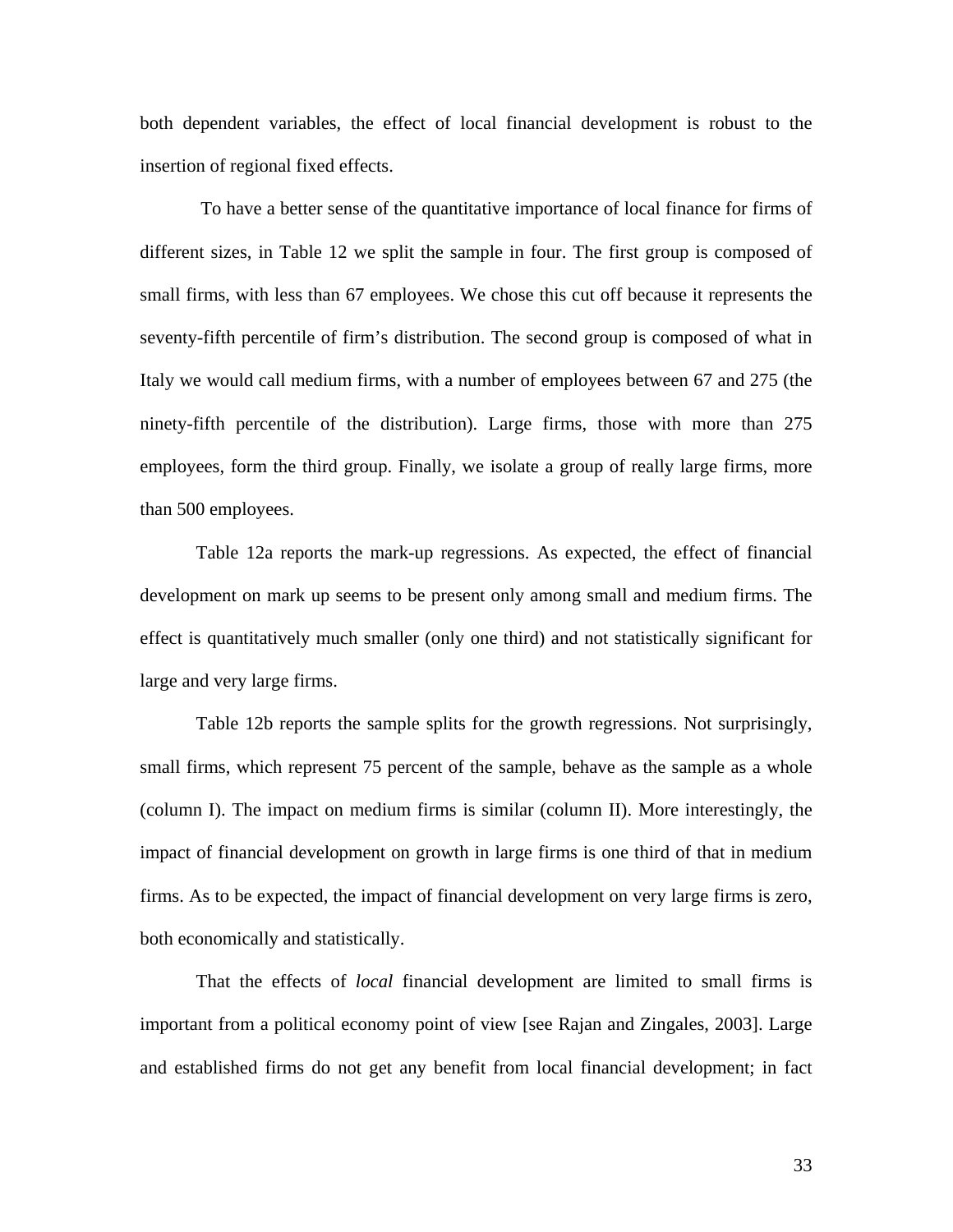both dependent variables, the effect of local financial development is robust to the insertion of regional fixed effects.

To have a better sense of the quantitative importance of local finance for firms of different sizes, in Table 12 we split the sample in four. The first group is composed of small firms, with less than 67 employees. We chose this cut off because it represents the seventy-fifth percentile of firm's distribution. The second group is composed of what in Italy we would call medium firms, with a number of employees between 67 and 275 (the ninety-fifth percentile of the distribution). Large firms, those with more than 275 employees, form the third group. Finally, we isolate a group of really large firms, more than 500 employees.

Table 12a reports the mark-up regressions. As expected, the effect of financial development on mark up seems to be present only among small and medium firms. The effect is quantitatively much smaller (only one third) and not statistically significant for large and very large firms.

Table 12b reports the sample splits for the growth regressions. Not surprisingly, small firms, which represent 75 percent of the sample, behave as the sample as a whole (column I). The impact on medium firms is similar (column II). More interestingly, the impact of financial development on growth in large firms is one third of that in medium firms. As to be expected, the impact of financial development on very large firms is zero, both economically and statistically.

That the effects of *local* financial development are limited to small firms is important from a political economy point of view [see Rajan and Zingales, 2003]. Large and established firms do not get any benefit from local financial development; in fact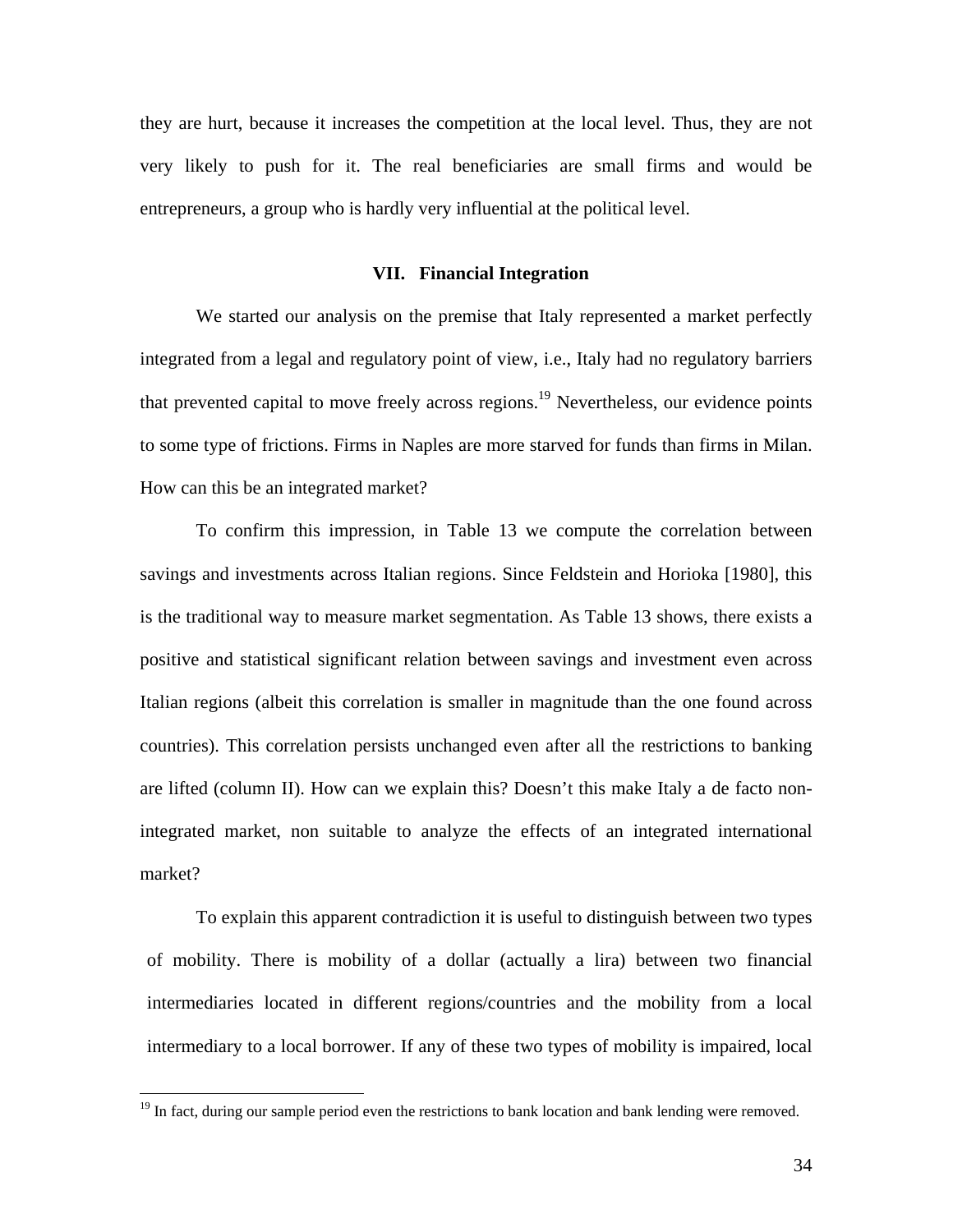they are hurt, because it increases the competition at the local level. Thus, they are not very likely to push for it. The real beneficiaries are small firms and would be entrepreneurs, a group who is hardly very influential at the political level.

## VII. Financial Integration

We started our analysis on the premise that Italy represented a market perfectly integrated from a legal and regulatory point of view, i.e., Italy had no regulatory barriers that prevented capital to move freely across regions.[19] Nevertheless, our evidence points to some type of frictions. Firms in Naples are more starved for funds than firms in Milan. How can this be an integrated market?

To confirm this impression, in Table 13 we compute the correlation between savings and investments across Italian regions. Since Feldstein and Horioka [1980], this is the traditional way to measure market segmentation. As Table 13 shows, there exists a positive and statistical significant relation between savings and investment even across Italian regions (albeit this correlation is smaller in magnitude than the one found across countries). This correlation persists unchanged even after all the restrictions to banking are lifted (column II). How can we explain this? Doesn't this make Italy a de facto non-integrated market, non suitable to analyze the effects of an integrated international market?

To explain this apparent contradiction it is useful to distinguish between two types of mobility. There is mobility of a dollar (actually a lira) between two financial intermediaries located in different regions/countries and the mobility from a local intermediary to a local borrower. If any of these two types of mobility is impaired, local

[19] In fact, during our sample period even the restrictions to bank location and bank lending were removed.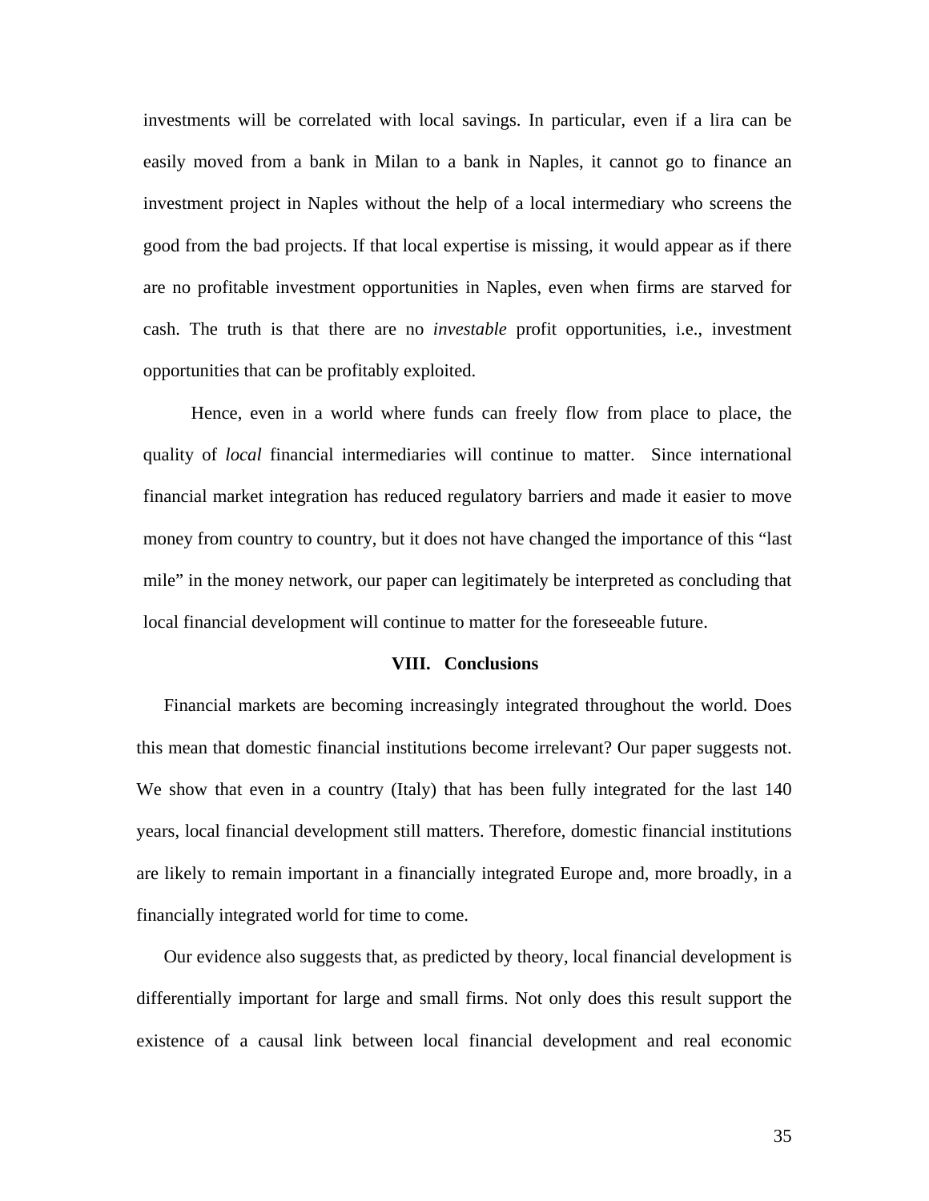investments will be correlated with local savings. In particular, even if a lira can be easily moved from a bank in Milan to a bank in Naples, it cannot go to finance an investment project in Naples without the help of a local intermediary who screens the good from the bad projects. If that local expertise is missing, it would appear as if there are no profitable investment opportunities in Naples, even when firms are starved for cash. The truth is that there are no *investable* profit opportunities, i.e., investment opportunities that can be profitably exploited.

Hence, even in a world where funds can freely flow from place to place, the quality of *local* financial intermediaries will continue to matter. Since international financial market integration has reduced regulatory barriers and made it easier to move money from country to country, but it does not have changed the importance of this "last mile" in the money network, our paper can legitimately be interpreted as concluding that local financial development will continue to matter for the foreseeable future.

## VIII. Conclusions

Financial markets are becoming increasingly integrated throughout the world. Does this mean that domestic financial institutions become irrelevant? Our paper suggests not. We show that even in a country (Italy) that has been fully integrated for the last 140 years, local financial development still matters. Therefore, domestic financial institutions are likely to remain important in a financially integrated Europe and, more broadly, in a financially integrated world for time to come.

Our evidence also suggests that, as predicted by theory, local financial development is differentially important for large and small firms. Not only does this result support the existence of a causal link between local financial development and real economic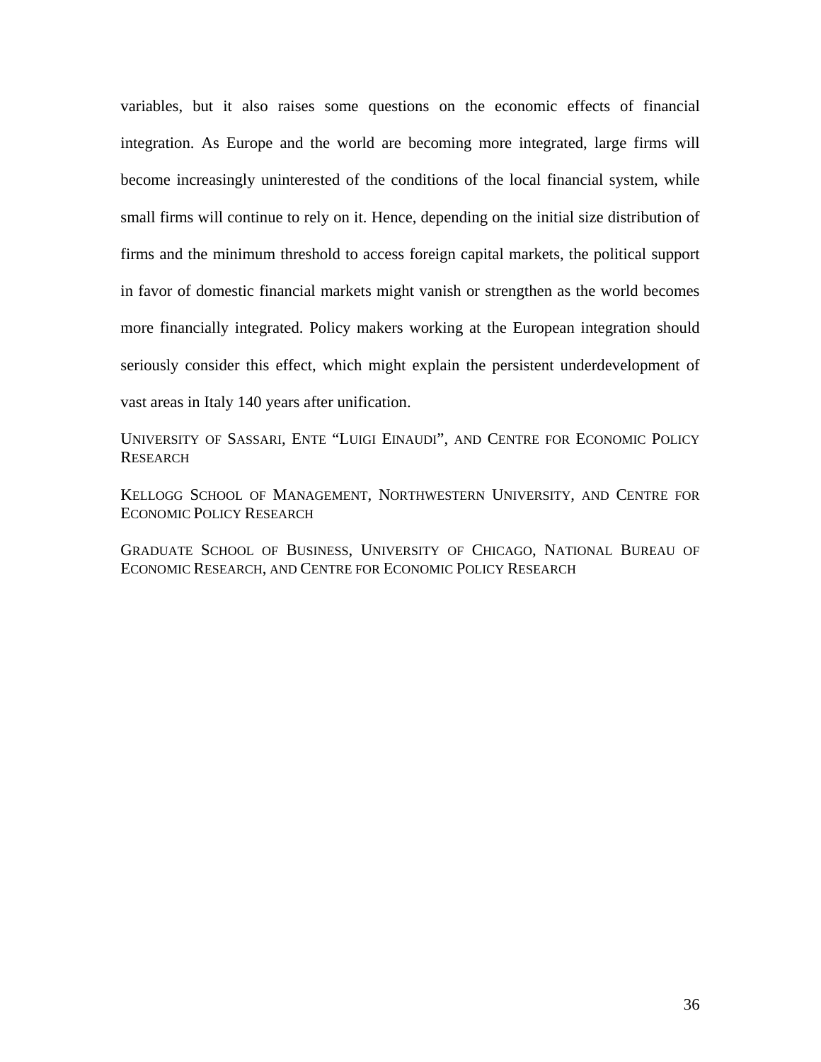variables, but it also raises some questions on the economic effects of financial integration. As Europe and the world are becoming more integrated, large firms will become increasingly uninterested of the conditions of the local financial system, while small firms will continue to rely on it. Hence, depending on the initial size distribution of firms and the minimum threshold to access foreign capital markets, the political support in favor of domestic financial markets might vanish or strengthen as the world becomes more financially integrated. Policy makers working at the European integration should seriously consider this effect, which might explain the persistent underdevelopment of vast areas in Italy 140 years after unification.

UNIVERSITY OF SASSARI, ENTE "LUIGI EINAUDI", AND CENTRE FOR ECONOMIC POLICY RESEARCH

KELLOGG SCHOOL OF MANAGEMENT, NORTHWESTERN UNIVERSITY, AND CENTRE FOR ECONOMIC POLICY RESEARCH

GRADUATE SCHOOL OF BUSINESS, UNIVERSITY OF CHICAGO, NATIONAL BUREAU OF ECONOMIC RESEARCH, AND CENTRE FOR ECONOMIC POLICY RESEARCH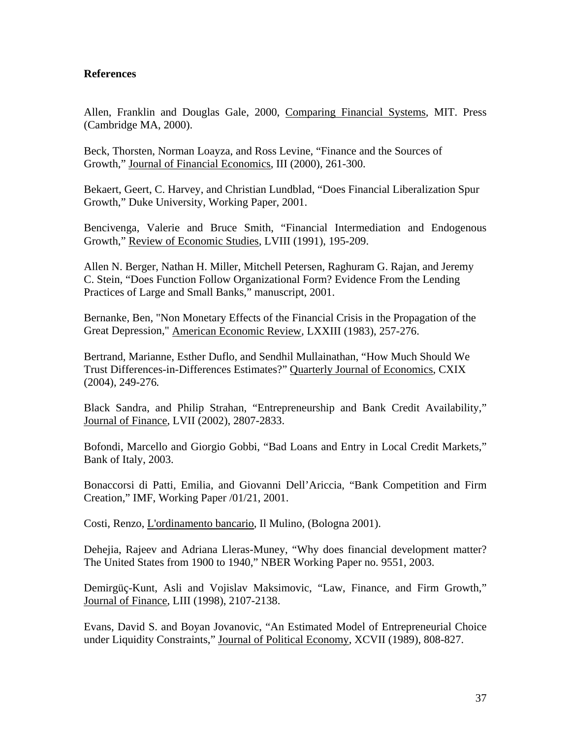**References**

Allen, Franklin and Douglas Gale, 2000, Comparing Financial Systems, MIT. Press (Cambridge MA, 2000).

Beck, Thorsten, Norman Loayza, and Ross Levine, "Finance and the Sources of Growth," Journal of Financial Economics, III (2000), 261-300.

Bekaert, Geert, C. Harvey, and Christian Lundblad, "Does Financial Liberalization Spur Growth," Duke University, Working Paper, 2001.

Bencivenga, Valerie and Bruce Smith, "Financial Intermediation and Endogenous Growth," Review of Economic Studies, LVIII (1991), 195-209.

Allen N. Berger, Nathan H. Miller, Mitchell Petersen, Raghuram G. Rajan, and Jeremy C. Stein, "Does Function Follow Organizational Form? Evidence From the Lending Practices of Large and Small Banks," manuscript, 2001.

Bernanke, Ben, "Non Monetary Effects of the Financial Crisis in the Propagation of the Great Depression," American Economic Review, LXXIII (1983), 257-276.

Bertrand, Marianne, Esther Duflo, and Sendhil Mullainathan, "How Much Should We Trust Differences-in-Differences Estimates?" Quarterly Journal of Economics, CXIX (2004), 249-276.

Black Sandra, and Philip Strahan, "Entrepreneurship and Bank Credit Availability," Journal of Finance, LVII (2002), 2807-2833.

Bofondi, Marcello and Giorgio Gobbi, "Bad Loans and Entry in Local Credit Markets," Bank of Italy, 2003.

Bonaccorsi di Patti, Emilia, and Giovanni Dell'Ariccia, "Bank Competition and Firm Creation," IMF, Working Paper /01/21, 2001.

Costi, Renzo, L'ordinamento bancario, Il Mulino, (Bologna 2001).

Dehejia, Rajeev and Adriana Lleras-Muney, "Why does financial development matter? The United States from 1900 to 1940," NBER Working Paper no. 9551, 2003.

Demirgüç-Kunt, Asli and Vojislav Maksimovic, "Law, Finance, and Firm Growth," Journal of Finance, LIII (1998), 2107-2138.

Evans, David S. and Boyan Jovanovic, "An Estimated Model of Entrepreneurial Choice under Liquidity Constraints," Journal of Political Economy, XCVII (1989), 808-827.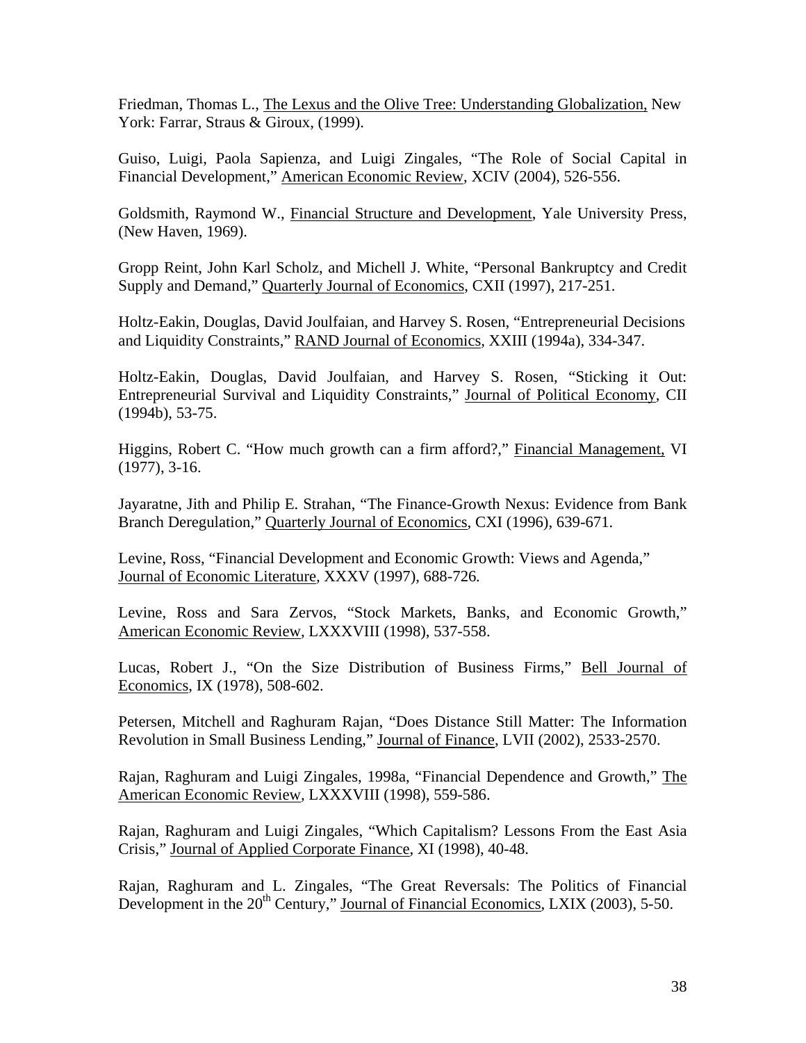Friedman, Thomas L., The Lexus and the Olive Tree: Understanding Globalization, New York: Farrar, Straus & Giroux, (1999).

Guiso, Luigi, Paola Sapienza, and Luigi Zingales, "The Role of Social Capital in Financial Development," American Economic Review, XCIV (2004), 526-556.

Goldsmith, Raymond W., Financial Structure and Development, Yale University Press, (New Haven, 1969).

Gropp Reint, John Karl Scholz, and Michell J. White, "Personal Bankruptcy and Credit Supply and Demand," Quarterly Journal of Economics, CXII (1997), 217-251.

Holtz-Eakin, Douglas, David Joulfaian, and Harvey S. Rosen, "Entrepreneurial Decisions and Liquidity Constraints," RAND Journal of Economics, XXIII (1994a), 334-347.

Holtz-Eakin, Douglas, David Joulfaian, and Harvey S. Rosen, "Sticking it Out: Entrepreneurial Survival and Liquidity Constraints," Journal of Political Economy, CII (1994b), 53-75.

Higgins, Robert C. "How much growth can a firm afford?," Financial Management, VI (1977), 3-16.

Jayaratne, Jith and Philip E. Strahan, "The Finance-Growth Nexus: Evidence from Bank Branch Deregulation," Quarterly Journal of Economics, CXI (1996), 639-671.

Levine, Ross, "Financial Development and Economic Growth: Views and Agenda," Journal of Economic Literature, XXXV (1997), 688-726.

Levine, Ross and Sara Zervos, "Stock Markets, Banks, and Economic Growth," American Economic Review, LXXXVIII (1998), 537-558.

Lucas, Robert J., "On the Size Distribution of Business Firms," Bell Journal of Economics, IX (1978), 508-602.

Petersen, Mitchell and Raghuram Rajan, "Does Distance Still Matter: The Information Revolution in Small Business Lending," Journal of Finance, LVII (2002), 2533-2570.

Rajan, Raghuram and Luigi Zingales, 1998a, "Financial Dependence and Growth," The American Economic Review, LXXXVIII (1998), 559-586.

Rajan, Raghuram and Luigi Zingales, "Which Capitalism? Lessons From the East Asia Crisis," Journal of Applied Corporate Finance, XI (1998), 40-48.

Rajan, Raghuram and L. Zingales, "The Great Reversals: The Politics of Financial Development in the 20th Century," Journal of Financial Economics, LXIX (2003), 5-50.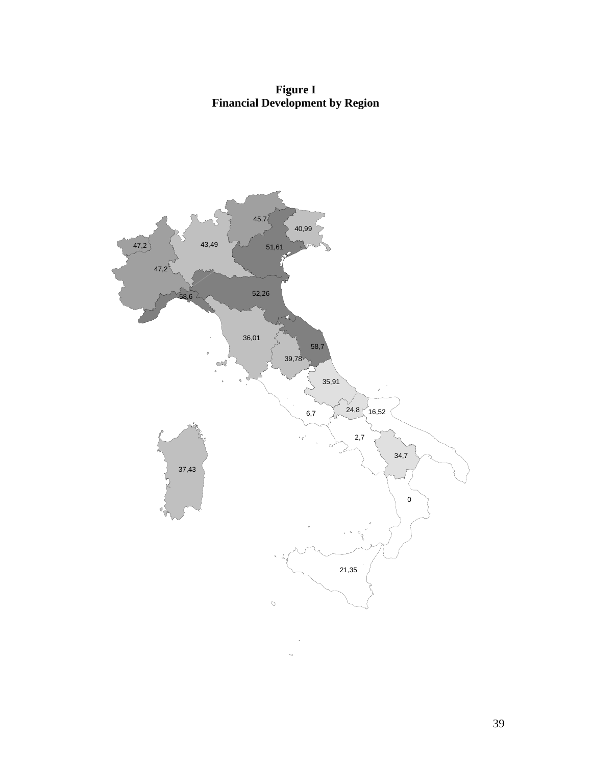**Figure I**
**Financial Development by Region**

45,7
40,99
47,2
43,49
51,61
47,2
52,26
58,6
36,01
58,7
39,78
35,91
24,8
16,52
6,7
2,7
34,7
37,43
0
21,35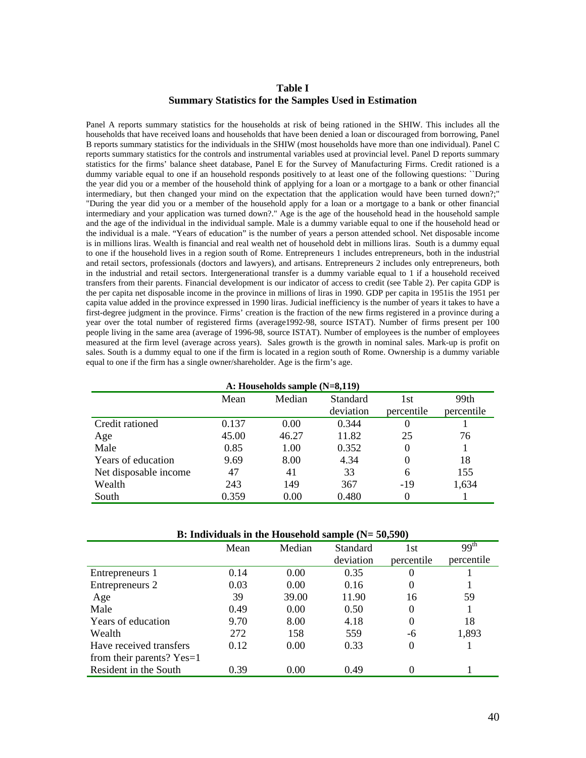# Table I
## Summary Statistics for the Samples Used in Estimation

Panel A reports summary statistics for the households at risk of being rationed in the SHIW. This includes all the households that have received loans and households that have been denied a loan or discouraged from borrowing, Panel B reports summary statistics for the individuals in the SHIW (most households have more than one individual). Panel C reports summary statistics for the controls and instrumental variables used at provincial level. Panel D reports summary statistics for the firms' balance sheet database, Panel E for the Survey of Manufacturing Firms. Credit rationed is a dummy variable equal to one if an household responds positively to at least one of the following questions: ``During the year did you or a member of the household think of applying for a loan or a mortgage to a bank or other financial intermediary, but then changed your mind on the expectation that the application would have been turned down?;" "During the year did you or a member of the household apply for a loan or a mortgage to a bank or other financial intermediary and your application was turned down?." Age is the age of the household head in the household sample and the age of the individual in the individual sample. Male is a dummy variable equal to one if the household head or the individual is a male. "Years of education" is the number of years a person attended school. Net disposable income is in millions liras. Wealth is financial and real wealth net of household debt in millions liras. South is a dummy equal to one if the household lives in a region south of Rome. Entrepreneurs 1 includes entrepreneurs, both in the industrial and retail sectors, professionals (doctors and lawyers), and artisans. Entrepreneurs 2 includes only entrepreneurs, both in the industrial and retail sectors. Intergenerational transfer is a dummy variable equal to 1 if a household received transfers from their parents. Financial development is our indicator of access to credit (see Table 2). Per capita GDP is the per capita net disposable income in the province in millions of liras in 1990. GDP per capita in 1951is the 1951 per capita value added in the province expressed in 1990 liras. Judicial inefficiency is the number of years it takes to have a first-degree judgment in the province. Firms' creation is the fraction of the new firms registered in a province during a year over the total number of registered firms (average1992-98, source ISTAT). Number of firms present per 100 people living in the same area (average of 1996-98, source ISTAT). Number of employees is the number of employees measured at the firm level (average across years). Sales growth is the growth in nominal sales. Mark-up is profit on sales. South is a dummy equal to one if the firm is located in a region south of Rome. Ownership is a dummy variable equal to one if the firm has a single owner/shareholder. Age is the firm's age.

**A: Households sample (N=8,119)**

| | Mean | Median | Standard deviation | 1st percentile | 99th percentile |
|---|---|---|---|---|---|
| Credit rationed | 0.137 | 0.00 | 0.344 | 0 | 1 |
| Age | 45.00 | 46.27 | 11.82 | 25 | 76 |
| Male | 0.85 | 1.00 | 0.352 | 0 | 1 |
| Years of education | 9.69 | 8.00 | 4.34 | 0 | 18 |
| Net disposable income | 47 | 41 | 33 | 6 | 155 |
| Wealth | 243 | 149 | 367 | -19 | 1,634 |
| South | 0.359 | 0.00 | 0.480 | 0 | 1 |

**B: Individuals in the Household sample (N= 50,590)**

| | Mean | Median | Standard deviation | 1st percentile | 99th percentile |
|---|---|---|---|---|---|
| Entrepreneurs 1 | 0.14 | 0.00 | 0.35 | 0 | 1 |
| Entrepreneurs 2 | 0.03 | 0.00 | 0.16 | 0 | 1 |
| Age | 39 | 39.00 | 11.90 | 16 | 59 |
| Male | 0.49 | 0.00 | 0.50 | 0 | 1 |
| Years of education | 9.70 | 8.00 | 4.18 | 0 | 18 |
| Wealth | 272 | 158 | 559 | -6 | 1,893 |
| Have received transfers from their parents? Yes=1 | 0.12 | 0.00 | 0.33 | 0 | 1 |
| Resident in the South | 0.39 | 0.00 | 0.49 | 0 | 1 |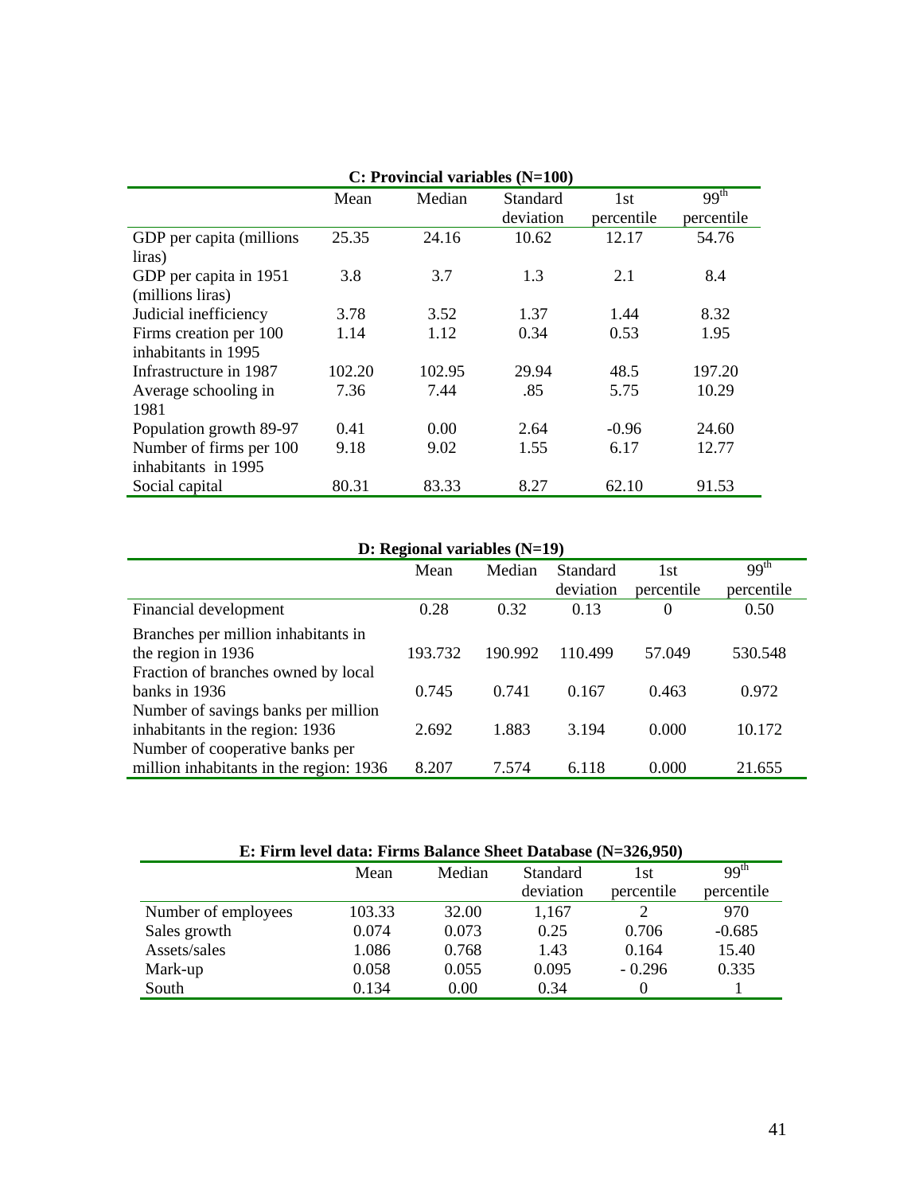**C: Provincial variables (N=100)**

| | Mean | Median | Standard deviation | 1st percentile | 99th percentile |
|---|---|---|---|---|---|
| GDP per capita (millions liras) | 25.35 | 24.16 | 10.62 | 12.17 | 54.76 |
| GDP per capita in 1951 (millions liras) | 3.8 | 3.7 | 1.3 | 2.1 | 8.4 |
| Judicial inefficiency | 3.78 | 3.52 | 1.37 | 1.44 | 8.32 |
| Firms creation per 100 inhabitants in 1995 | 1.14 | 1.12 | 0.34 | 0.53 | 1.95 |
| Infrastructure in 1987 | 102.20 | 102.95 | 29.94 | 48.5 | 197.20 |
| Average schooling in 1981 | 7.36 | 7.44 | .85 | 5.75 | 10.29 |
| Population growth 89-97 | 0.41 | 0.00 | 2.64 | -0.96 | 24.60 |
| Number of firms per 100 inhabitants in 1995 | 9.18 | 9.02 | 1.55 | 6.17 | 12.77 |
| Social capital | 80.31 | 83.33 | 8.27 | 62.10 | 91.53 |

**D: Regional variables (N=19)**

| | Mean | Median | Standard deviation | 1st percentile | 99th percentile |
|---|---|---|---|---|---|
| Financial development | 0.28 | 0.32 | 0.13 | 0 | 0.50 |
| Branches per million inhabitants in the region in 1936 | 193.732 | 190.992 | 110.499 | 57.049 | 530.548 |
| Fraction of branches owned by local banks in 1936 | 0.745 | 0.741 | 0.167 | 0.463 | 0.972 |
| Number of savings banks per million inhabitants in the region: 1936 | 2.692 | 1.883 | 3.194 | 0.000 | 10.172 |
| Number of cooperative banks per million inhabitants in the region: 1936 | 8.207 | 7.574 | 6.118 | 0.000 | 21.655 |

**E: Firm level data: Firms Balance Sheet Database (N=326,950)**

| | Mean | Median | Standard deviation | 1st percentile | 99th percentile |
|---|---|---|---|---|---|
| Number of employees | 103.33 | 32.00 | 1,167 | 2 | 970 |
| Sales growth | 0.074 | 0.073 | 0.25 | 0.706 | -0.685 |
| Assets/sales | 1.086 | 0.768 | 1.43 | 0.164 | 15.40 |
| Mark-up | 0.058 | 0.055 | 0.095 | - 0.296 | 0.335 |
| South | 0.134 | 0.00 | 0.34 | 0 | 1 |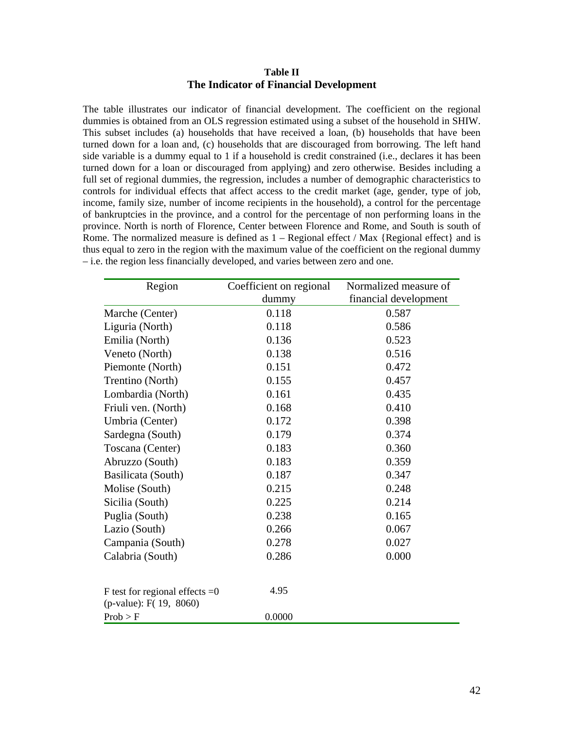**Table II**
**The Indicator of Financial Development**

The table illustrates our indicator of financial development. The coefficient on the regional dummies is obtained from an OLS regression estimated using a subset of the household in SHIW. This subset includes (a) households that have received a loan, (b) households that have been turned down for a loan and, (c) households that are discouraged from borrowing. The left hand side variable is a dummy equal to 1 if a household is credit constrained (i.e., declares it has been turned down for a loan or discouraged from applying) and zero otherwise. Besides including a full set of regional dummies, the regression, includes a number of demographic characteristics to controls for individual effects that affect access to the credit market (age, gender, type of job, income, family size, number of income recipients in the household), a control for the percentage of bankruptcies in the province, and a control for the percentage of non performing loans in the province. North is north of Florence, Center between Florence and Rome, and South is south of Rome. The normalized measure is defined as 1 – Regional effect / Max {Regional effect} and is thus equal to zero in the region with the maximum value of the coefficient on the regional dummy – i.e. the region less financially developed, and varies between zero and one.

| Region | Coefficient on regional dummy | Normalized measure of financial development |
|---|---|---|
| Marche (Center) | 0.118 | 0.587 |
| Liguria (North) | 0.118 | 0.586 |
| Emilia (North) | 0.136 | 0.523 |
| Veneto (North) | 0.138 | 0.516 |
| Piemonte (North) | 0.151 | 0.472 |
| Trentino (North) | 0.155 | 0.457 |
| Lombardia (North) | 0.161 | 0.435 |
| Friuli ven. (North) | 0.168 | 0.410 |
| Umbria (Center) | 0.172 | 0.398 |
| Sardegna (South) | 0.179 | 0.374 |
| Toscana (Center) | 0.183 | 0.360 |
| Abruzzo (South) | 0.183 | 0.359 |
| Basilicata (South) | 0.187 | 0.347 |
| Molise (South) | 0.215 | 0.248 |
| Sicilia (South) | 0.225 | 0.214 |
| Puglia (South) | 0.238 | 0.165 |
| Lazio (South) | 0.266 | 0.067 |
| Campania (South) | 0.278 | 0.027 |
| Calabria (South) | 0.286 | 0.000 |
| | | |
| F test for regional effects =0 (p-value): F( 19, 8060) | 4.95 | |
| Prob > F | 0.0000 | |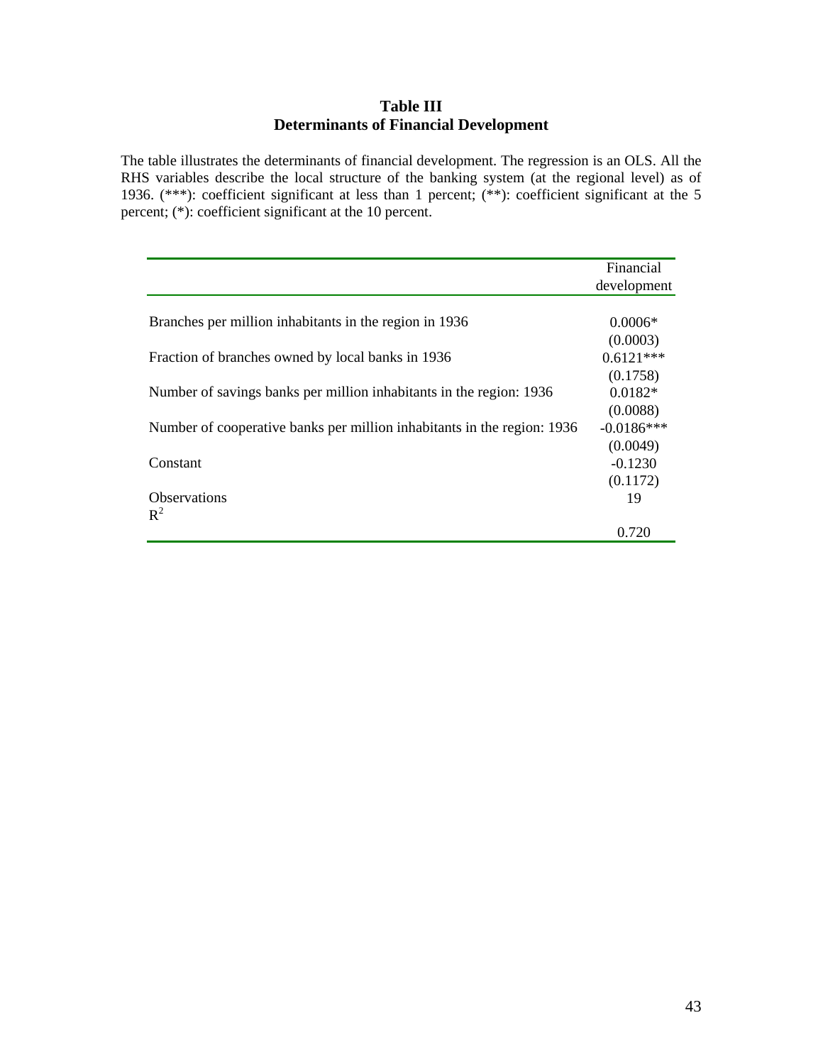**Table III**
**Determinants of Financial Development**

The table illustrates the determinants of financial development. The regression is an OLS. All the RHS variables describe the local structure of the banking system (at the regional level) as of 1936. (***): coefficient significant at less than 1 percent; (**): coefficient significant at the 5 percent; (*): coefficient significant at the 10 percent.

| | Financial development |
|---|---|
| Branches per million inhabitants in the region in 1936 | 0.0006* |
| | (0.0003) |
| Fraction of branches owned by local banks in 1936 | 0.6121*** |
| | (0.1758) |
| Number of savings banks per million inhabitants in the region: 1936 | 0.0182* |
| | (0.0088) |
| Number of cooperative banks per million inhabitants in the region: 1936 | -0.0186*** |
| | (0.0049) |
| Constant | -0.1230 |
| | (0.1172) |
| Observations | 19 |
| $R^2$ | 0.720 |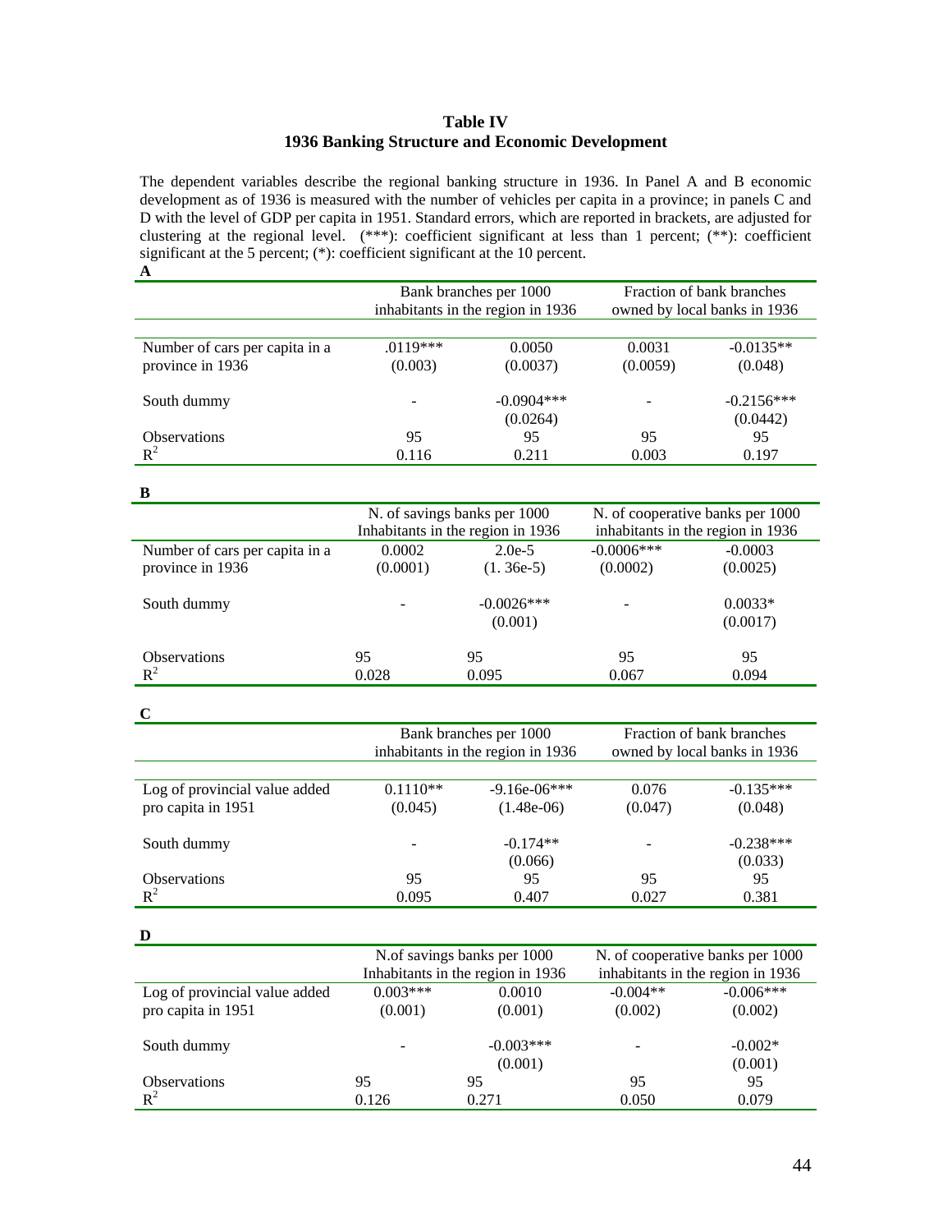**Table IV**
**1936 Banking Structure and Economic Development**

The dependent variables describe the regional banking structure in 1936. In Panel A and B economic development as of 1936 is measured with the number of vehicles per capita in a province; in panels C and D with the level of GDP per capita in 1951. Standard errors, which are reported in brackets, are adjusted for clustering at the regional level. (***): coefficient significant at less than 1 percent; (**): coefficient significant at the 5 percent; (*): coefficient significant at the 10 percent.

**A**

| | Bank branches per 1000 inhabitants in the region in 1936 | | Fraction of bank branches owned by local banks in 1936 | |
|---|---|---|---|---|
| Number of cars per capita in a province in 1936 | .0119*** | 0.0050 | 0.0031 | -0.0135** |
| | (0.003) | (0.0037) | (0.0059) | (0.048) |
| South dummy | - | -0.0904*** | - | -0.2156*** |
| | | (0.0264) | | (0.0442) |
| Observations | 95 | 95 | 95 | 95 |
| $R^2$ | 0.116 | 0.211 | 0.003 | 0.197 |

**B**

| | N. of savings banks per 1000 Inhabitants in the region in 1936 | | N. of cooperative banks per 1000 inhabitants in the region in 1936 | |
|---|---|---|---|---|
| Number of cars per capita in a province in 1936 | 0.0002 | 2.0e-5 | -0.0006*** | -0.0003 |
| | (0.0001) | (1. 36e-5) | (0.0002) | (0.0025) |
| South dummy | - | -0.0026*** | - | 0.0033* |
| | | (0.001) | | (0.0017) |
| Observations | 95 | 95 | 95 | 95 |
| $R^2$ | 0.028 | 0.095 | 0.067 | 0.094 |

**C**

| | Bank branches per 1000 inhabitants in the region in 1936 | | Fraction of bank branches owned by local banks in 1936 | |
|---|---|---|---|---|
| Log of provincial value added pro capita in 1951 | 0.1110** | -9.16e-06*** | 0.076 | -0.135*** |
| | (0.045) | (1.48e-06) | (0.047) | (0.048) |
| South dummy | - | -0.174** | - | -0.238*** |
| | | (0.066) | | (0.033) |
| Observations | 95 | 95 | 95 | 95 |
| $R^2$ | 0.095 | 0.407 | 0.027 | 0.381 |

**D**

| | N.of savings banks per 1000 Inhabitants in the region in 1936 | | N. of cooperative banks per 1000 inhabitants in the region in 1936 | |
|---|---|---|---|---|
| Log of provincial value added pro capita in 1951 | 0.003*** | 0.0010 | -0.004** | -0.006*** |
| | (0.001) | (0.001) | (0.002) | (0.002) |
| South dummy | - | -0.003*** | - | -0.002* |
| | | (0.001) | | (0.001) |
| Observations | 95 | 95 | 95 | 95 |
| $R^2$ | 0.126 | 0.271 | 0.050 | 0.079 |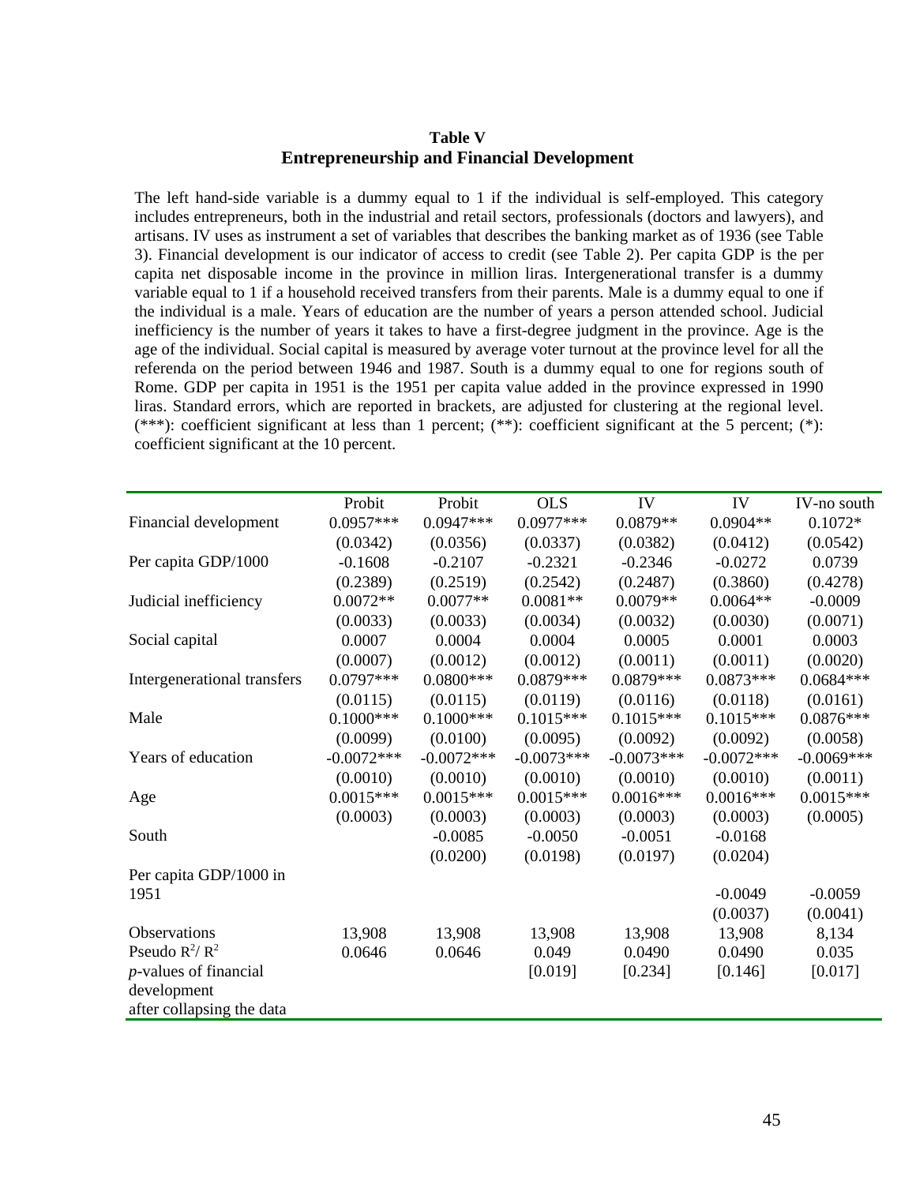**Table V**
**Entrepreneurship and Financial Development**

The left hand-side variable is a dummy equal to 1 if the individual is self-employed. This category includes entrepreneurs, both in the industrial and retail sectors, professionals (doctors and lawyers), and artisans. IV uses as instrument a set of variables that describes the banking market as of 1936 (see Table 3). Financial development is our indicator of access to credit (see Table 2). Per capita GDP is the per capita net disposable income in the province in million liras. Intergenerational transfer is a dummy variable equal to 1 if a household received transfers from their parents. Male is a dummy equal to one if the individual is a male. Years of education are the number of years a person attended school. Judicial inefficiency is the number of years it takes to have a first-degree judgment in the province. Age is the age of the individual. Social capital is measured by average voter turnout at the province level for all the referenda on the period between 1946 and 1987. South is a dummy equal to one for regions south of Rome. GDP per capita in 1951 is the 1951 per capita value added in the province expressed in 1990 liras. Standard errors, which are reported in brackets, are adjusted for clustering at the regional level. (***): coefficient significant at less than 1 percent; (**): coefficient significant at the 5 percent; (*): coefficient significant at the 10 percent.

| | Probit | Probit | OLS | IV | IV | IV-no south |
|---|---|---|---|---|---|---|
| Financial development | 0.0957*** | 0.0947*** | 0.0977*** | 0.0879** | 0.0904** | 0.1072* |
| | (0.0342) | (0.0356) | (0.0337) | (0.0382) | (0.0412) | (0.0542) |
| Per capita GDP/1000 | -0.1608 | -0.2107 | -0.2321 | -0.2346 | -0.0272 | 0.0739 |
| | (0.2389) | (0.2519) | (0.2542) | (0.2487) | (0.3860) | (0.4278) |
| Judicial inefficiency | 0.0072** | 0.0077** | 0.0081** | 0.0079** | 0.0064** | -0.0009 |
| | (0.0033) | (0.0033) | (0.0034) | (0.0032) | (0.0030) | (0.0071) |
| Social capital | 0.0007 | 0.0004 | 0.0004 | 0.0005 | 0.0001 | 0.0003 |
| | (0.0007) | (0.0012) | (0.0012) | (0.0011) | (0.0011) | (0.0020) |
| Intergenerational transfers | 0.0797*** | 0.0800*** | 0.0879*** | 0.0879*** | 0.0873*** | 0.0684*** |
| | (0.0115) | (0.0115) | (0.0119) | (0.0116) | (0.0118) | (0.0161) |
| Male | 0.1000*** | 0.1000*** | 0.1015*** | 0.1015*** | 0.1015*** | 0.0876*** |
| | (0.0099) | (0.0100) | (0.0095) | (0.0092) | (0.0092) | (0.0058) |
| Years of education | -0.0072*** | -0.0072*** | -0.0073*** | -0.0073*** | -0.0072*** | -0.0069*** |
| | (0.0010) | (0.0010) | (0.0010) | (0.0010) | (0.0010) | (0.0011) |
| Age | 0.0015*** | 0.0015*** | 0.0015*** | 0.0016*** | 0.0016*** | 0.0015*** |
| | (0.0003) | (0.0003) | (0.0003) | (0.0003) | (0.0003) | (0.0005) |
| South | | -0.0085 | -0.0050 | -0.0051 | -0.0168 | |
| | | (0.0200) | (0.0198) | (0.0197) | (0.0204) | |
| Per capita GDP/1000 in 1951 | | | | | -0.0049 | -0.0059 |
| | | | | | (0.0037) | (0.0041) |
| Observations | 13,908 | 13,908 | 13,908 | 13,908 | 13,908 | 8,134 |
| Pseudo $R^2$/ $R^2$ | 0.0646 | 0.0646 | 0.049 | 0.0490 | 0.0490 | 0.035 |
| *p*-values of financial development after collapsing the data | | | [0.019] | [0.234] | [0.146] | [0.017] |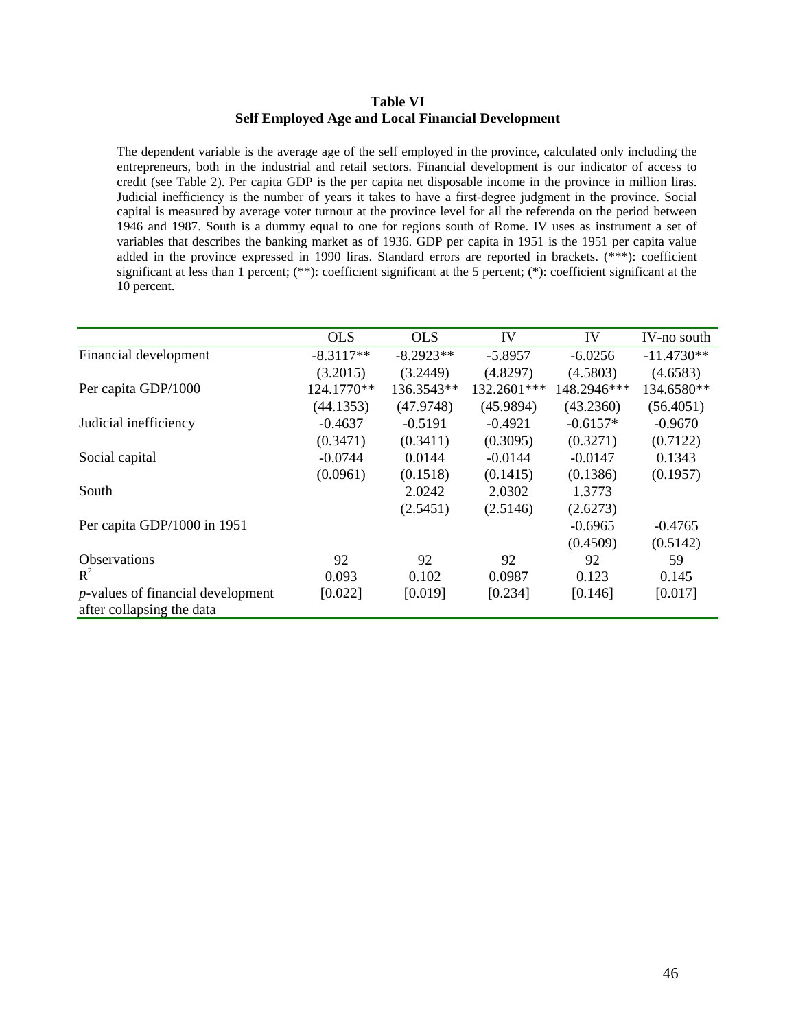**Table VI**
**Self Employed Age and Local Financial Development**

The dependent variable is the average age of the self employed in the province, calculated only including the entrepreneurs, both in the industrial and retail sectors. Financial development is our indicator of access to credit (see Table 2). Per capita GDP is the per capita net disposable income in the province in million liras. Judicial inefficiency is the number of years it takes to have a first-degree judgment in the province. Social capital is measured by average voter turnout at the province level for all the referenda on the period between 1946 and 1987. South is a dummy equal to one for regions south of Rome. IV uses as instrument a set of variables that describes the banking market as of 1936. GDP per capita in 1951 is the 1951 per capita value added in the province expressed in 1990 liras. Standard errors are reported in brackets. (***): coefficient significant at less than 1 percent; (**): coefficient significant at the 5 percent; (*): coefficient significant at the 10 percent.

| | OLS | OLS | IV | IV | IV-no south |
|---|---|---|---|---|---|
| Financial development | -8.3117** | -8.2923** | -5.8957 | -6.0256 | -11.4730** |
| | (3.2015) | (3.2449) | (4.8297) | (4.5803) | (4.6583) |
| Per capita GDP/1000 | 124.1770** | 136.3543** | 132.2601*** | 148.2946*** | 134.6580** |
| | (44.1353) | (47.9748) | (45.9894) | (43.2360) | (56.4051) |
| Judicial inefficiency | -0.4637 | -0.5191 | -0.4921 | -0.6157* | -0.9670 |
| | (0.3471) | (0.3411) | (0.3095) | (0.3271) | (0.7122) |
| Social capital | -0.0744 | 0.0144 | -0.0144 | -0.0147 | 0.1343 |
| | (0.0961) | (0.1518) | (0.1415) | (0.1386) | (0.1957) |
| South | | 2.0242 | 2.0302 | 1.3773 | |
| | | (2.5451) | (2.5146) | (2.6273) | |
| Per capita GDP/1000 in 1951 | | | | -0.6965 | -0.4765 |
| | | | | (0.4509) | (0.5142) |
| Observations | 92 | 92 | 92 | 92 | 59 |
| $R^2$ | 0.093 | 0.102 | 0.0987 | 0.123 | 0.145 |
| *p*-values of financial development after collapsing the data | [0.022] | [0.019] | [0.234] | [0.146] | [0.017] |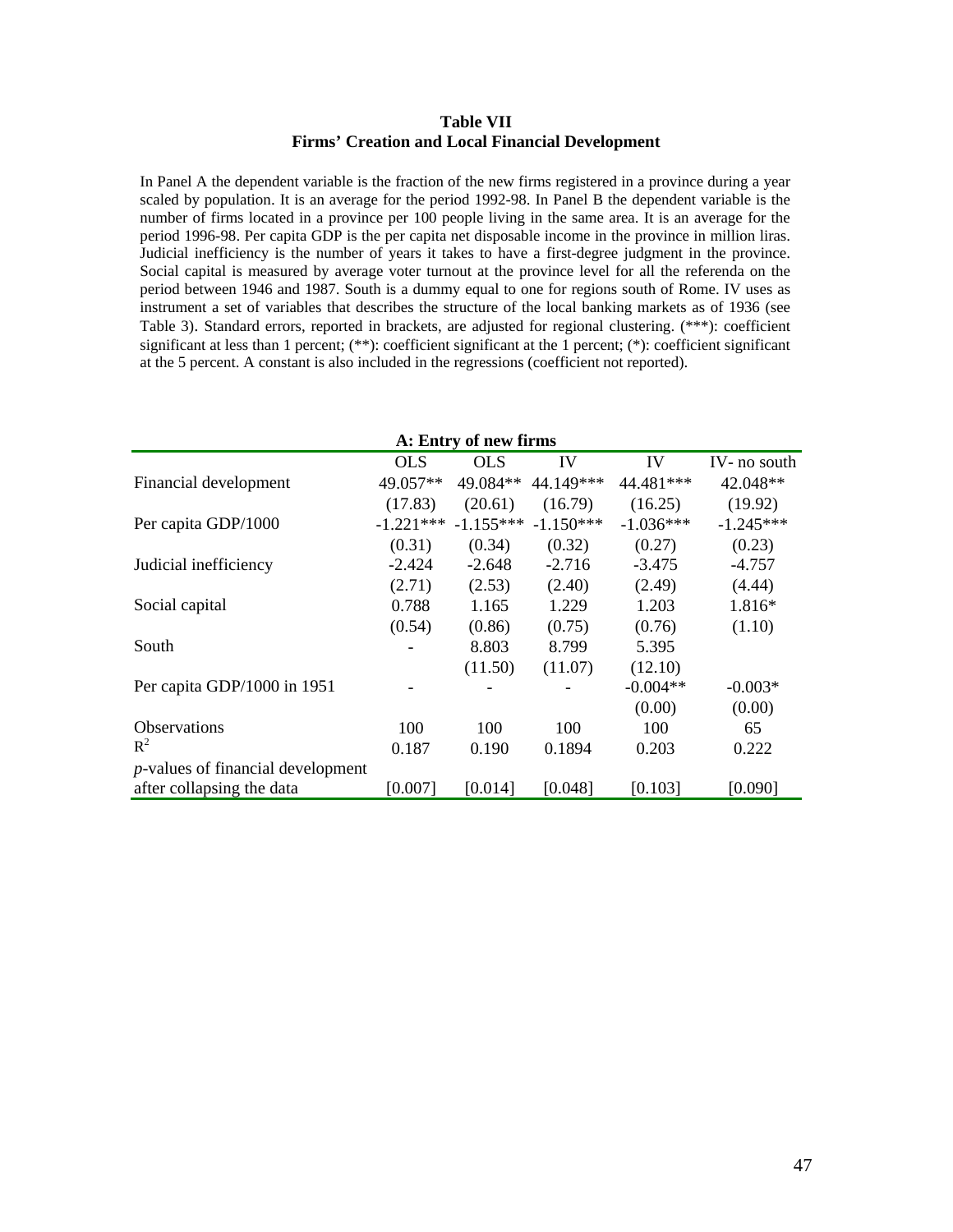**Table VII**
**Firms' Creation and Local Financial Development**

In Panel A the dependent variable is the fraction of the new firms registered in a province during a year scaled by population. It is an average for the period 1992-98. In Panel B the dependent variable is the number of firms located in a province per 100 people living in the same area. It is an average for the period 1996-98. Per capita GDP is the per capita net disposable income in the province in million liras. Judicial inefficiency is the number of years it takes to have a first-degree judgment in the province. Social capital is measured by average voter turnout at the province level for all the referenda on the period between 1946 and 1987. South is a dummy equal to one for regions south of Rome. IV uses as instrument a set of variables that describes the structure of the local banking markets as of 1936 (see Table 3). Standard errors, reported in brackets, are adjusted for regional clustering. (***): coefficient significant at less than 1 percent; (**): coefficient significant at the 1 percent; (*): coefficient significant at the 5 percent. A constant is also included in the regressions (coefficient not reported).

| **A: Entry of new firms** | | | | | |
|---|---|---|---|---|---|
| | OLS | OLS | IV | IV | IV- no south |
| Financial development | 49.057** | 49.084** | 44.149*** | 44.481*** | 42.048** |
| | (17.83) | (20.61) | (16.79) | (16.25) | (19.92) |
| Per capita GDP/1000 | -1.221*** | -1.155*** | -1.150*** | -1.036*** | -1.245*** |
| | (0.31) | (0.34) | (0.32) | (0.27) | (0.23) |
| Judicial inefficiency | -2.424 | -2.648 | -2.716 | -3.475 | -4.757 |
| | (2.71) | (2.53) | (2.40) | (2.49) | (4.44) |
| Social capital | 0.788 | 1.165 | 1.229 | 1.203 | 1.816* |
| | (0.54) | (0.86) | (0.75) | (0.76) | (1.10) |
| South | - | 8.803 | 8.799 | 5.395 | |
| | | (11.50) | (11.07) | (12.10) | |
| Per capita GDP/1000 in 1951 | - | - | - | -0.004** | -0.003* |
| | | | | (0.00) | (0.00) |
| Observations | 100 | 100 | 100 | 100 | 65 |
| $R^2$ | 0.187 | 0.190 | 0.1894 | 0.203 | 0.222 |
| *p*-values of financial development after collapsing the data | [0.007] | [0.014] | [0.048] | [0.103] | [0.090] |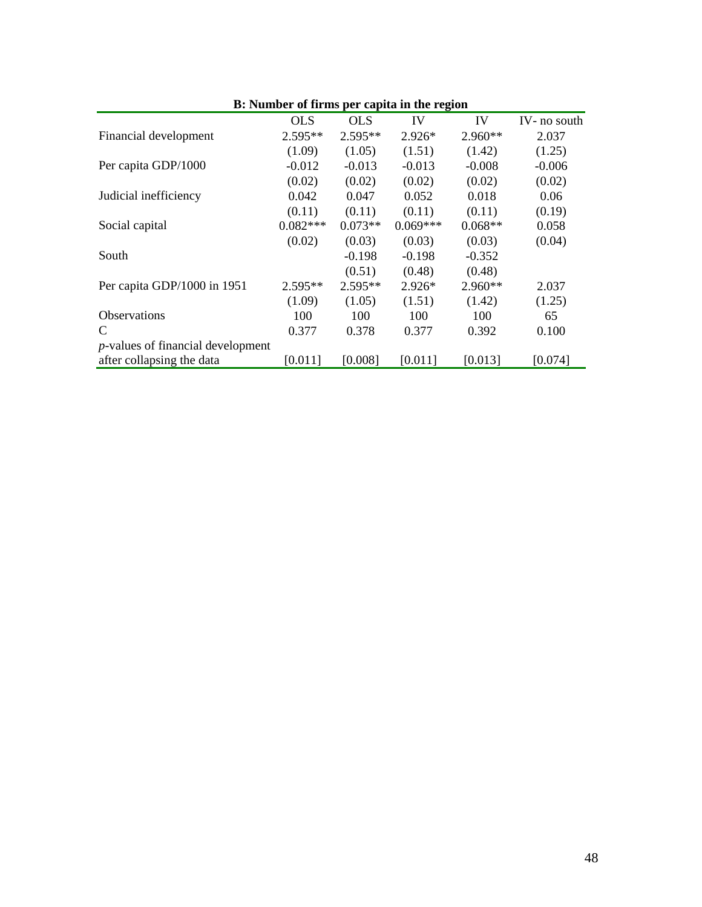**B: Number of firms per capita in the region**

| | OLS | OLS | IV | IV | IV- no south |
|---|---|---|---|---|---|
| Financial development | 2.595** | 2.595** | 2.926* | 2.960** | 2.037 |
| | (1.09) | (1.05) | (1.51) | (1.42) | (1.25) |
| Per capita GDP/1000 | -0.012 | -0.013 | -0.013 | -0.008 | -0.006 |
| | (0.02) | (0.02) | (0.02) | (0.02) | (0.02) |
| Judicial inefficiency | 0.042 | 0.047 | 0.052 | 0.018 | 0.06 |
| | (0.11) | (0.11) | (0.11) | (0.11) | (0.19) |
| Social capital | 0.082*** | 0.073** | 0.069*** | 0.068** | 0.058 |
| | (0.02) | (0.03) | (0.03) | (0.03) | (0.04) |
| South | | -0.198 | -0.198 | -0.352 | |
| | | (0.51) | (0.48) | (0.48) | |
| Per capita GDP/1000 in 1951 | 2.595** | 2.595** | 2.926* | 2.960** | 2.037 |
| | (1.09) | (1.05) | (1.51) | (1.42) | (1.25) |
| Observations | 100 | 100 | 100 | 100 | 65 |
| C | 0.377 | 0.378 | 0.377 | 0.392 | 0.100 |
| *p*-values of financial development after collapsing the data | [0.011] | [0.008] | [0.011] | [0.013] | [0.074] |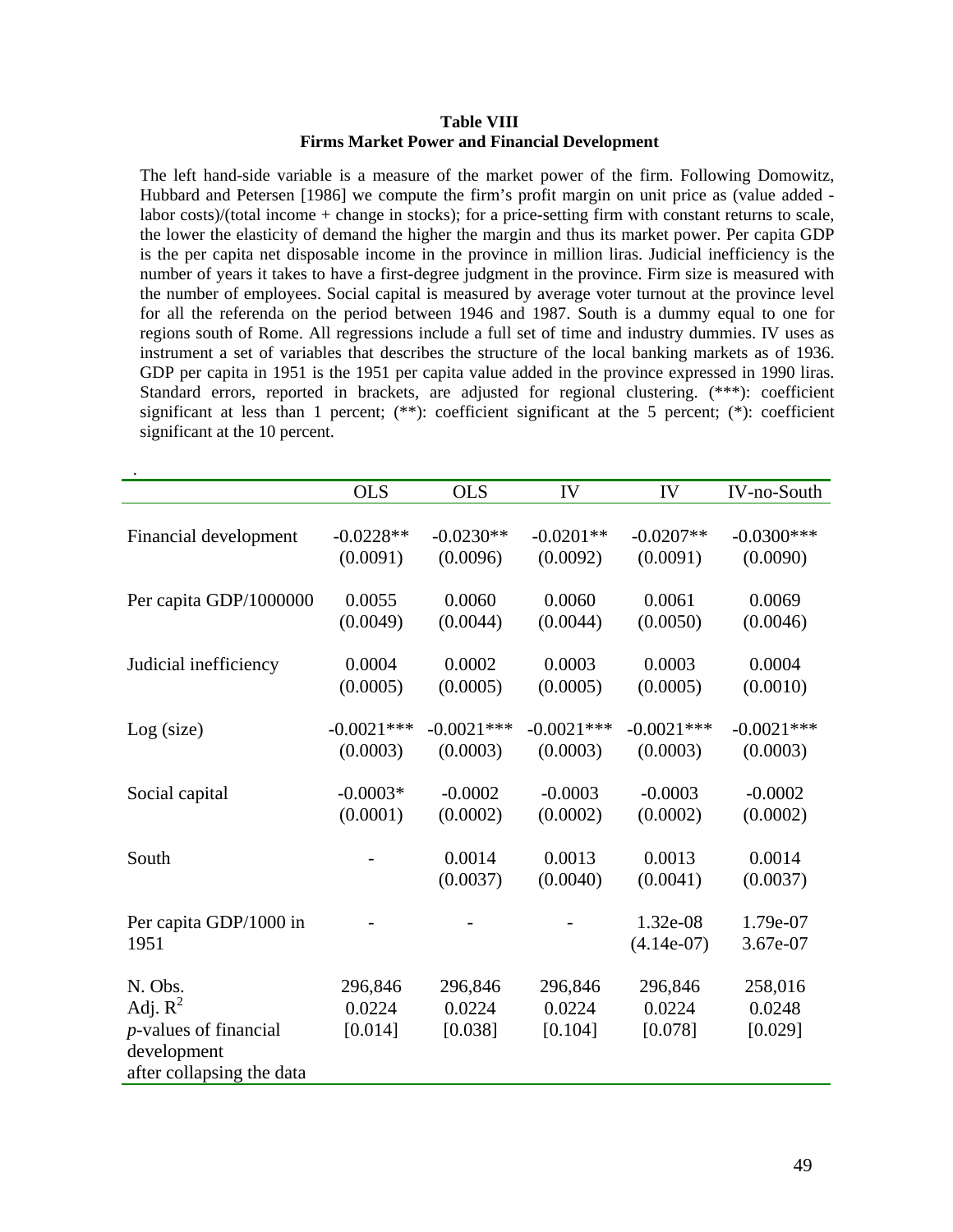**Table VIII**
**Firms Market Power and Financial Development**

The left hand-side variable is a measure of the market power of the firm. Following Domowitz, Hubbard and Petersen [1986] we compute the firm's profit margin on unit price as (value added - labor costs)/(total income + change in stocks); for a price-setting firm with constant returns to scale, the lower the elasticity of demand the higher the margin and thus its market power. Per capita GDP is the per capita net disposable income in the province in million liras. Judicial inefficiency is the number of years it takes to have a first-degree judgment in the province. Firm size is measured with the number of employees. Social capital is measured by average voter turnout at the province level for all the referenda on the period between 1946 and 1987. South is a dummy equal to one for regions south of Rome. All regressions include a full set of time and industry dummies. IV uses as instrument a set of variables that describes the structure of the local banking markets as of 1936. GDP per capita in 1951 is the 1951 per capita value added in the province expressed in 1990 liras. Standard errors, reported in brackets, are adjusted for regional clustering. (***): coefficient significant at less than 1 percent; (**): coefficient significant at the 5 percent; (*): coefficient significant at the 10 percent.

| | OLS | OLS | IV | IV | IV-no-South |
|---|---|---|---|---|---|
| Financial development | -0.0228** | -0.0230** | -0.0201** | -0.0207** | -0.0300*** |
| | (0.0091) | (0.0096) | (0.0092) | (0.0091) | (0.0090) |
| Per capita GDP/1000000 | 0.0055 | 0.0060 | 0.0060 | 0.0061 | 0.0069 |
| | (0.0049) | (0.0044) | (0.0044) | (0.0050) | (0.0046) |
| Judicial inefficiency | 0.0004 | 0.0002 | 0.0003 | 0.0003 | 0.0004 |
| | (0.0005) | (0.0005) | (0.0005) | (0.0005) | (0.0010) |
| Log (size) | -0.0021*** | -0.0021*** | -0.0021*** | -0.0021*** | -0.0021*** |
| | (0.0003) | (0.0003) | (0.0003) | (0.0003) | (0.0003) |
| Social capital | -0.0003* | -0.0002 | -0.0003 | -0.0003 | -0.0002 |
| | (0.0001) | (0.0002) | (0.0002) | (0.0002) | (0.0002) |
| South | - | 0.0014 | 0.0013 | 0.0013 | 0.0014 |
| | | (0.0037) | (0.0040) | (0.0041) | (0.0037) |
| Per capita GDP/1000 in 1951 | - | - | - | 1.32e-08 | 1.79e-07 |
| | | | | (4.14e-07) | 3.67e-07 |
| N. Obs. | 296,846 | 296,846 | 296,846 | 296,846 | 258,016 |
| Adj. $R^2$ | 0.0224 | 0.0224 | 0.0224 | 0.0224 | 0.0248 |
| *p*-values of financial development after collapsing the data | [0.014] | [0.038] | [0.104] | [0.078] | [0.029] |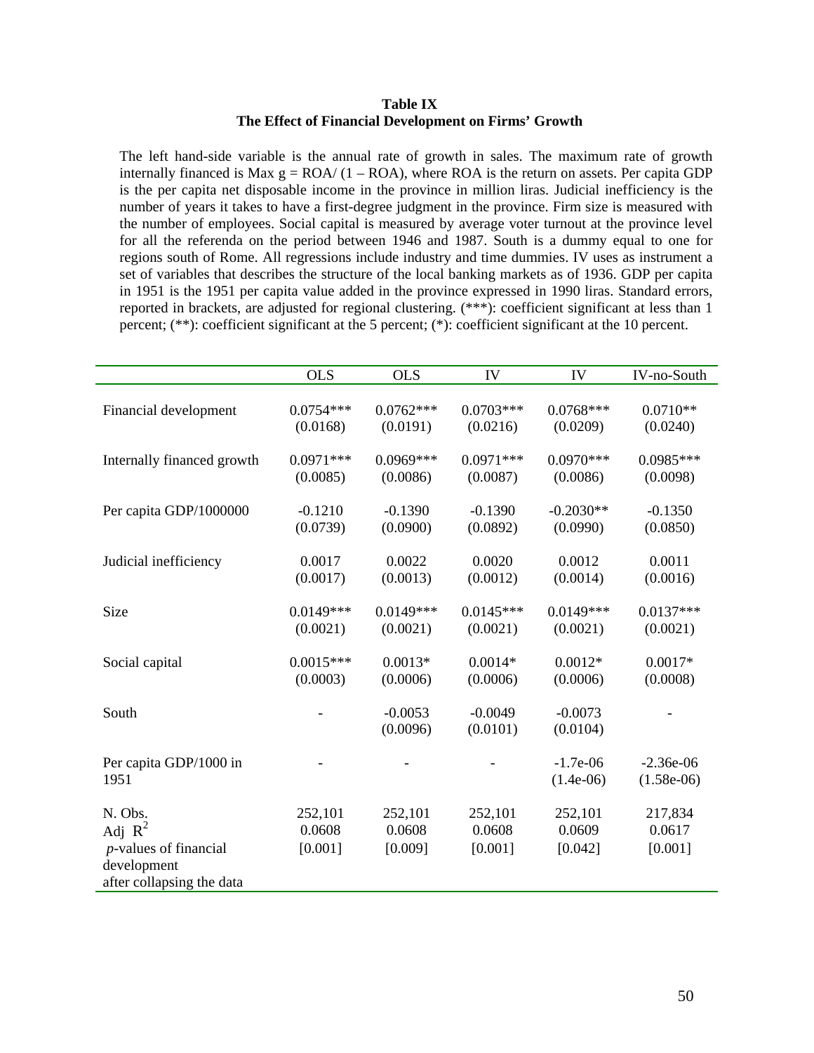**Table IX**
**The Effect of Financial Development on Firms' Growth**

The left hand-side variable is the annual rate of growth in sales. The maximum rate of growth internally financed is Max g = ROA/ (1 – ROA), where ROA is the return on assets. Per capita GDP is the per capita net disposable income in the province in million liras. Judicial inefficiency is the number of years it takes to have a first-degree judgment in the province. Firm size is measured with the number of employees. Social capital is measured by average voter turnout at the province level for all the referenda on the period between 1946 and 1987. South is a dummy equal to one for regions south of Rome. All regressions include industry and time dummies. IV uses as instrument a set of variables that describes the structure of the local banking markets as of 1936. GDP per capita in 1951 is the 1951 per capita value added in the province expressed in 1990 liras. Standard errors, reported in brackets, are adjusted for regional clustering. (***): coefficient significant at less than 1 percent; (**): coefficient significant at the 5 percent; (*): coefficient significant at the 10 percent.

| | OLS | OLS | IV | IV | IV-no-South |
|---|---|---|---|---|---|
| Financial development | 0.0754*** | 0.0762*** | 0.0703*** | 0.0768*** | 0.0710** |
| | (0.0168) | (0.0191) | (0.0216) | (0.0209) | (0.0240) |
| Internally financed growth | 0.0971*** | 0.0969*** | 0.0971*** | 0.0970*** | 0.0985*** |
| | (0.0085) | (0.0086) | (0.0087) | (0.0086) | (0.0098) |
| Per capita GDP/1000000 | -0.1210 | -0.1390 | -0.1390 | -0.2030** | -0.1350 |
| | (0.0739) | (0.0900) | (0.0892) | (0.0990) | (0.0850) |
| Judicial inefficiency | 0.0017 | 0.0022 | 0.0020 | 0.0012 | 0.0011 |
| | (0.0017) | (0.0013) | (0.0012) | (0.0014) | (0.0016) |
| Size | 0.0149*** | 0.0149*** | 0.0145*** | 0.0149*** | 0.0137*** |
| | (0.0021) | (0.0021) | (0.0021) | (0.0021) | (0.0021) |
| Social capital | 0.0015*** | 0.0013* | 0.0014* | 0.0012* | 0.0017* |
| | (0.0003) | (0.0006) | (0.0006) | (0.0006) | (0.0008) |
| South | - | -0.0053 | -0.0049 | -0.0073 | - |
| | | (0.0096) | (0.0101) | (0.0104) | |
| Per capita GDP/1000 in 1951 | - | - | - | -1.7e-06 | -2.36e-06 |
| | | | | (1.4e-06) | (1.58e-06) |
| N. Obs. | 252,101 | 252,101 | 252,101 | 252,101 | 217,834 |
| Adj $R^2$ | 0.0608 | 0.0608 | 0.0608 | 0.0609 | 0.0617 |
| *p*-values of financial development after collapsing the data | [0.001] | [0.009] | [0.001] | [0.042] | [0.001] |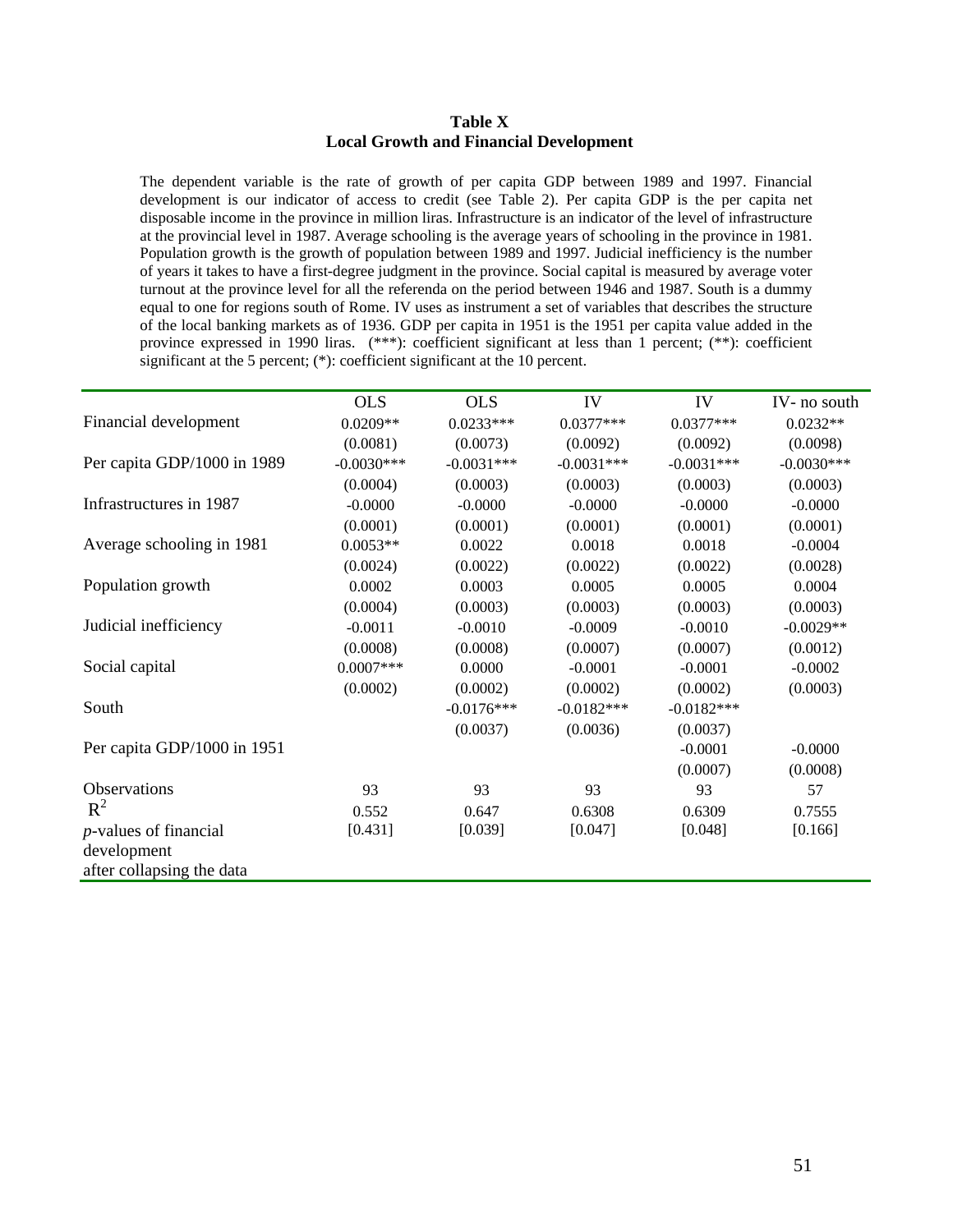**Table X**
**Local Growth and Financial Development**

The dependent variable is the rate of growth of per capita GDP between 1989 and 1997. Financial development is our indicator of access to credit (see Table 2). Per capita GDP is the per capita net disposable income in the province in million liras. Infrastructure is an indicator of the level of infrastructure at the provincial level in 1987. Average schooling is the average years of schooling in the province in 1981. Population growth is the growth of population between 1989 and 1997. Judicial inefficiency is the number of years it takes to have a first-degree judgment in the province. Social capital is measured by average voter turnout at the province level for all the referenda on the period between 1946 and 1987. South is a dummy equal to one for regions south of Rome. IV uses as instrument a set of variables that describes the structure of the local banking markets as of 1936. GDP per capita in 1951 is the 1951 per capita value added in the province expressed in 1990 liras. (***): coefficient significant at less than 1 percent; (**): coefficient significant at the 5 percent; (*): coefficient significant at the 10 percent.

| | OLS | OLS | IV | IV | IV- no south |
|---|---|---|---|---|---|
| Financial development | 0.0209** | 0.0233*** | 0.0377*** | 0.0377*** | 0.0232** |
| | (0.0081) | (0.0073) | (0.0092) | (0.0092) | (0.0098) |
| Per capita GDP/1000 in 1989 | -0.0030*** | -0.0031*** | -0.0031*** | -0.0031*** | -0.0030*** |
| | (0.0004) | (0.0003) | (0.0003) | (0.0003) | (0.0003) |
| Infrastructures in 1987 | -0.0000 | -0.0000 | -0.0000 | -0.0000 | -0.0000 |
| | (0.0001) | (0.0001) | (0.0001) | (0.0001) | (0.0001) |
| Average schooling in 1981 | 0.0053** | 0.0022 | 0.0018 | 0.0018 | -0.0004 |
| | (0.0024) | (0.0022) | (0.0022) | (0.0022) | (0.0028) |
| Population growth | 0.0002 | 0.0003 | 0.0005 | 0.0005 | 0.0004 |
| | (0.0004) | (0.0003) | (0.0003) | (0.0003) | (0.0003) |
| Judicial inefficiency | -0.0011 | -0.0010 | -0.0009 | -0.0010 | -0.0029** |
| | (0.0008) | (0.0008) | (0.0007) | (0.0007) | (0.0012) |
| Social capital | 0.0007*** | 0.0000 | -0.0001 | -0.0001 | -0.0002 |
| | (0.0002) | (0.0002) | (0.0002) | (0.0002) | (0.0003) |
| South | | -0.0176*** | -0.0182*** | -0.0182*** | |
| | | (0.0037) | (0.0036) | (0.0037) | |
| Per capita GDP/1000 in 1951 | | | | -0.0001 | -0.0000 |
| | | | | (0.0007) | (0.0008) |
| Observations | 93 | 93 | 93 | 93 | 57 |
| $R^2$ | 0.552 | 0.647 | 0.6308 | 0.6309 | 0.7555 |
| *p*-values of financial development after collapsing the data | [0.431] | [0.039] | [0.047] | [0.048] | [0.166] |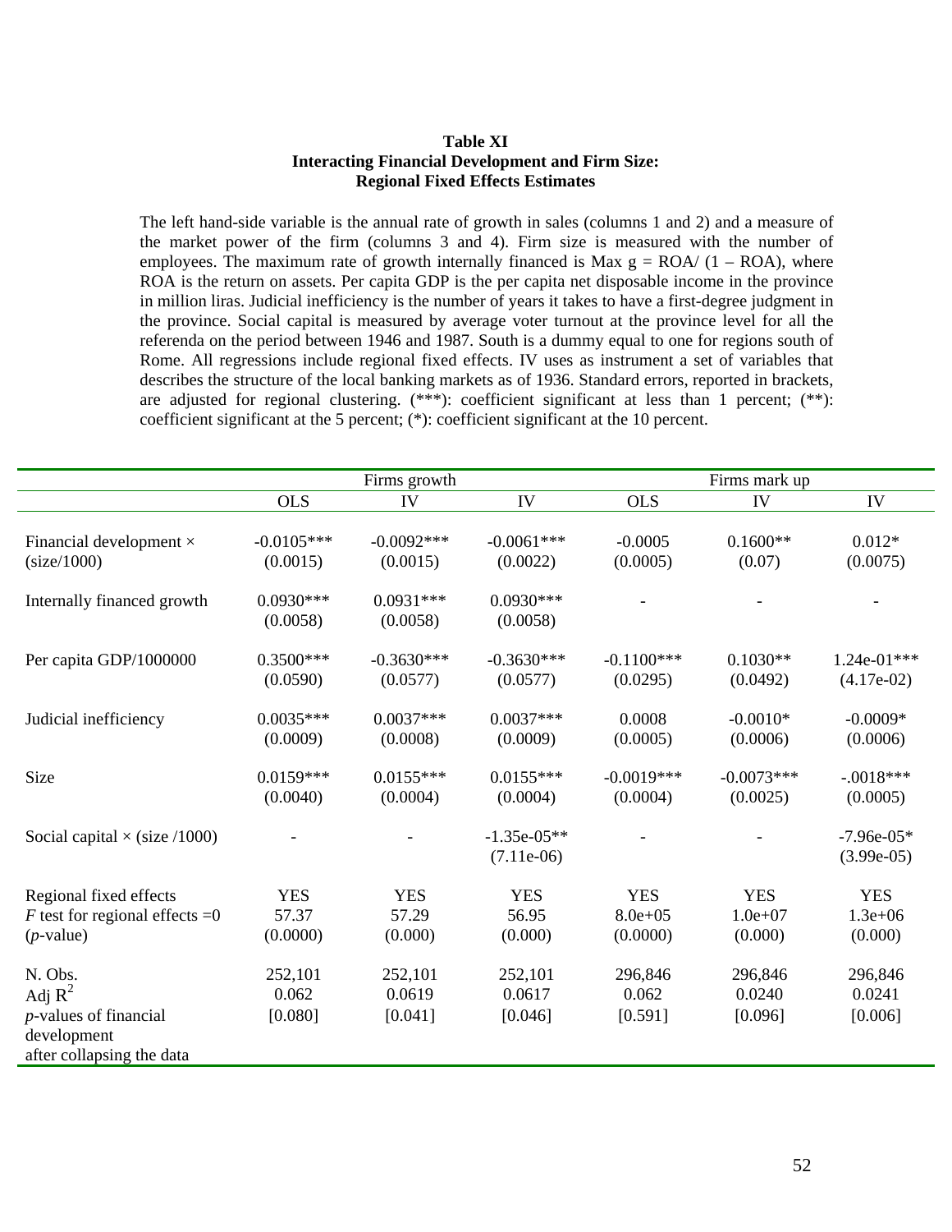**Table XI**
**Interacting Financial Development and Firm Size:**
**Regional Fixed Effects Estimates**

The left hand-side variable is the annual rate of growth in sales (columns 1 and 2) and a measure of the market power of the firm (columns 3 and 4). Firm size is measured with the number of employees. The maximum rate of growth internally financed is Max g = ROA/ (1 – ROA), where ROA is the return on assets. Per capita GDP is the per capita net disposable income in the province in million liras. Judicial inefficiency is the number of years it takes to have a first-degree judgment in the province. Social capital is measured by average voter turnout at the province level for all the referenda on the period between 1946 and 1987. South is a dummy equal to one for regions south of Rome. All regressions include regional fixed effects. IV uses as instrument a set of variables that describes the structure of the local banking markets as of 1936. Standard errors, reported in brackets, are adjusted for regional clustering. (***): coefficient significant at less than 1 percent; (**): coefficient significant at the 5 percent; (*): coefficient significant at the 10 percent.

| | Firms growth | | | Firms mark up | | |
|---|---|---|---|---|---|---|
| | OLS | IV | IV | OLS | IV | IV |
| Financial development × (size/1000) | -0.0105*** (0.0015) | -0.0092*** (0.0015) | -0.0061*** (0.0022) | -0.0005 (0.0005) | 0.1600** (0.07) | 0.012* (0.0075) |
| Internally financed growth | 0.0930*** (0.0058) | 0.0931*** (0.0058) | 0.0930*** (0.0058) | - | - | - |
| Per capita GDP/1000000 | 0.3500*** (0.0590) | -0.3630*** (0.0577) | -0.3630*** (0.0577) | -0.1100*** (0.0295) | 0.1030** (0.0492) | 1.24e-01*** (4.17e-02) |
| Judicial inefficiency | 0.0035*** (0.0009) | 0.0037*** (0.0008) | 0.0037*** (0.0009) | 0.0008 (0.0005) | -0.0010* (0.0006) | -0.0009* (0.0006) |
| Size | 0.0159*** (0.0040) | 0.0155*** (0.0004) | 0.0155*** (0.0004) | -0.0019*** (0.0004) | -0.0073*** (0.0025) | -.0018*** (0.0005) |
| Social capital × (size /1000) | - | - | -1.35e-05** (7.11e-06) | - | - | -7.96e-05* (3.99e-05) |
| Regional fixed effects | YES | YES | YES | YES | YES | YES |
| *F* test for regional effects =0 | 57.37 | 57.29 | 56.95 | 8.0e+05 | 1.0e+07 | 1.3e+06 |
| (*p*-value) | (0.0000) | (0.000) | (0.000) | (0.0000) | (0.000) | (0.000) |
| N. Obs. | 252,101 | 252,101 | 252,101 | 296,846 | 296,846 | 296,846 |
| Adj $R^2$ | 0.062 | 0.0619 | 0.0617 | 0.062 | 0.0240 | 0.0241 |
| *p*-values of financial development after collapsing the data | [0.080] | [0.041] | [0.046] | [0.591] | [0.096] | [0.006] |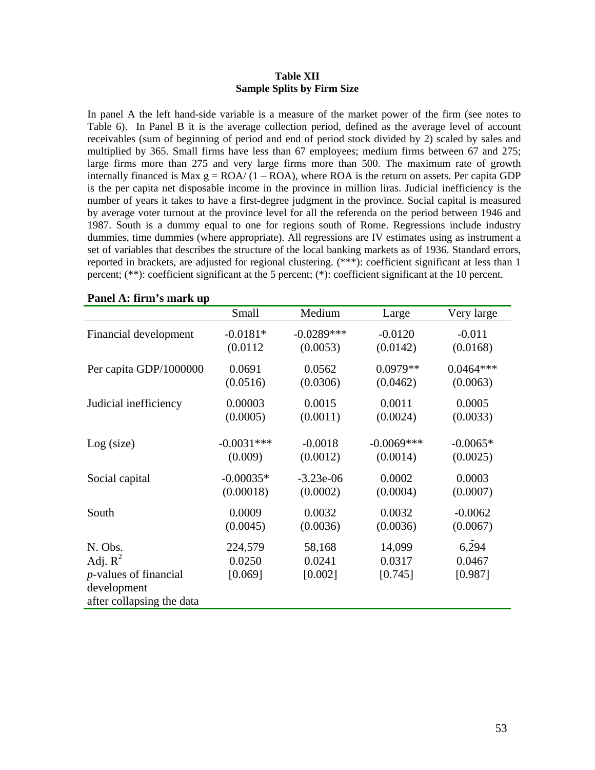**Table XII**
**Sample Splits by Firm Size**

In panel A the left hand-side variable is a measure of the market power of the firm (see notes to Table 6). In Panel B it is the average collection period, defined as the average level of account receivables (sum of beginning of period and end of period stock divided by 2) scaled by sales and multiplied by 365. Small firms have less than 67 employees; medium firms between 67 and 275; large firms more than 275 and very large firms more than 500. The maximum rate of growth internally financed is Max g = ROA/ (1 – ROA), where ROA is the return on assets. Per capita GDP is the per capita net disposable income in the province in million liras. Judicial inefficiency is the number of years it takes to have a first-degree judgment in the province. Social capital is measured by average voter turnout at the province level for all the referenda on the period between 1946 and 1987. South is a dummy equal to one for regions south of Rome. Regressions include industry dummies, time dummies (where appropriate). All regressions are IV estimates using as instrument a set of variables that describes the structure of the local banking markets as of 1936. Standard errors, reported in brackets, are adjusted for regional clustering. (***): coefficient significant at less than 1 percent; (**): coefficient significant at the 5 percent; (*): coefficient significant at the 10 percent.

**Panel A: firm's mark up**

| | Small | Medium | Large | Very large |
|---|---|---|---|---|
| Financial development | -0.0181* | -0.0289*** | -0.0120 | -0.011 |
| | (0.0112 | (0.0053) | (0.0142) | (0.0168) |
| Per capita GDP/1000000 | 0.0691 | 0.0562 | 0.0979** | 0.0464*** |
| | (0.0516) | (0.0306) | (0.0462) | (0.0063) |
| Judicial inefficiency | 0.00003 | 0.0015 | 0.0011 | 0.0005 |
| | (0.0005) | (0.0011) | (0.0024) | (0.0033) |
| Log (size) | -0.0031*** | -0.0018 | -0.0069*** | -0.0065* |
| | (0.009) | (0.0012) | (0.0014) | (0.0025) |
| Social capital | -0.00035* | -3.23e-06 | 0.0002 | 0.0003 |
| | (0.00018) | (0.0002) | (0.0004) | (0.0007) |
| South | 0.0009 | 0.0032 | 0.0032 | -0.0062 |
| | (0.0045) | (0.0036) | (0.0036) | (0.0067) |
| N. Obs. | 224,579 | 58,168 | 14,099 | 6,294 |
| Adj. $R^2$ | 0.0250 | 0.0241 | 0.0317 | 0.0467 |
| *p*-values of financial development after collapsing the data | [0.069] | [0.002] | [0.745] | [0.987] |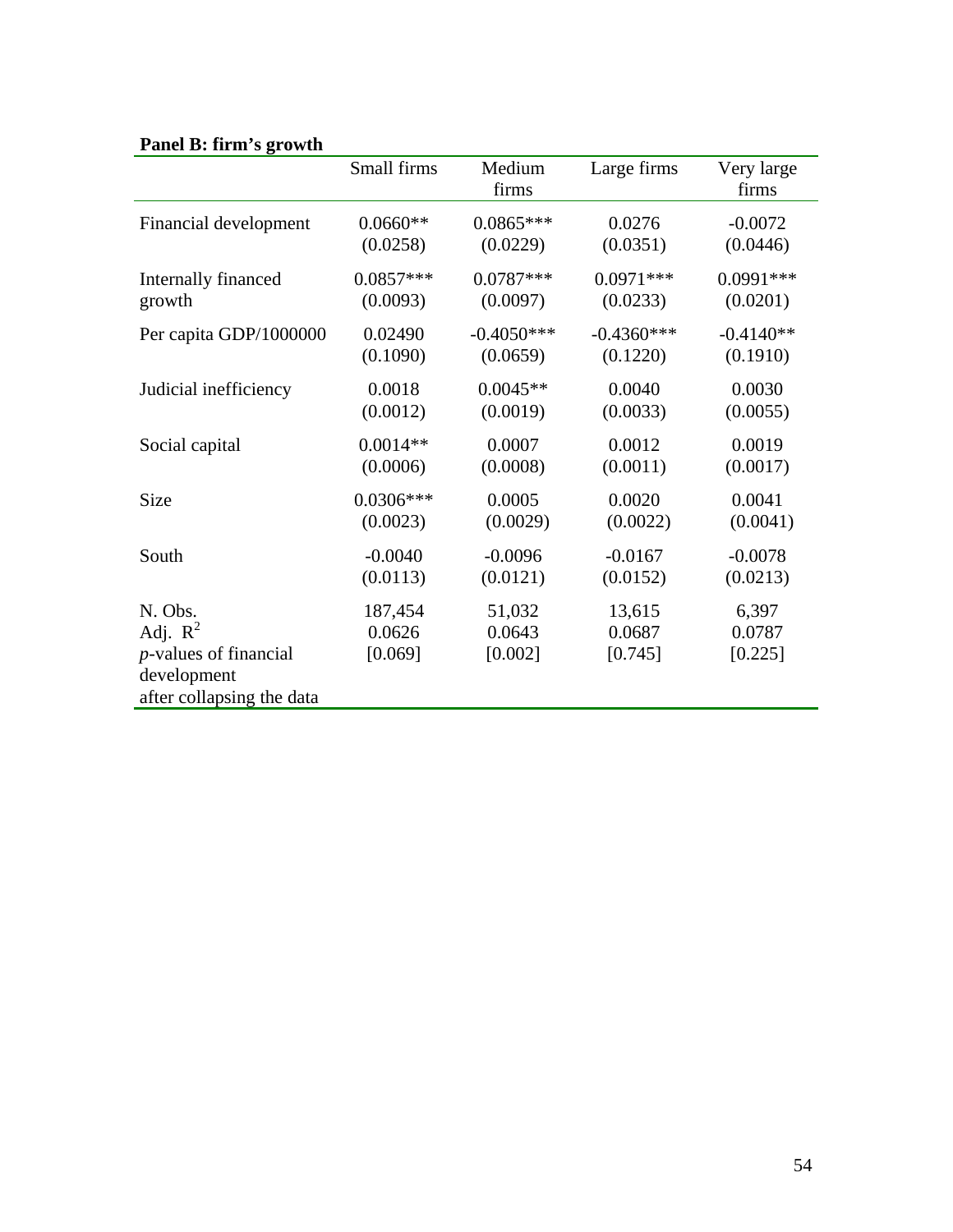**Panel B: firm's growth**

| | Small firms | Medium firms | Large firms | Very large firms |
|---|---|---|---|---|
| Financial development | 0.0660** | 0.0865*** | 0.0276 | -0.0072 |
| | (0.0258) | (0.0229) | (0.0351) | (0.0446) |
| Internally financed growth | 0.0857*** | 0.0787*** | 0.0971*** | 0.0991*** |
| | (0.0093) | (0.0097) | (0.0233) | (0.0201) |
| Per capita GDP/1000000 | 0.02490 | -0.4050*** | -0.4360*** | -0.4140** |
| | (0.1090) | (0.0659) | (0.1220) | (0.1910) |
| Judicial inefficiency | 0.0018 | 0.0045** | 0.0040 | 0.0030 |
| | (0.0012) | (0.0019) | (0.0033) | (0.0055) |
| Social capital | 0.0014** | 0.0007 | 0.0012 | 0.0019 |
| | (0.0006) | (0.0008) | (0.0011) | (0.0017) |
| Size | 0.0306*** | 0.0005 | 0.0020 | 0.0041 |
| | (0.0023) | (0.0029) | (0.0022) | (0.0041) |
| South | -0.0040 | -0.0096 | -0.0167 | -0.0078 |
| | (0.0113) | (0.0121) | (0.0152) | (0.0213) |
| N. Obs. | 187,454 | 51,032 | 13,615 | 6,397 |
| Adj. $R^2$ | 0.0626 | 0.0643 | 0.0687 | 0.0787 |
| *p*-values of financial development after collapsing the data | [0.069] | [0.002] | [0.745] | [0.225] |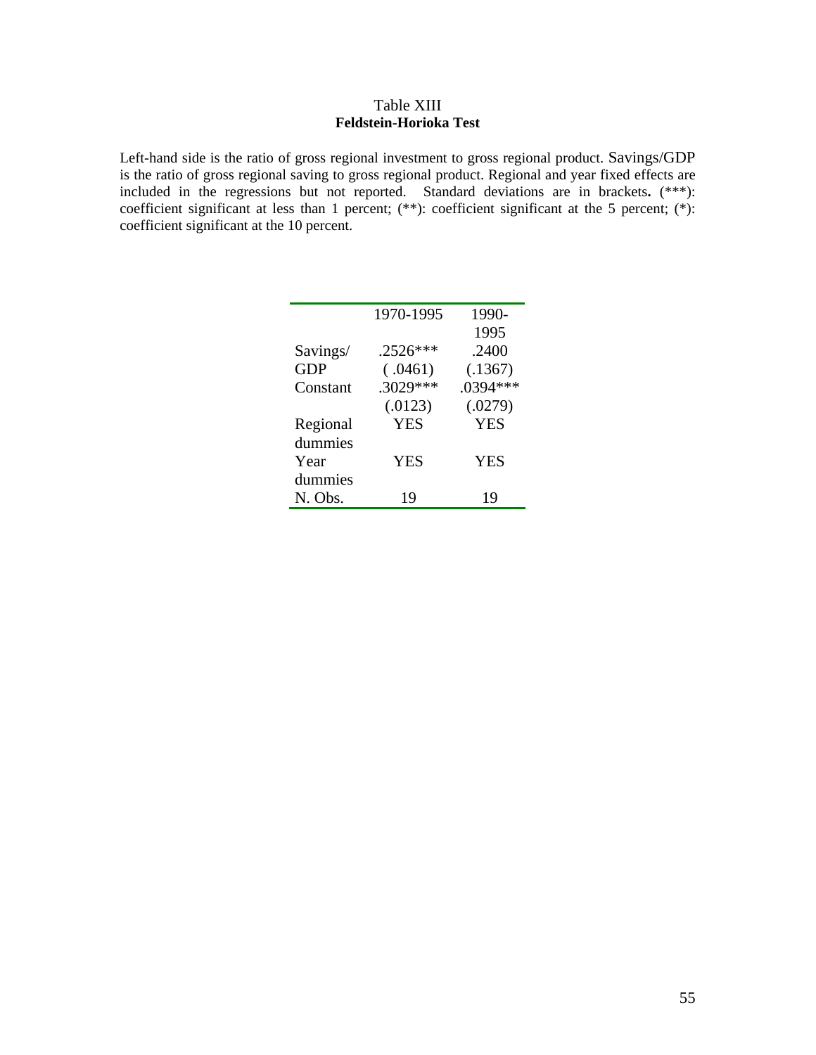Table XIII
**Feldstein-Horioka Test**

Left-hand side is the ratio of gross regional investment to gross regional product. Savings/GDP is the ratio of gross regional saving to gross regional product. Regional and year fixed effects are included in the regressions but not reported. Standard deviations are in brackets**.** (***): coefficient significant at less than 1 percent; (**): coefficient significant at the 5 percent; (*): coefficient significant at the 10 percent.

| | 1970-1995 | 1990-1995 |
|---|---|---|
| Savings/GDP | .2526*** | .2400 |
| | ( .0461) | (.1367) |
| Constant | .3029*** | .0394*** |
| | (.0123) | (.0279) |
| Regional dummies | YES | YES |
| Year dummies | YES | YES |
| N. Obs. | 19 | 19 |